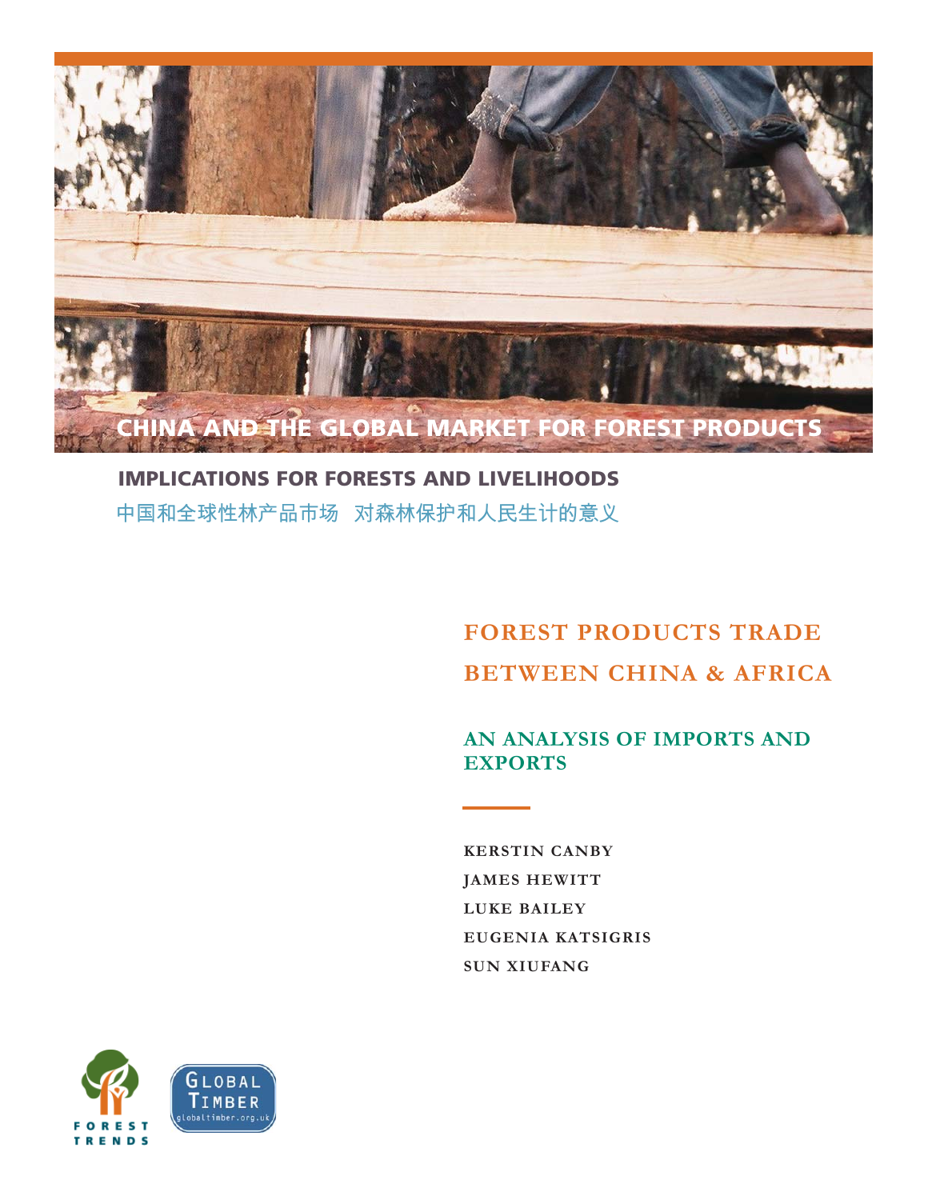# CHINA AND THE GLOBAL MARKET FOR FOREST PRODUCTS

## IMPLICATIONS FOR FORESTS AND LIVELIHOODS

中国和全球性林产品市场　对森林保护和人民生计的意义

# FOREST PRODUCTS TRADE BETWEEN CHINA & AFRICA

## AN ANALYSIS OF IMPORTS AND EXPORTS

KERSTIN CANBY
JAMES HEWITT
LUKE BAILEY
EUGENIA KATSIGRIS
SUN XIUFANG

FOREST TRENDS

GLOBAL TIMBER
globaltimber.org.uk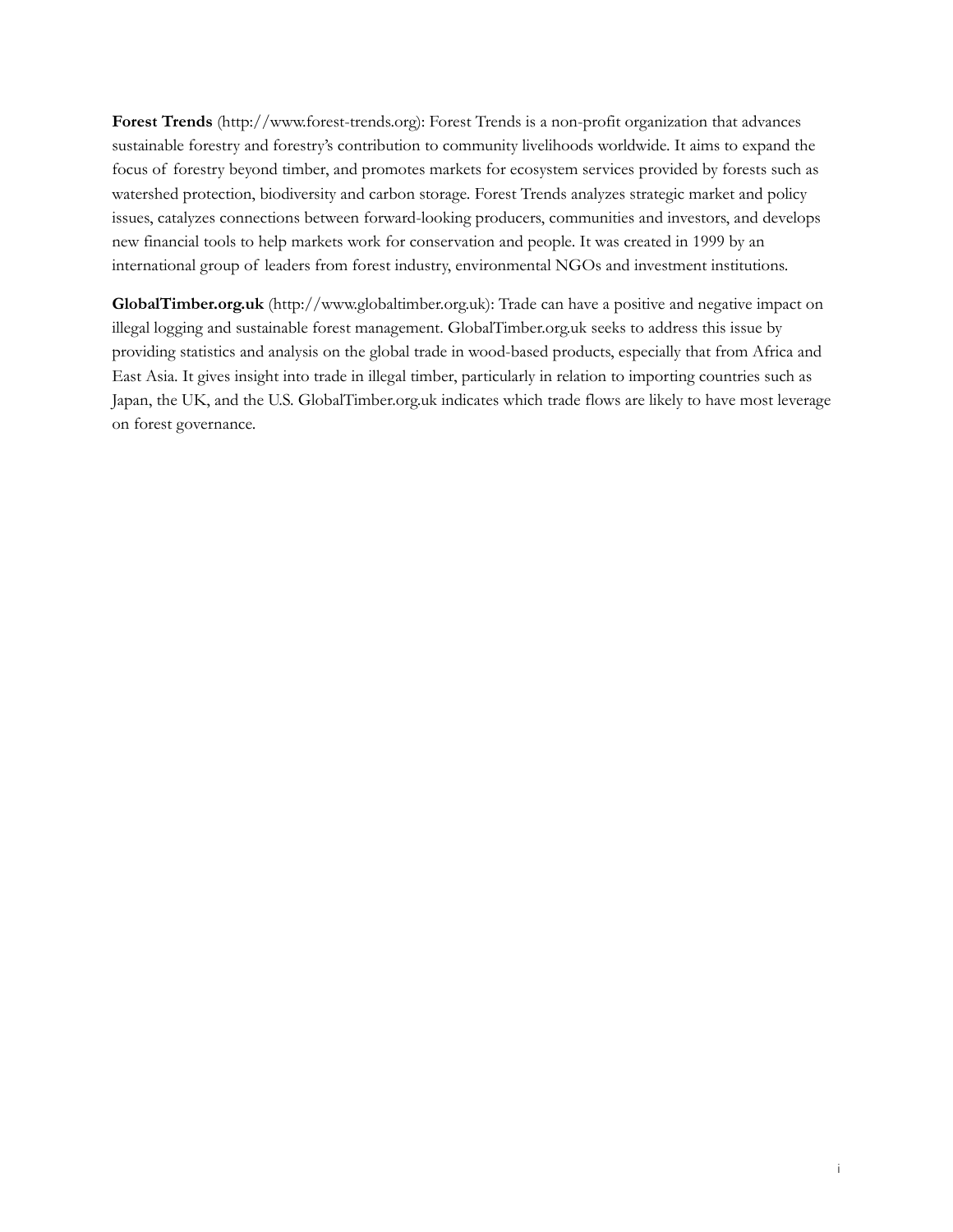**Forest Trends** (http://www.forest-trends.org): Forest Trends is a non-profit organization that advances sustainable forestry and forestry's contribution to community livelihoods worldwide. It aims to expand the focus of forestry beyond timber, and promotes markets for ecosystem services provided by forests such as watershed protection, biodiversity and carbon storage. Forest Trends analyzes strategic market and policy issues, catalyzes connections between forward-looking producers, communities and investors, and develops new financial tools to help markets work for conservation and people. It was created in 1999 by an international group of leaders from forest industry, environmental NGOs and investment institutions.

**GlobalTimber.org.uk** (http://www.globaltimber.org.uk): Trade can have a positive and negative impact on illegal logging and sustainable forest management. GlobalTimber.org.uk seeks to address this issue by providing statistics and analysis on the global trade in wood-based products, especially that from Africa and East Asia. It gives insight into trade in illegal timber, particularly in relation to importing countries such as Japan, the UK, and the U.S. GlobalTimber.org.uk indicates which trade flows are likely to have most leverage on forest governance.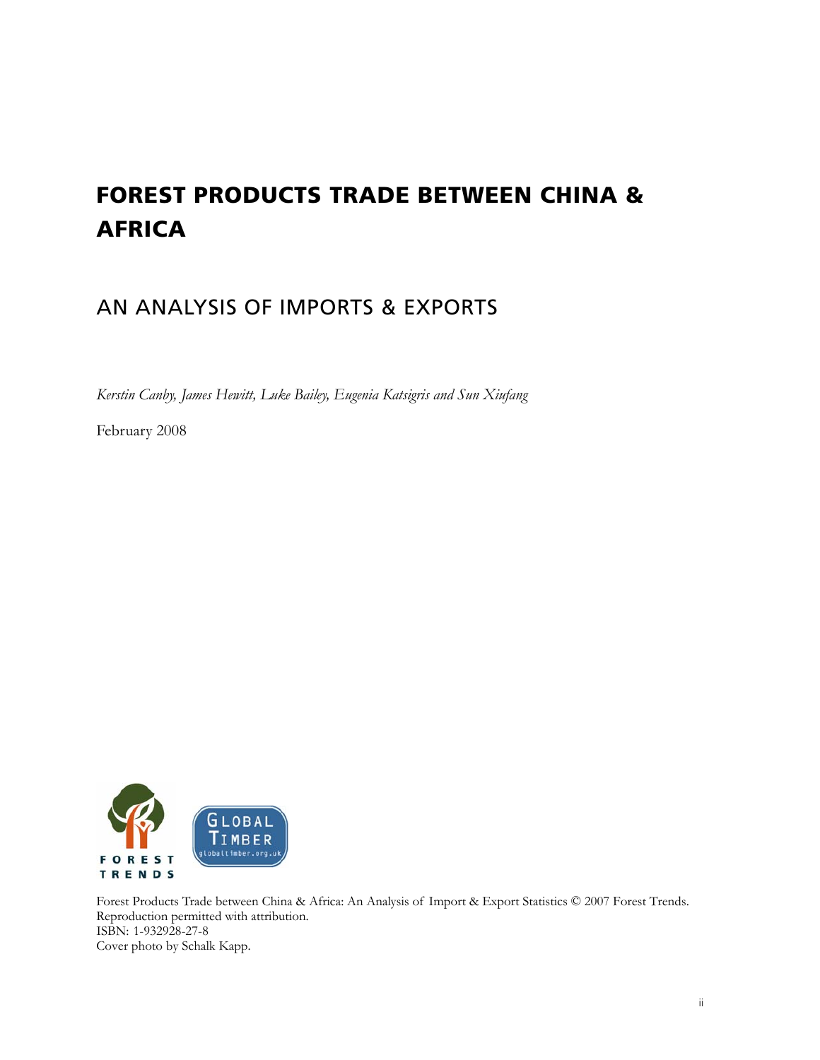# FOREST PRODUCTS TRADE BETWEEN CHINA & AFRICA

## AN ANALYSIS OF IMPORTS & EXPORTS

*Kerstin Canby, James Hewitt, Luke Bailey, Eugenia Katsigris and Sun Xiufang*

February 2008

FOREST TRENDS

GLOBAL TIMBER globaltimber.org.uk

Forest Products Trade between China & Africa: An Analysis of Import & Export Statistics © 2007 Forest Trends.
Reproduction permitted with attribution.
ISBN: 1-932928-27-8
Cover photo by Schalk Kapp.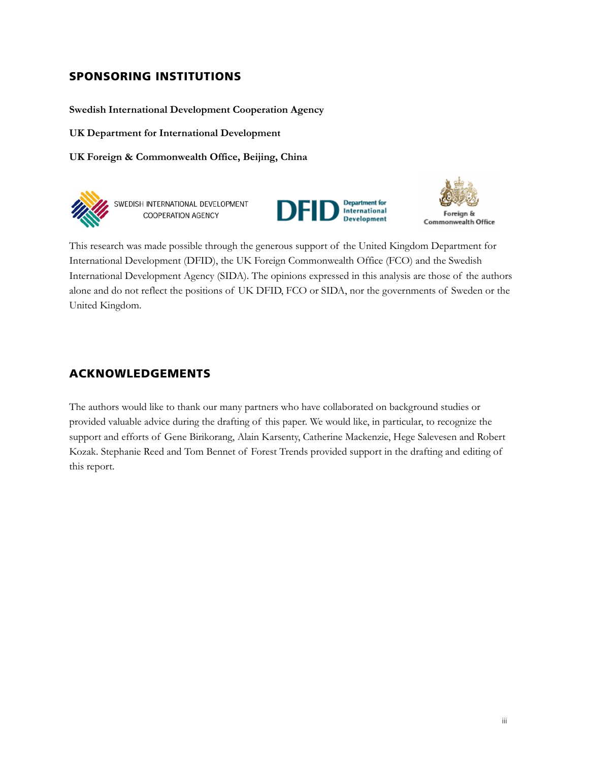## SPONSORING INSTITUTIONS

**Swedish International Development Cooperation Agency**

**UK Department for International Development**

**UK Foreign & Commonwealth Office, Beijing, China**

This research was made possible through the generous support of the United Kingdom Department for International Development (DFID), the UK Foreign Commonwealth Office (FCO) and the Swedish International Development Agency (SIDA). The opinions expressed in this analysis are those of the authors alone and do not reflect the positions of UK DFID, FCO or SIDA, nor the governments of Sweden or the United Kingdom.

## ACKNOWLEDGEMENTS

The authors would like to thank our many partners who have collaborated on background studies or provided valuable advice during the drafting of this paper. We would like, in particular, to recognize the support and efforts of Gene Birikorang, Alain Karsenty, Catherine Mackenzie, Hege Salevesen and Robert Kozak. Stephanie Reed and Tom Bennet of Forest Trends provided support in the drafting and editing of this report.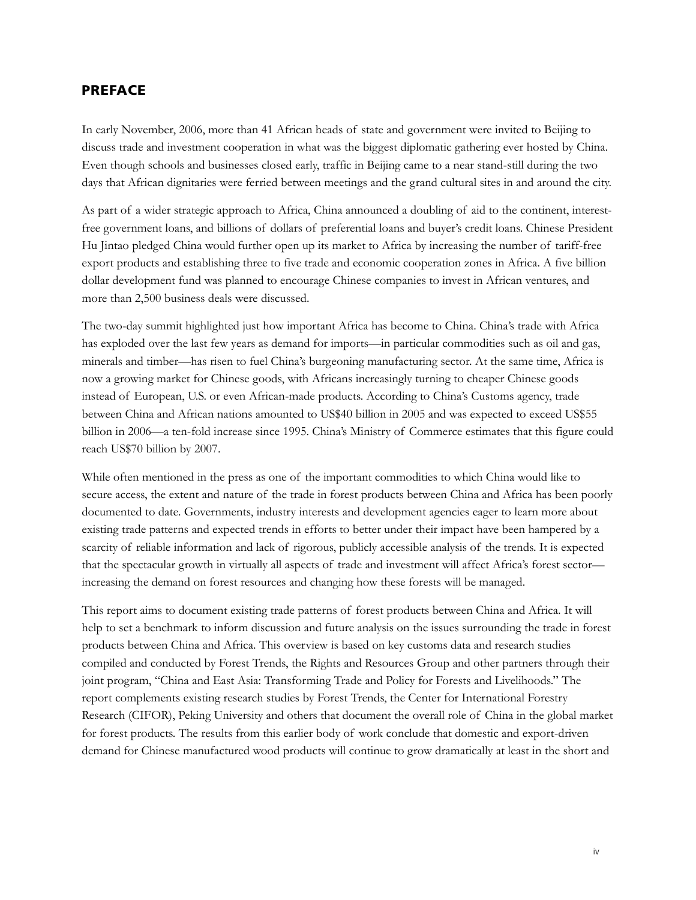## PREFACE

In early November, 2006, more than 41 African heads of state and government were invited to Beijing to discuss trade and investment cooperation in what was the biggest diplomatic gathering ever hosted by China. Even though schools and businesses closed early, traffic in Beijing came to a near stand-still during the two days that African dignitaries were ferried between meetings and the grand cultural sites in and around the city.

As part of a wider strategic approach to Africa, China announced a doubling of aid to the continent, interest-free government loans, and billions of dollars of preferential loans and buyer's credit loans. Chinese President Hu Jintao pledged China would further open up its market to Africa by increasing the number of tariff-free export products and establishing three to five trade and economic cooperation zones in Africa. A five billion dollar development fund was planned to encourage Chinese companies to invest in African ventures, and more than 2,500 business deals were discussed.

The two-day summit highlighted just how important Africa has become to China. China's trade with Africa has exploded over the last few years as demand for imports—in particular commodities such as oil and gas, minerals and timber—has risen to fuel China's burgeoning manufacturing sector. At the same time, Africa is now a growing market for Chinese goods, with Africans increasingly turning to cheaper Chinese goods instead of European, U.S. or even African-made products. According to China's Customs agency, trade between China and African nations amounted to US$40 billion in 2005 and was expected to exceed US$55 billion in 2006—a ten-fold increase since 1995. China's Ministry of Commerce estimates that this figure could reach US$70 billion by 2007.

While often mentioned in the press as one of the important commodities to which China would like to secure access, the extent and nature of the trade in forest products between China and Africa has been poorly documented to date. Governments, industry interests and development agencies eager to learn more about existing trade patterns and expected trends in efforts to better under their impact have been hampered by a scarcity of reliable information and lack of rigorous, publicly accessible analysis of the trends. It is expected that the spectacular growth in virtually all aspects of trade and investment will affect Africa's forest sector—increasing the demand on forest resources and changing how these forests will be managed.

This report aims to document existing trade patterns of forest products between China and Africa. It will help to set a benchmark to inform discussion and future analysis on the issues surrounding the trade in forest products between China and Africa. This overview is based on key customs data and research studies compiled and conducted by Forest Trends, the Rights and Resources Group and other partners through their joint program, "China and East Asia: Transforming Trade and Policy for Forests and Livelihoods." The report complements existing research studies by Forest Trends, the Center for International Forestry Research (CIFOR), Peking University and others that document the overall role of China in the global market for forest products. The results from this earlier body of work conclude that domestic and export-driven demand for Chinese manufactured wood products will continue to grow dramatically at least in the short and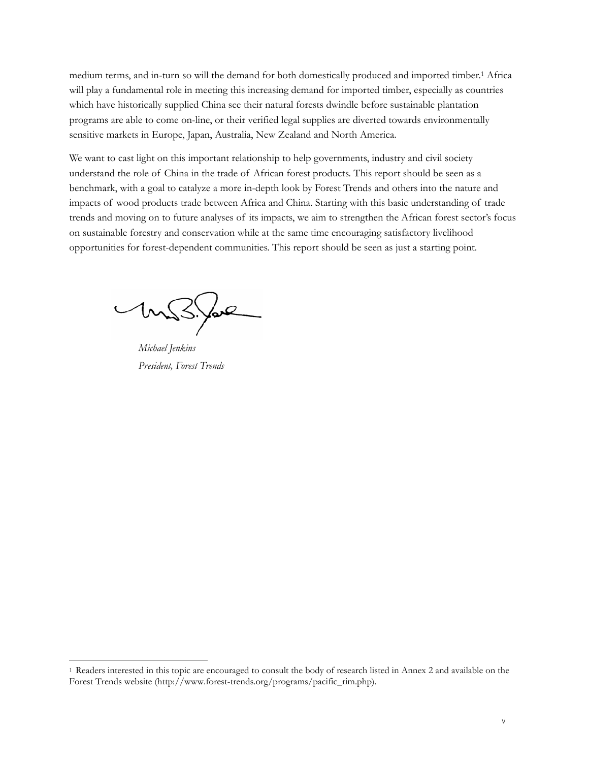medium terms, and in-turn so will the demand for both domestically produced and imported timber.[1] Africa will play a fundamental role in meeting this increasing demand for imported timber, especially as countries which have historically supplied China see their natural forests dwindle before sustainable plantation programs are able to come on-line, or their verified legal supplies are diverted towards environmentally sensitive markets in Europe, Japan, Australia, New Zealand and North America.

We want to cast light on this important relationship to help governments, industry and civil society understand the role of China in the trade of African forest products. This report should be seen as a benchmark, with a goal to catalyze a more in-depth look by Forest Trends and others into the nature and impacts of wood products trade between Africa and China. Starting with this basic understanding of trade trends and moving on to future analyses of its impacts, we aim to strengthen the African forest sector's focus on sustainable forestry and conservation while at the same time encouraging satisfactory livelihood opportunities for forest-dependent communities. This report should be seen as just a starting point.

*Michael Jenkins*
*President, Forest Trends*

---

[1] Readers interested in this topic are encouraged to consult the body of research listed in Annex 2 and available on the Forest Trends website (http://www.forest-trends.org/programs/pacific_rim.php).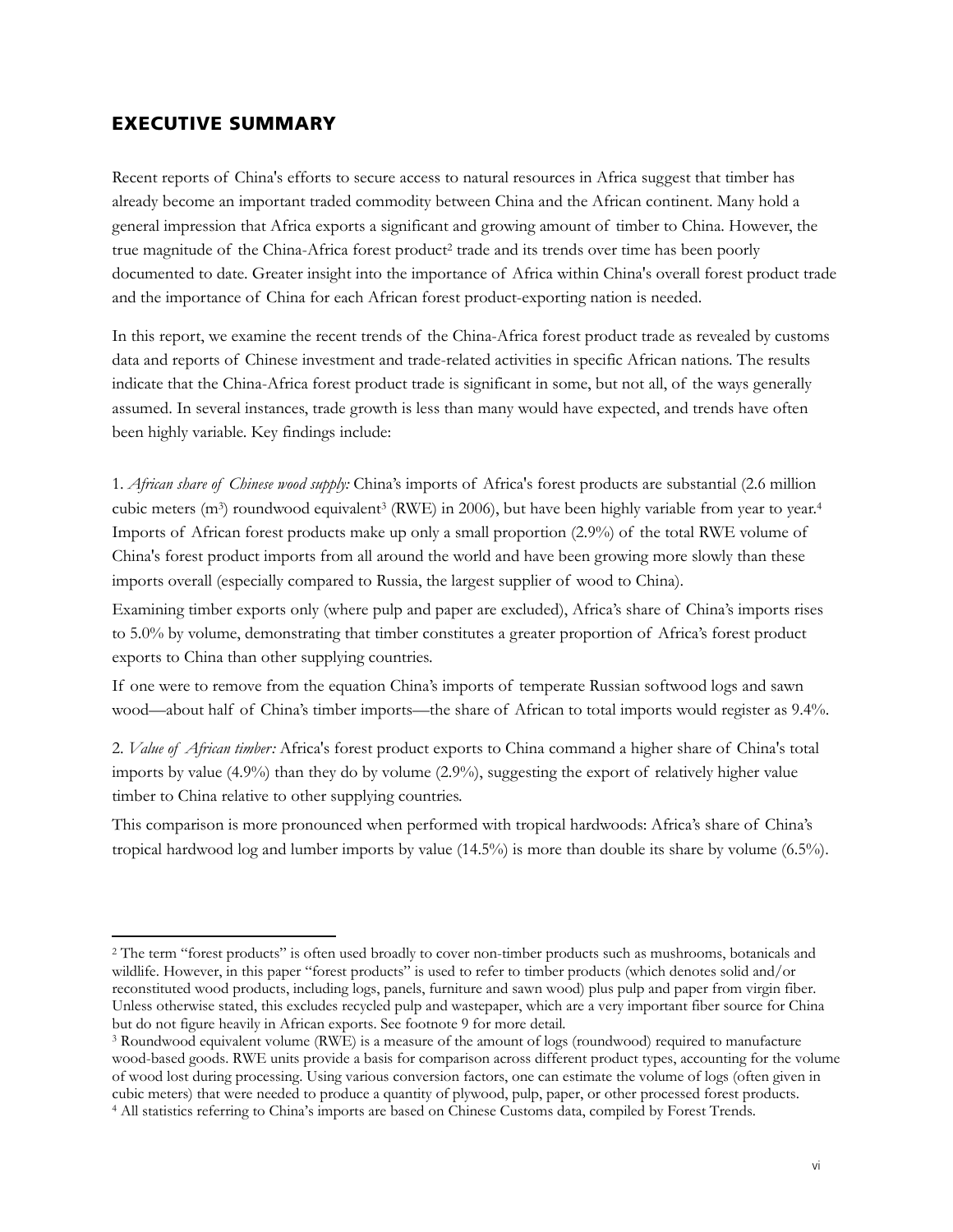## EXECUTIVE SUMMARY

Recent reports of China's efforts to secure access to natural resources in Africa suggest that timber has already become an important traded commodity between China and the African continent. Many hold a general impression that Africa exports a significant and growing amount of timber to China. However, the true magnitude of the China-Africa forest product[2] trade and its trends over time has been poorly documented to date. Greater insight into the importance of Africa within China's overall forest product trade and the importance of China for each African forest product-exporting nation is needed.

In this report, we examine the recent trends of the China-Africa forest product trade as revealed by customs data and reports of Chinese investment and trade-related activities in specific African nations. The results indicate that the China-Africa forest product trade is significant in some, but not all, of the ways generally assumed. In several instances, trade growth is less than many would have expected, and trends have often been highly variable. Key findings include:

1. *African share of Chinese wood supply:* China's imports of Africa's forest products are substantial (2.6 million cubic meters ($m^3$) roundwood equivalent[3] (RWE) in 2006), but have been highly variable from year to year.[4] Imports of African forest products make up only a small proportion (2.9%) of the total RWE volume of China's forest product imports from all around the world and have been growing more slowly than these imports overall (especially compared to Russia, the largest supplier of wood to China).

Examining timber exports only (where pulp and paper are excluded), Africa's share of China's imports rises to 5.0% by volume, demonstrating that timber constitutes a greater proportion of Africa's forest product exports to China than other supplying countries.

If one were to remove from the equation China's imports of temperate Russian softwood logs and sawn wood—about half of China's timber imports—the share of African to total imports would register as 9.4%.

2. *Value of African timber:* Africa's forest product exports to China command a higher share of China's total imports by value (4.9%) than they do by volume (2.9%), suggesting the export of relatively higher value timber to China relative to other supplying countries.

This comparison is more pronounced when performed with tropical hardwoods: Africa's share of China's tropical hardwood log and lumber imports by value (14.5%) is more than double its share by volume (6.5%).

---

[2] The term "forest products" is often used broadly to cover non-timber products such as mushrooms, botanicals and wildlife. However, in this paper "forest products" is used to refer to timber products (which denotes solid and/or reconstituted wood products, including logs, panels, furniture and sawn wood) plus pulp and paper from virgin fiber. Unless otherwise stated, this excludes recycled pulp and wastepaper, which are a very important fiber source for China but do not figure heavily in African exports. See footnote 9 for more detail.

[3] Roundwood equivalent volume (RWE) is a measure of the amount of logs (roundwood) required to manufacture wood-based goods. RWE units provide a basis for comparison across different product types, accounting for the volume of wood lost during processing. Using various conversion factors, one can estimate the volume of logs (often given in cubic meters) that were needed to produce a quantity of plywood, pulp, paper, or other processed forest products.

[4] All statistics referring to China's imports are based on Chinese Customs data, compiled by Forest Trends.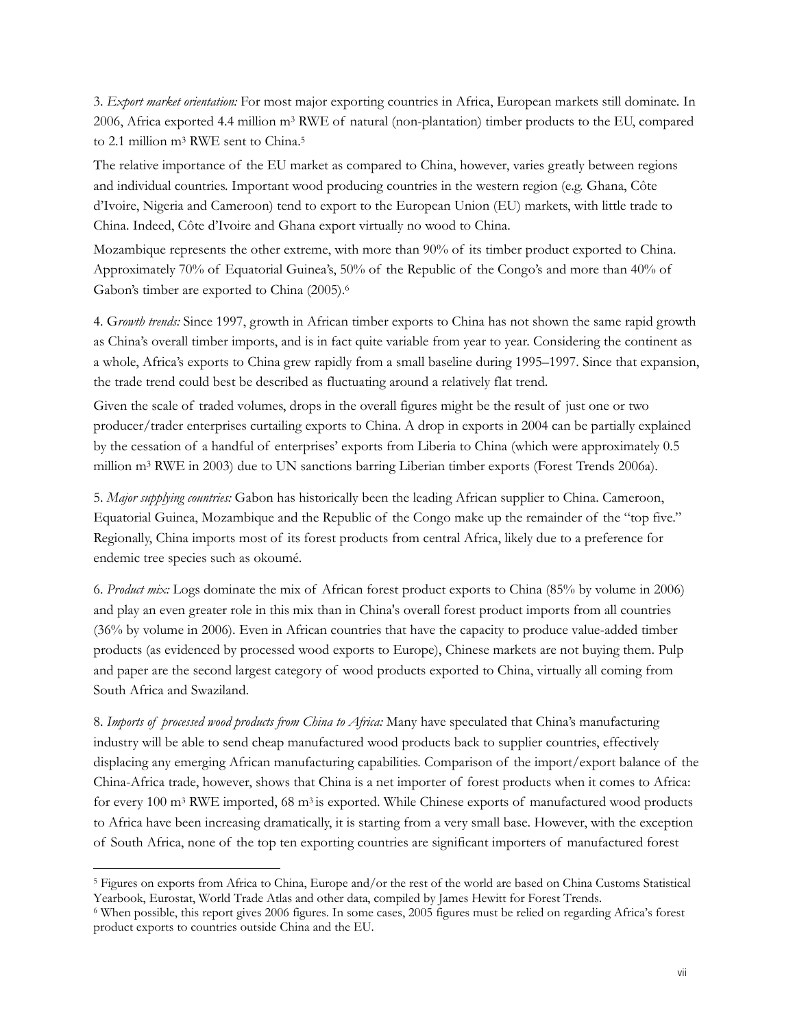3. *Export market orientation:* For most major exporting countries in Africa, European markets still dominate. In 2006, Africa exported 4.4 million $m^3$ RWE of natural (non-plantation) timber products to the EU, compared to 2.1 million $m^3$ RWE sent to China.[5]

The relative importance of the EU market as compared to China, however, varies greatly between regions and individual countries. Important wood producing countries in the western region (e.g. Ghana, Côte d'Ivoire, Nigeria and Cameroon) tend to export to the European Union (EU) markets, with little trade to China. Indeed, Côte d'Ivoire and Ghana export virtually no wood to China.

Mozambique represents the other extreme, with more than 90% of its timber product exported to China. Approximately 70% of Equatorial Guinea's, 50% of the Republic of the Congo's and more than 40% of Gabon's timber are exported to China (2005).[6]

4. G*rowth trends:* Since 1997, growth in African timber exports to China has not shown the same rapid growth as China's overall timber imports, and is in fact quite variable from year to year. Considering the continent as a whole, Africa's exports to China grew rapidly from a small baseline during 1995–1997. Since that expansion, the trade trend could best be described as fluctuating around a relatively flat trend.

Given the scale of traded volumes, drops in the overall figures might be the result of just one or two producer/trader enterprises curtailing exports to China. A drop in exports in 2004 can be partially explained by the cessation of a handful of enterprises' exports from Liberia to China (which were approximately 0.5 million $m^3$ RWE in 2003) due to UN sanctions barring Liberian timber exports (Forest Trends 2006a).

5. *Major supplying countries:* Gabon has historically been the leading African supplier to China. Cameroon, Equatorial Guinea, Mozambique and the Republic of the Congo make up the remainder of the "top five." Regionally, China imports most of its forest products from central Africa, likely due to a preference for endemic tree species such as okoumé.

6. *Product mix:* Logs dominate the mix of African forest product exports to China (85% by volume in 2006) and play an even greater role in this mix than in China's overall forest product imports from all countries (36% by volume in 2006). Even in African countries that have the capacity to produce value-added timber products (as evidenced by processed wood exports to Europe), Chinese markets are not buying them. Pulp and paper are the second largest category of wood products exported to China, virtually all coming from South Africa and Swaziland.

8. *Imports of processed wood products from China to Africa:* Many have speculated that China's manufacturing industry will be able to send cheap manufactured wood products back to supplier countries, effectively displacing any emerging African manufacturing capabilities. Comparison of the import/export balance of the China-Africa trade, however, shows that China is a net importer of forest products when it comes to Africa: for every 100 $m^3$ RWE imported, 68 $m^3$ is exported. While Chinese exports of manufactured wood products to Africa have been increasing dramatically, it is starting from a very small base. However, with the exception of South Africa, none of the top ten exporting countries are significant importers of manufactured forest

[5] Figures on exports from Africa to China, Europe and/or the rest of the world are based on China Customs Statistical Yearbook, Eurostat, World Trade Atlas and other data, compiled by James Hewitt for Forest Trends.

[6] When possible, this report gives 2006 figures. In some cases, 2005 figures must be relied on regarding Africa's forest product exports to countries outside China and the EU.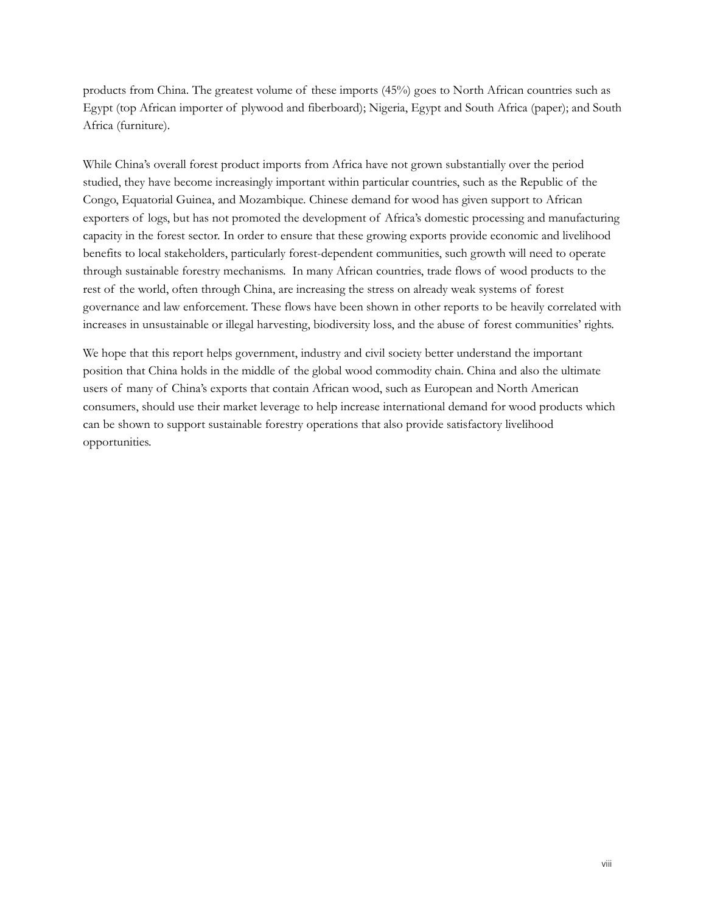products from China. The greatest volume of these imports (45%) goes to North African countries such as Egypt (top African importer of plywood and fiberboard); Nigeria, Egypt and South Africa (paper); and South Africa (furniture).

While China's overall forest product imports from Africa have not grown substantially over the period studied, they have become increasingly important within particular countries, such as the Republic of the Congo, Equatorial Guinea, and Mozambique. Chinese demand for wood has given support to African exporters of logs, but has not promoted the development of Africa's domestic processing and manufacturing capacity in the forest sector. In order to ensure that these growing exports provide economic and livelihood benefits to local stakeholders, particularly forest-dependent communities, such growth will need to operate through sustainable forestry mechanisms. In many African countries, trade flows of wood products to the rest of the world, often through China, are increasing the stress on already weak systems of forest governance and law enforcement. These flows have been shown in other reports to be heavily correlated with increases in unsustainable or illegal harvesting, biodiversity loss, and the abuse of forest communities' rights.

We hope that this report helps government, industry and civil society better understand the important position that China holds in the middle of the global wood commodity chain. China and also the ultimate users of many of China's exports that contain African wood, such as European and North American consumers, should use their market leverage to help increase international demand for wood products which can be shown to support sustainable forestry operations that also provide satisfactory livelihood opportunities.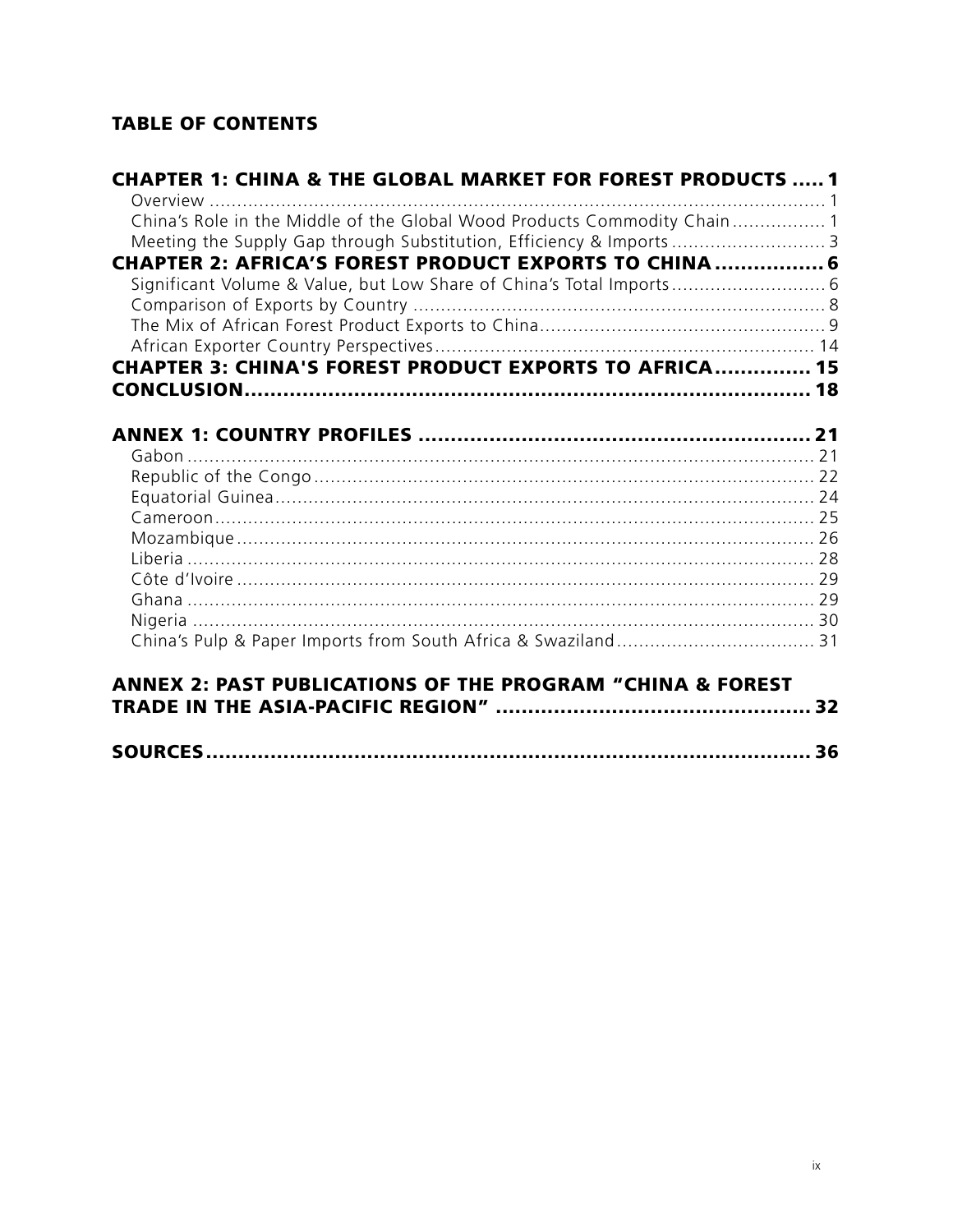## TABLE OF CONTENTS

**CHAPTER 1: CHINA & THE GLOBAL MARKET FOR FOREST PRODUCTS ..... 1**

Overview ..... 1

China's Role in the Middle of the Global Wood Products Commodity Chain ..... 1

Meeting the Supply Gap through Substitution, Efficiency & Imports ..... 3

**CHAPTER 2: AFRICA'S FOREST PRODUCT EXPORTS TO CHINA ..... 6**

Significant Volume & Value, but Low Share of China's Total Imports ..... 6

Comparison of Exports by Country ..... 8

The Mix of African Forest Product Exports to China ..... 9

African Exporter Country Perspectives ..... 14

**CHAPTER 3: CHINA'S FOREST PRODUCT EXPORTS TO AFRICA ..... 15**

**CONCLUSION ..... 18**

**ANNEX 1: COUNTRY PROFILES ..... 21**

Gabon ..... 21

Republic of the Congo ..... 22

Equatorial Guinea ..... 24

Cameroon ..... 25

Mozambique ..... 26

Liberia ..... 28

Côte d'Ivoire ..... 29

Ghana ..... 29

Nigeria ..... 30

China's Pulp & Paper Imports from South Africa & Swaziland ..... 31

**ANNEX 2: PAST PUBLICATIONS OF THE PROGRAM "CHINA & FOREST TRADE IN THE ASIA-PACIFIC REGION" ..... 32**

**SOURCES ..... 36**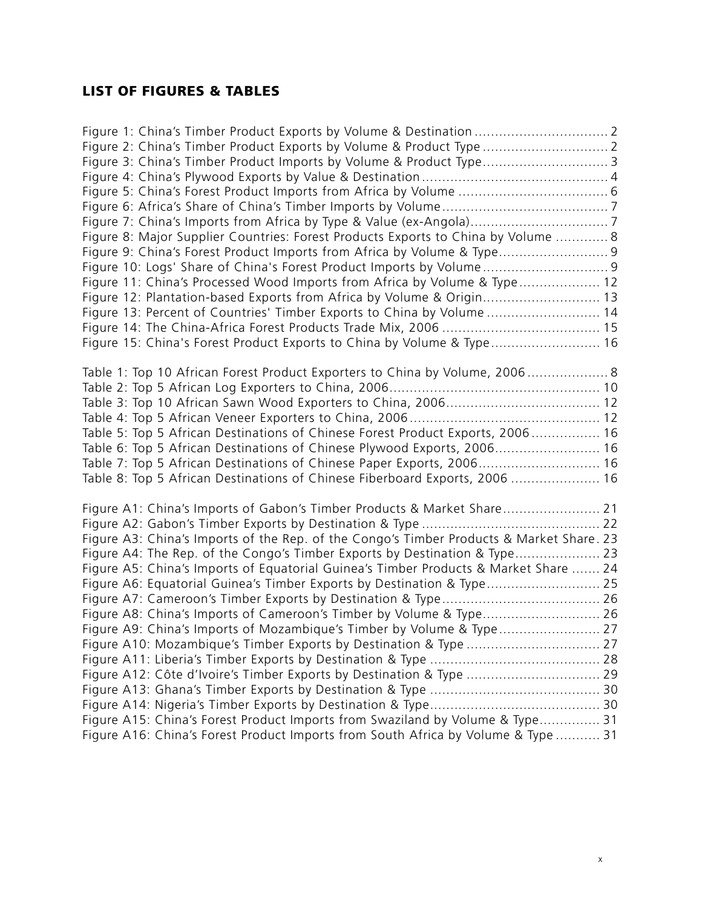## LIST OF FIGURES & TABLES

Figure 1: China's Timber Product Exports by Volume & Destination ................................. 2
Figure 2: China's Timber Product Exports by Volume & Product Type ............................... 2
Figure 3: China's Timber Product Imports by Volume & Product Type............................... 3
Figure 4: China's Plywood Exports by Value & Destination.............................................. 4
Figure 5: China's Forest Product Imports from Africa by Volume ..................................... 6
Figure 6: Africa's Share of China's Timber Imports by Volume......................................... 7
Figure 7: China's Imports from Africa by Type & Value (ex-Angola).................................. 7
Figure 8: Major Supplier Countries: Forest Products Exports to China by Volume ............. 8
Figure 9: China's Forest Product Imports from Africa by Volume & Type........................... 9
Figure 10: Logs' Share of China's Forest Product Imports by Volume............................... 9
Figure 11: China's Processed Wood Imports from Africa by Volume & Type.................... 12
Figure 12: Plantation-based Exports from Africa by Volume & Origin............................. 13
Figure 13: Percent of Countries' Timber Exports to China by Volume ............................ 14
Figure 14: The China-Africa Forest Products Trade Mix, 2006 ....................................... 15
Figure 15: China's Forest Product Exports to China by Volume & Type........................... 16

Table 1: Top 10 African Forest Product Exporters to China by Volume, 2006.................... 8
Table 2: Top 5 African Log Exporters to China, 2006.................................................... 10
Table 3: Top 10 African Sawn Wood Exporters to China, 2006...................................... 12
Table 4: Top 5 African Veneer Exporters to China, 2006............................................... 12
Table 5: Top 5 African Destinations of Chinese Forest Product Exports, 2006................. 16
Table 6: Top 5 African Destinations of Chinese Plywood Exports, 2006.......................... 16
Table 7: Top 5 African Destinations of Chinese Paper Exports, 2006.............................. 16
Table 8: Top 5 African Destinations of Chinese Fiberboard Exports, 2006 ...................... 16

Figure A1: China's Imports of Gabon's Timber Products & Market Share........................ 21
Figure A2: Gabon's Timber Exports by Destination & Type ............................................ 22
Figure A3: China's Imports of the Rep. of the Congo's Timber Products & Market Share. 23
Figure A4: The Rep. of the Congo's Timber Exports by Destination & Type..................... 23
Figure A5: China's Imports of Equatorial Guinea's Timber Products & Market Share ....... 24
Figure A6: Equatorial Guinea's Timber Exports by Destination & Type............................ 25
Figure A7: Cameroon's Timber Exports by Destination & Type....................................... 26
Figure A8: China's Imports of Cameroon's Timber by Volume & Type............................. 26
Figure A9: China's Imports of Mozambique's Timber by Volume & Type......................... 27
Figure A10: Mozambique's Timber Exports by Destination & Type ................................. 27
Figure A11: Liberia's Timber Exports by Destination & Type .......................................... 28
Figure A12: Côte d'Ivoire's Timber Exports by Destination & Type ................................. 29
Figure A13: Ghana's Timber Exports by Destination & Type .......................................... 30
Figure A14: Nigeria's Timber Exports by Destination & Type.......................................... 30
Figure A15: China's Forest Product Imports from Swaziland by Volume & Type............... 31
Figure A16: China's Forest Product Imports from South Africa by Volume & Type ........... 31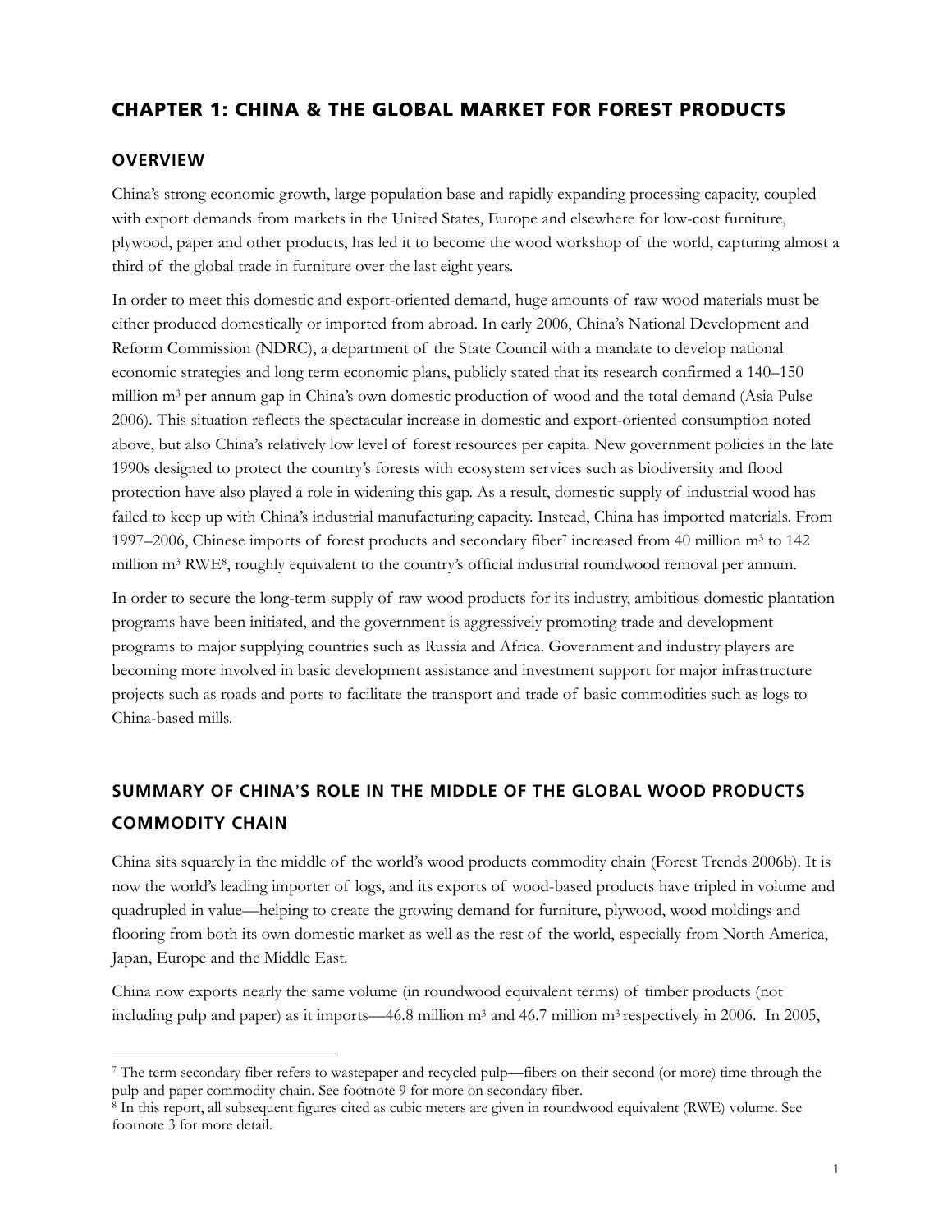## CHAPTER 1: CHINA & THE GLOBAL MARKET FOR FOREST PRODUCTS

### OVERVIEW

China's strong economic growth, large population base and rapidly expanding processing capacity, coupled with export demands from markets in the United States, Europe and elsewhere for low-cost furniture, plywood, paper and other products, has led it to become the wood workshop of the world, capturing almost a third of the global trade in furniture over the last eight years.

In order to meet this domestic and export-oriented demand, huge amounts of raw wood materials must be either produced domestically or imported from abroad. In early 2006, China's National Development and Reform Commission (NDRC), a department of the State Council with a mandate to develop national economic strategies and long term economic plans, publicly stated that its research confirmed a 140–150 million $m^3$ per annum gap in China's own domestic production of wood and the total demand (Asia Pulse 2006). This situation reflects the spectacular increase in domestic and export-oriented consumption noted above, but also China's relatively low level of forest resources per capita. New government policies in the late 1990s designed to protect the country's forests with ecosystem services such as biodiversity and flood protection have also played a role in widening this gap. As a result, domestic supply of industrial wood has failed to keep up with China's industrial manufacturing capacity. Instead, China has imported materials. From 1997–2006, Chinese imports of forest products and secondary fiber[7] increased from 40 million $m^3$ to 142 million $m^3$ RWE[8], roughly equivalent to the country's official industrial roundwood removal per annum.

In order to secure the long-term supply of raw wood products for its industry, ambitious domestic plantation programs have been initiated, and the government is aggressively promoting trade and development programs to major supplying countries such as Russia and Africa. Government and industry players are becoming more involved in basic development assistance and investment support for major infrastructure projects such as roads and ports to facilitate the transport and trade of basic commodities such as logs to China-based mills.

### SUMMARY OF CHINA'S ROLE IN THE MIDDLE OF THE GLOBAL WOOD PRODUCTS COMMODITY CHAIN

China sits squarely in the middle of the world's wood products commodity chain (Forest Trends 2006b). It is now the world's leading importer of logs, and its exports of wood-based products have tripled in volume and quadrupled in value—helping to create the growing demand for furniture, plywood, wood moldings and flooring from both its own domestic market as well as the rest of the world, especially from North America, Japan, Europe and the Middle East.

China now exports nearly the same volume (in roundwood equivalent terms) of timber products (not including pulp and paper) as it imports—46.8 million $m^3$ and 46.7 million $m^3$ respectively in 2006. In 2005,

---

[7] The term secondary fiber refers to wastepaper and recycled pulp—fibers on their second (or more) time through the pulp and paper commodity chain. See footnote 9 for more on secondary fiber.

[8] In this report, all subsequent figures cited as cubic meters are given in roundwood equivalent (RWE) volume. See footnote 3 for more detail.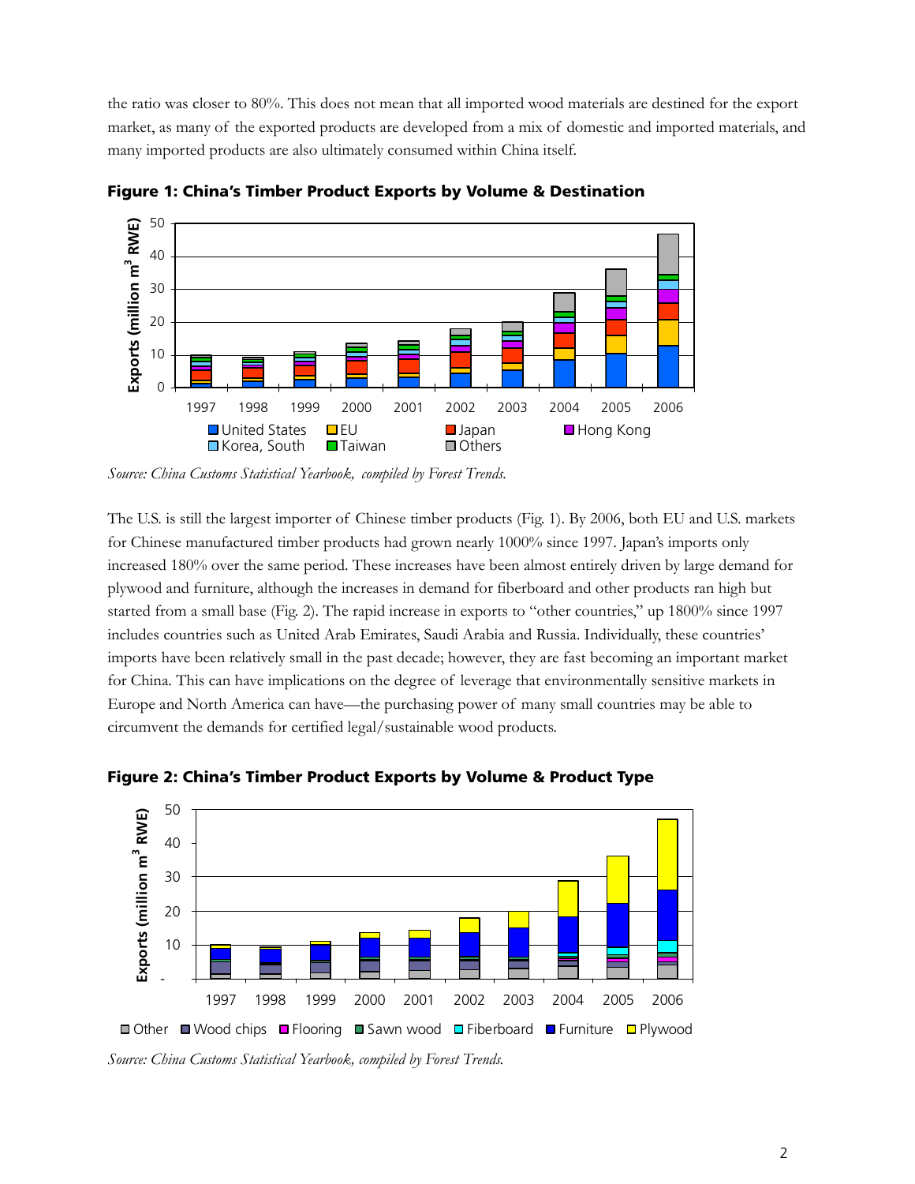the ratio was closer to 80%. This does not mean that all imported wood materials are destined for the export market, as many of the exported products are developed from a mix of domestic and imported materials, and many imported products are also ultimately consumed within China itself.

**Figure 1: China's Timber Product Exports by Volume & Destination**

*Source: China Customs Statistical Yearbook, compiled by Forest Trends.*

The U.S. is still the largest importer of Chinese timber products (Fig. 1). By 2006, both EU and U.S. markets for Chinese manufactured timber products had grown nearly 1000% since 1997. Japan's imports only increased 180% over the same period. These increases have been almost entirely driven by large demand for plywood and furniture, although the increases in demand for fiberboard and other products ran high but started from a small base (Fig. 2). The rapid increase in exports to "other countries," up 1800% since 1997 includes countries such as United Arab Emirates, Saudi Arabia and Russia. Individually, these countries' imports have been relatively small in the past decade; however, they are fast becoming an important market for China. This can have implications on the degree of leverage that environmentally sensitive markets in Europe and North America can have—the purchasing power of many small countries may be able to circumvent the demands for certified legal/sustainable wood products.

**Figure 2: China's Timber Product Exports by Volume & Product Type**

*Source: China Customs Statistical Yearbook, compiled by Forest Trends.*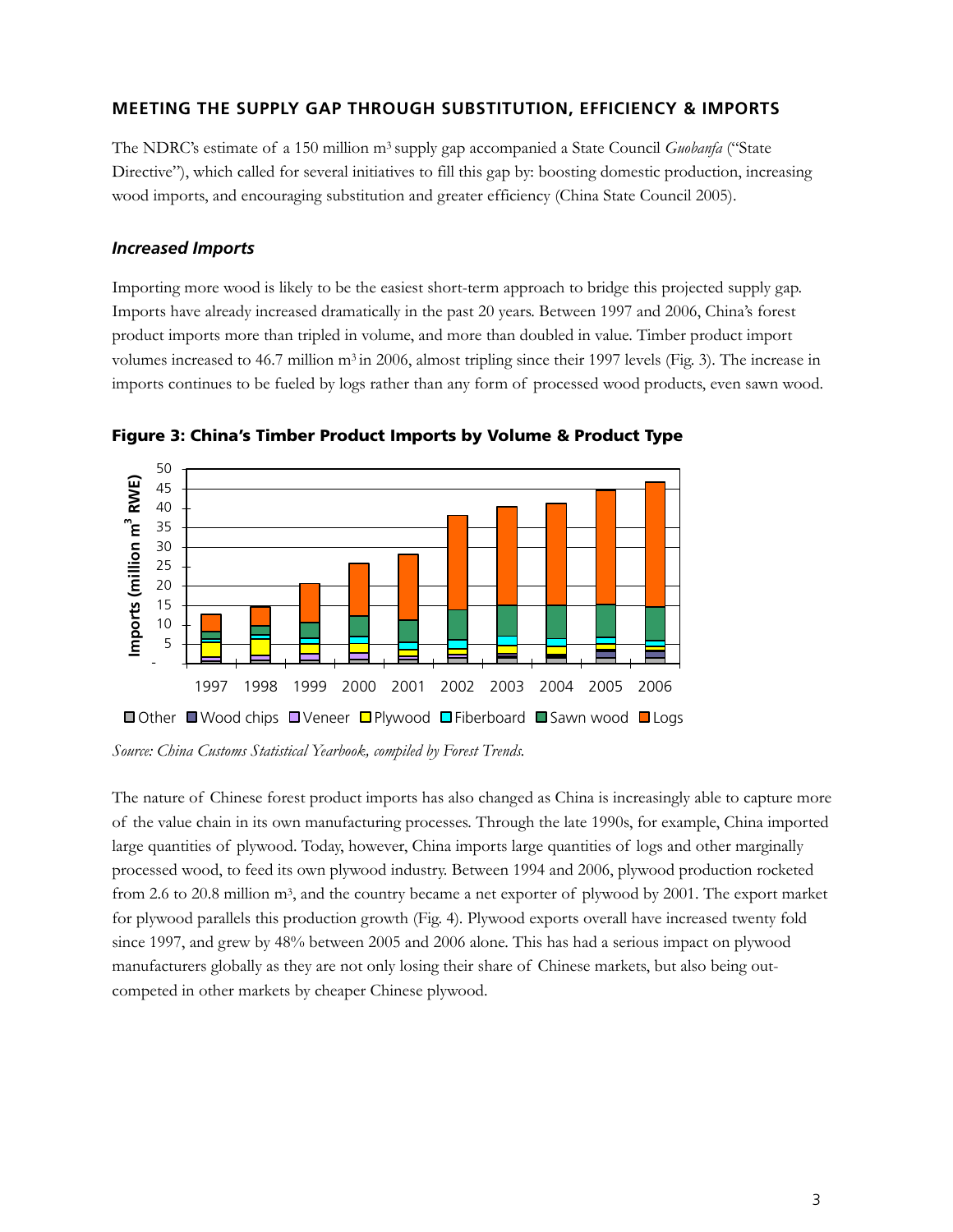## MEETING THE SUPPLY GAP THROUGH SUBSTITUTION, EFFICIENCY & IMPORTS

The NDRC's estimate of a 150 million m$^3$ supply gap accompanied a State Council *Guobanfa* ("State Directive"), which called for several initiatives to fill this gap by: boosting domestic production, increasing wood imports, and encouraging substitution and greater efficiency (China State Council 2005).

### *Increased Imports*

Importing more wood is likely to be the easiest short-term approach to bridge this projected supply gap. Imports have already increased dramatically in the past 20 years. Between 1997 and 2006, China's forest product imports more than tripled in volume, and more than doubled in value. Timber product import volumes increased to 46.7 million m$^3$ in 2006, almost tripling since their 1997 levels (Fig. 3). The increase in imports continues to be fueled by logs rather than any form of processed wood products, even sawn wood.

**Figure 3: China's Timber Product Imports by Volume & Product Type**

*Source: China Customs Statistical Yearbook, compiled by Forest Trends.*

The nature of Chinese forest product imports has also changed as China is increasingly able to capture more of the value chain in its own manufacturing processes. Through the late 1990s, for example, China imported large quantities of plywood. Today, however, China imports large quantities of logs and other marginally processed wood, to feed its own plywood industry. Between 1994 and 2006, plywood production rocketed from 2.6 to 20.8 million m$^3$, and the country became a net exporter of plywood by 2001. The export market for plywood parallels this production growth (Fig. 4). Plywood exports overall have increased twenty fold since 1997, and grew by 48% between 2005 and 2006 alone. This has had a serious impact on plywood manufacturers globally as they are not only losing their share of Chinese markets, but also being out-competed in other markets by cheaper Chinese plywood.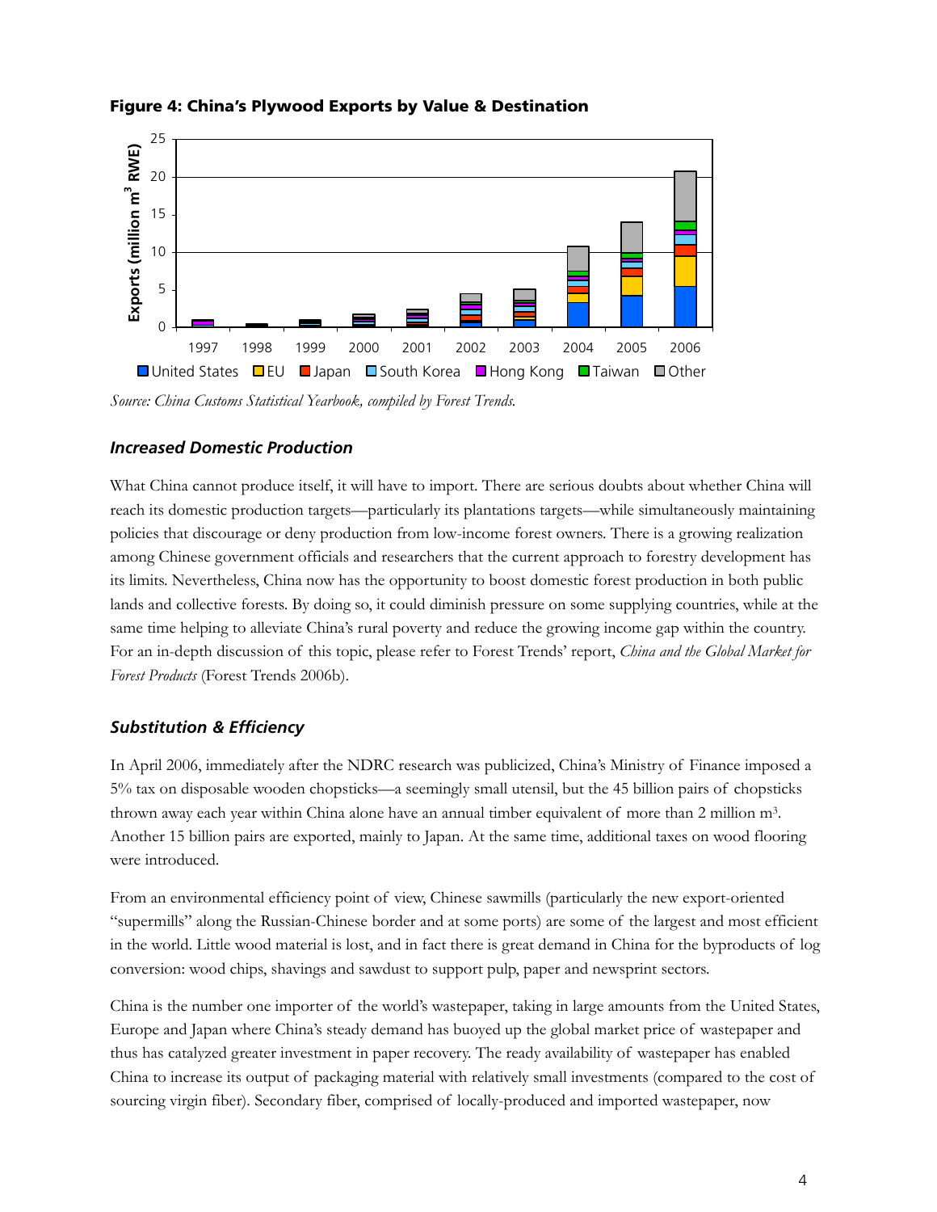**Figure 4: China's Plywood Exports by Value & Destination**

*Source: China Customs Statistical Yearbook, compiled by Forest Trends.*

### *Increased Domestic Production*

What China cannot produce itself, it will have to import. There are serious doubts about whether China will reach its domestic production targets—particularly its plantations targets—while simultaneously maintaining policies that discourage or deny production from low-income forest owners. There is a growing realization among Chinese government officials and researchers that the current approach to forestry development has its limits. Nevertheless, China now has the opportunity to boost domestic forest production in both public lands and collective forests. By doing so, it could diminish pressure on some supplying countries, while at the same time helping to alleviate China's rural poverty and reduce the growing income gap within the country. For an in-depth discussion of this topic, please refer to Forest Trends' report, *China and the Global Market for Forest Products* (Forest Trends 2006b).

### *Substitution & Efficiency*

In April 2006, immediately after the NDRC research was publicized, China's Ministry of Finance imposed a 5% tax on disposable wooden chopsticks—a seemingly small utensil, but the 45 billion pairs of chopsticks thrown away each year within China alone have an annual timber equivalent of more than 2 million $m^3$. Another 15 billion pairs are exported, mainly to Japan. At the same time, additional taxes on wood flooring were introduced.

From an environmental efficiency point of view, Chinese sawmills (particularly the new export-oriented "supermills" along the Russian-Chinese border and at some ports) are some of the largest and most efficient in the world. Little wood material is lost, and in fact there is great demand in China for the byproducts of log conversion: wood chips, shavings and sawdust to support pulp, paper and newsprint sectors.

China is the number one importer of the world's wastepaper, taking in large amounts from the United States, Europe and Japan where China's steady demand has buoyed up the global market price of wastepaper and thus has catalyzed greater investment in paper recovery. The ready availability of wastepaper has enabled China to increase its output of packaging material with relatively small investments (compared to the cost of sourcing virgin fiber). Secondary fiber, comprised of locally-produced and imported wastepaper, now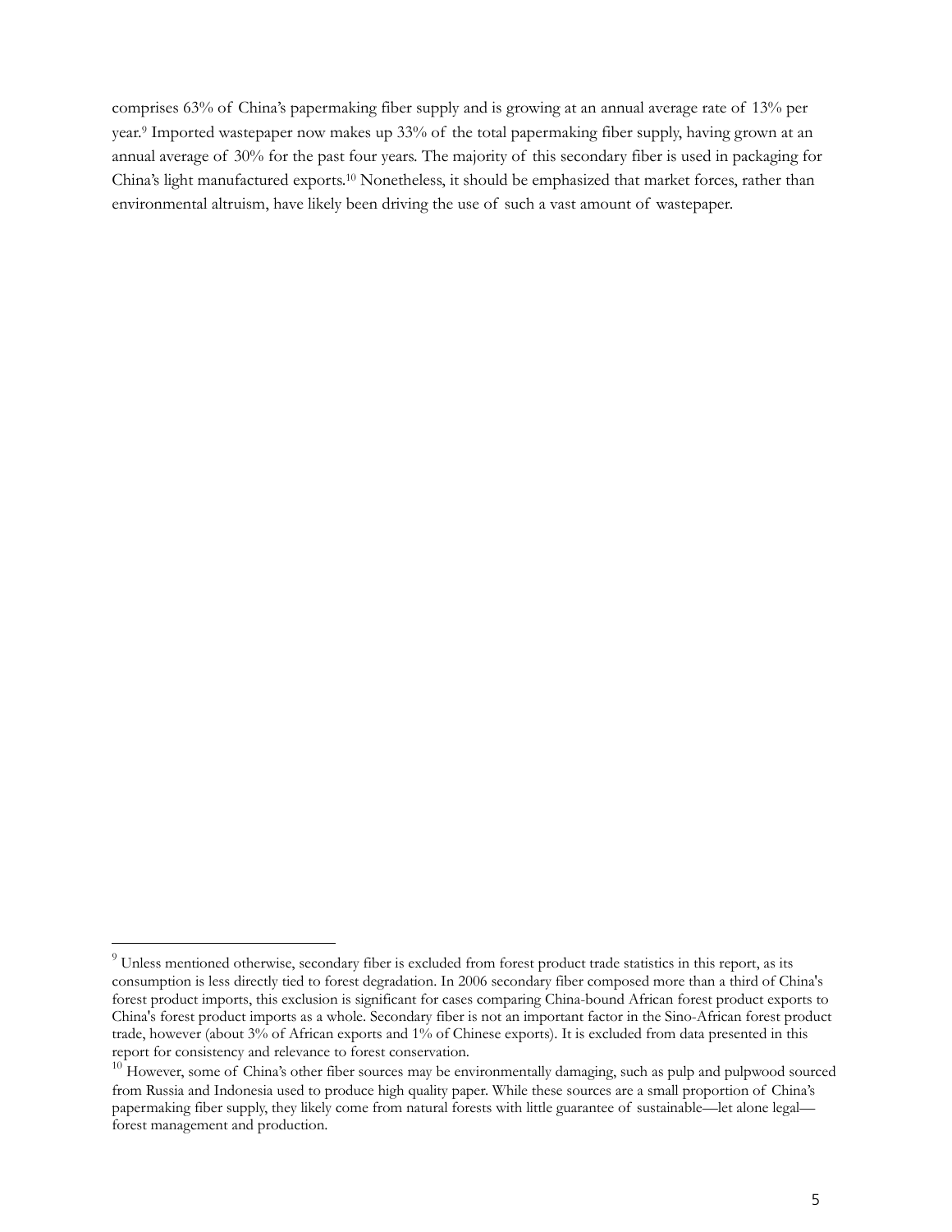comprises 63% of China's papermaking fiber supply and is growing at an annual average rate of 13% per year.[9] Imported wastepaper now makes up 33% of the total papermaking fiber supply, having grown at an annual average of 30% for the past four years. The majority of this secondary fiber is used in packaging for China's light manufactured exports.[10] Nonetheless, it should be emphasized that market forces, rather than environmental altruism, have likely been driving the use of such a vast amount of wastepaper.

---

[9] Unless mentioned otherwise, secondary fiber is excluded from forest product trade statistics in this report, as its consumption is less directly tied to forest degradation. In 2006 secondary fiber composed more than a third of China's forest product imports, this exclusion is significant for cases comparing China-bound African forest product exports to China's forest product imports as a whole. Secondary fiber is not an important factor in the Sino-African forest product trade, however (about 3% of African exports and 1% of Chinese exports). It is excluded from data presented in this report for consistency and relevance to forest conservation.

[10] However, some of China's other fiber sources may be environmentally damaging, such as pulp and pulpwood sourced from Russia and Indonesia used to produce high quality paper. While these sources are a small proportion of China's papermaking fiber supply, they likely come from natural forests with little guarantee of sustainable—let alone legal—forest management and production.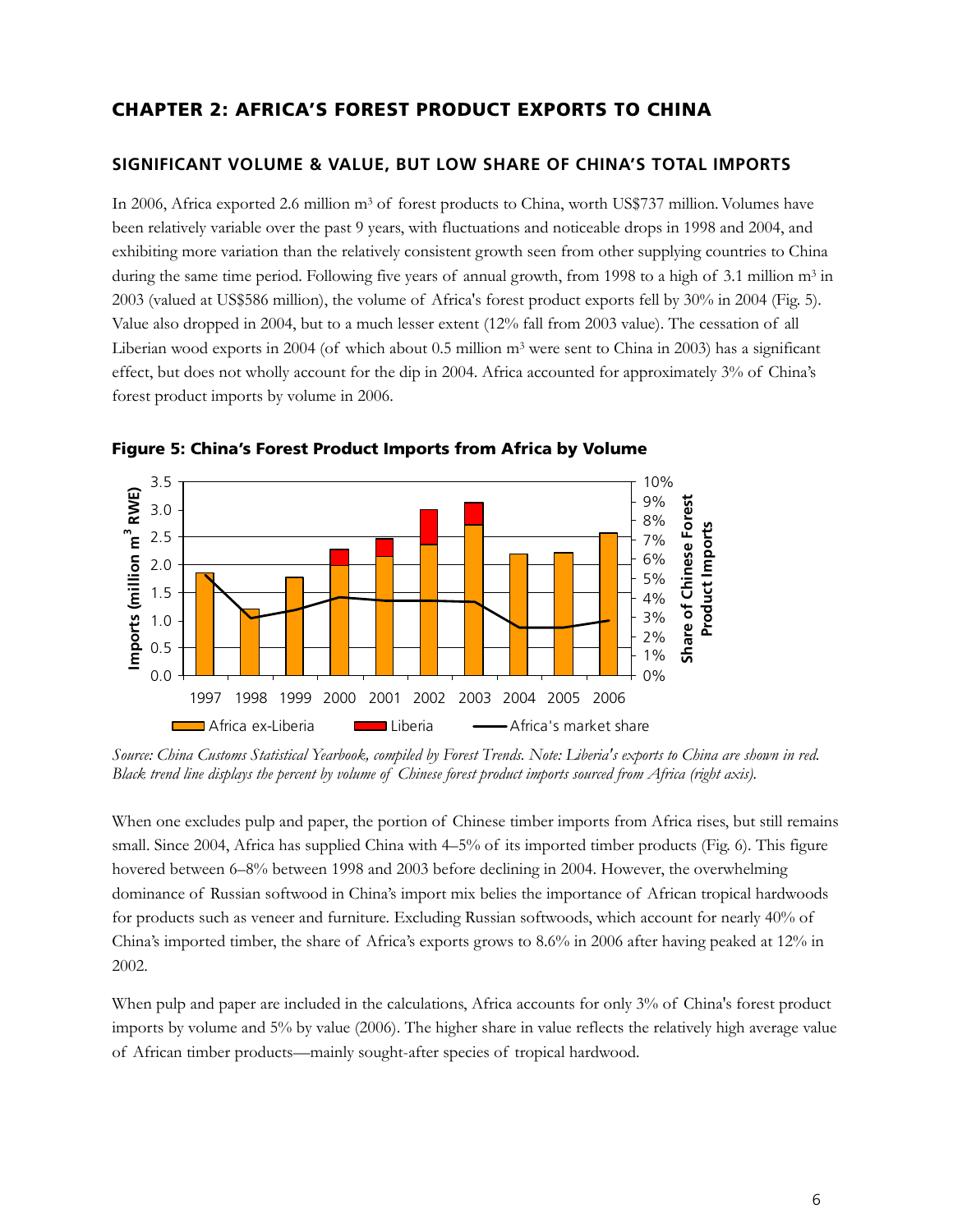## CHAPTER 2: AFRICA'S FOREST PRODUCT EXPORTS TO CHINA

### SIGNIFICANT VOLUME & VALUE, BUT LOW SHARE OF CHINA'S TOTAL IMPORTS

In 2006, Africa exported 2.6 million $m^3$ of forest products to China, worth US$737 million. Volumes have been relatively variable over the past 9 years, with fluctuations and noticeable drops in 1998 and 2004, and exhibiting more variation than the relatively consistent growth seen from other supplying countries to China during the same time period. Following five years of annual growth, from 1998 to a high of 3.1 million $m^3$ in 2003 (valued at US$586 million), the volume of Africa's forest product exports fell by 30% in 2004 (Fig. 5). Value also dropped in 2004, but to a much lesser extent (12% fall from 2003 value). The cessation of all Liberian wood exports in 2004 (of which about 0.5 million $m^3$ were sent to China in 2003) has a significant effect, but does not wholly account for the dip in 2004. Africa accounted for approximately 3% of China's forest product imports by volume in 2006.

**Figure 5: China's Forest Product Imports from Africa by Volume**

*Source: China Customs Statistical Yearbook, compiled by Forest Trends. Note: Liberia's exports to China are shown in red. Black trend line displays the percent by volume of Chinese forest product imports sourced from Africa (right axis).*

When one excludes pulp and paper, the portion of Chinese timber imports from Africa rises, but still remains small. Since 2004, Africa has supplied China with 4–5% of its imported timber products (Fig. 6). This figure hovered between 6–8% between 1998 and 2003 before declining in 2004. However, the overwhelming dominance of Russian softwood in China's import mix belies the importance of African tropical hardwoods for products such as veneer and furniture. Excluding Russian softwoods, which account for nearly 40% of China's imported timber, the share of Africa's exports grows to 8.6% in 2006 after having peaked at 12% in 2002.

When pulp and paper are included in the calculations, Africa accounts for only 3% of China's forest product imports by volume and 5% by value (2006). The higher share in value reflects the relatively high average value of African timber products—mainly sought-after species of tropical hardwood.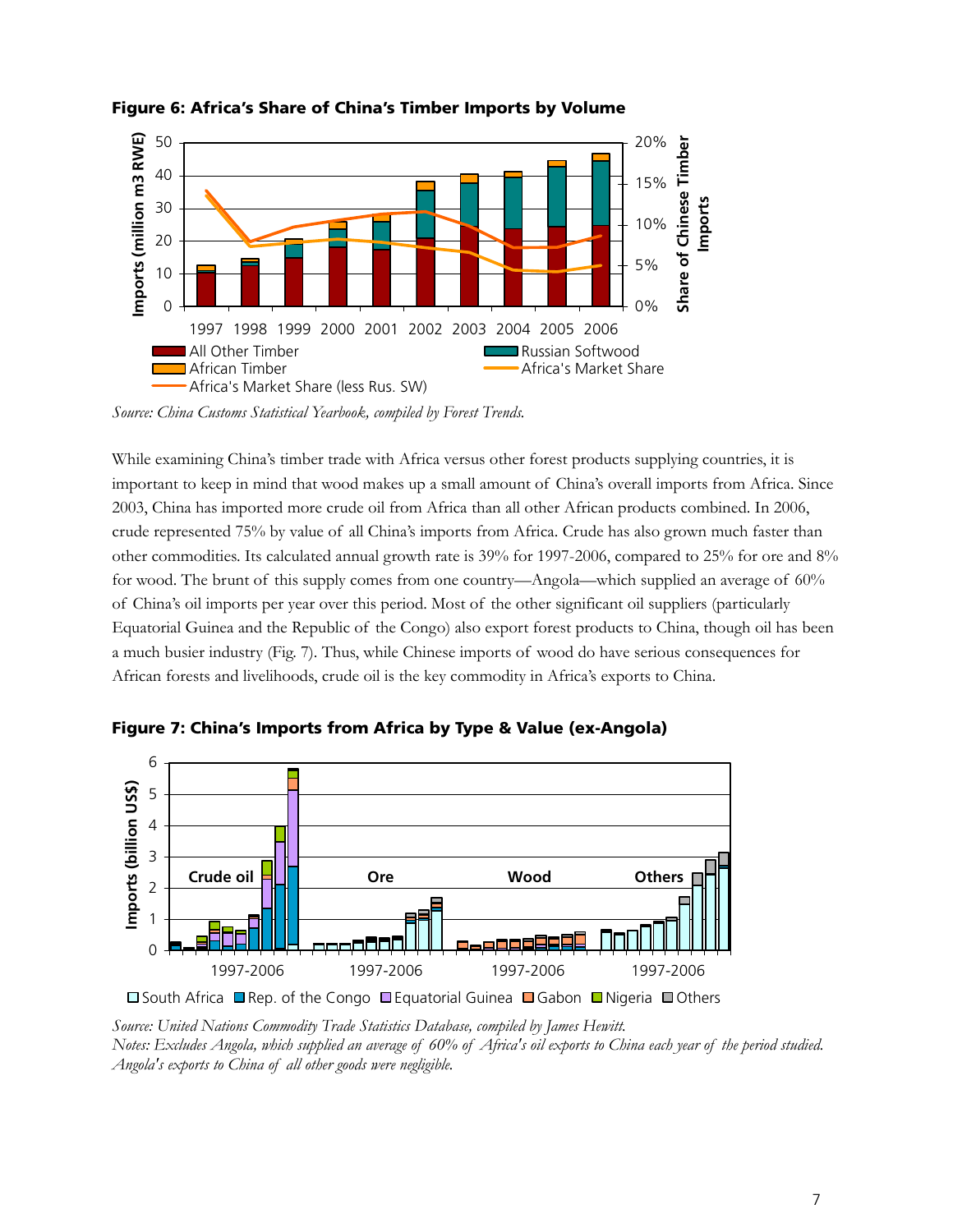**Figure 6: Africa's Share of China's Timber Imports by Volume**

*Source: China Customs Statistical Yearbook, compiled by Forest Trends.*

While examining China's timber trade with Africa versus other forest products supplying countries, it is important to keep in mind that wood makes up a small amount of China's overall imports from Africa. Since 2003, China has imported more crude oil from Africa than all other African products combined. In 2006, crude represented 75% by value of all China's imports from Africa. Crude has also grown much faster than other commodities. Its calculated annual growth rate is 39% for 1997-2006, compared to 25% for ore and 8% for wood. The brunt of this supply comes from one country—Angola—which supplied an average of 60% of China's oil imports per year over this period. Most of the other significant oil suppliers (particularly Equatorial Guinea and the Republic of the Congo) also export forest products to China, though oil has been a much busier industry (Fig. 7). Thus, while Chinese imports of wood do have serious consequences for African forests and livelihoods, crude oil is the key commodity in Africa's exports to China.

**Figure 7: China's Imports from Africa by Type & Value (ex-Angola)**

*Source: United Nations Commodity Trade Statistics Database, compiled by James Hewitt.*
*Notes: Excludes Angola, which supplied an average of 60% of Africa's oil exports to China each year of the period studied. Angola's exports to China of all other goods were negligible.*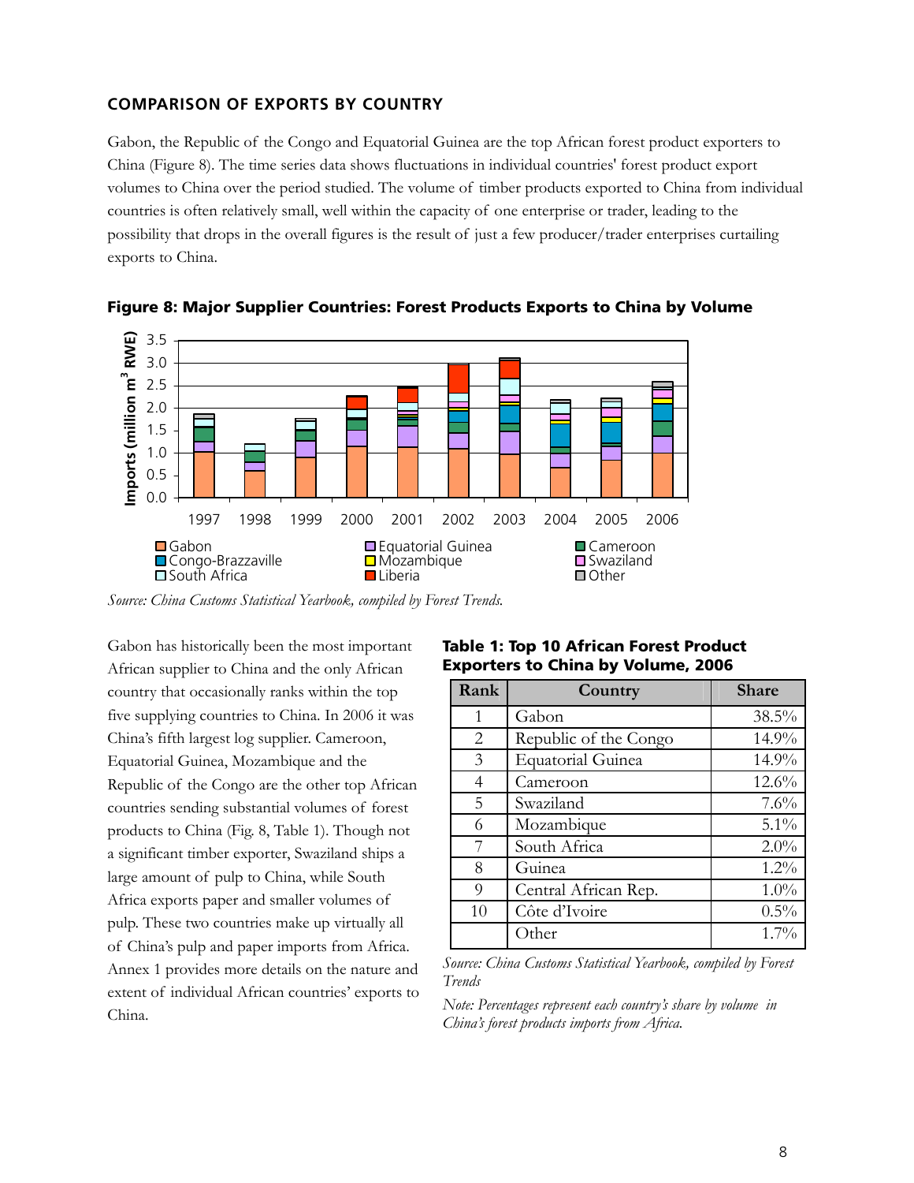### COMPARISON OF EXPORTS BY COUNTRY

Gabon, the Republic of the Congo and Equatorial Guinea are the top African forest product exporters to China (Figure 8). The time series data shows fluctuations in individual countries' forest product export volumes to China over the period studied. The volume of timber products exported to China from individual countries is often relatively small, well within the capacity of one enterprise or trader, leading to the possibility that drops in the overall figures is the result of just a few producer/trader enterprises curtailing exports to China.

**Figure 8: Major Supplier Countries: Forest Products Exports to China by Volume**

*Source: China Customs Statistical Yearbook, compiled by Forest Trends.*

Gabon has historically been the most important African supplier to China and the only African country that occasionally ranks within the top five supplying countries to China. In 2006 it was China's fifth largest log supplier. Cameroon, Equatorial Guinea, Mozambique and the Republic of the Congo are the other top African countries sending substantial volumes of forest products to China (Fig. 8, Table 1). Though not a significant timber exporter, Swaziland ships a large amount of pulp to China, while South Africa exports paper and smaller volumes of pulp. These two countries make up virtually all of China's pulp and paper imports from Africa. Annex 1 provides more details on the nature and extent of individual African countries' exports to China.

**Table 1: Top 10 African Forest Product Exporters to China by Volume, 2006**

| Rank | Country | Share |
|---|---|---|
| 1 | Gabon | 38.5% |
| 2 | Republic of the Congo | 14.9% |
| 3 | Equatorial Guinea | 14.9% |
| 4 | Cameroon | 12.6% |
| 5 | Swaziland | 7.6% |
| 6 | Mozambique | 5.1% |
| 7 | South Africa | 2.0% |
| 8 | Guinea | 1.2% |
| 9 | Central African Rep. | 1.0% |
| 10 | Côte d'Ivoire | 0.5% |
| | Other | 1.7% |

*Source: China Customs Statistical Yearbook, compiled by Forest Trends*

*Note: Percentages represent each country's share by volume in China's forest products imports from Africa.*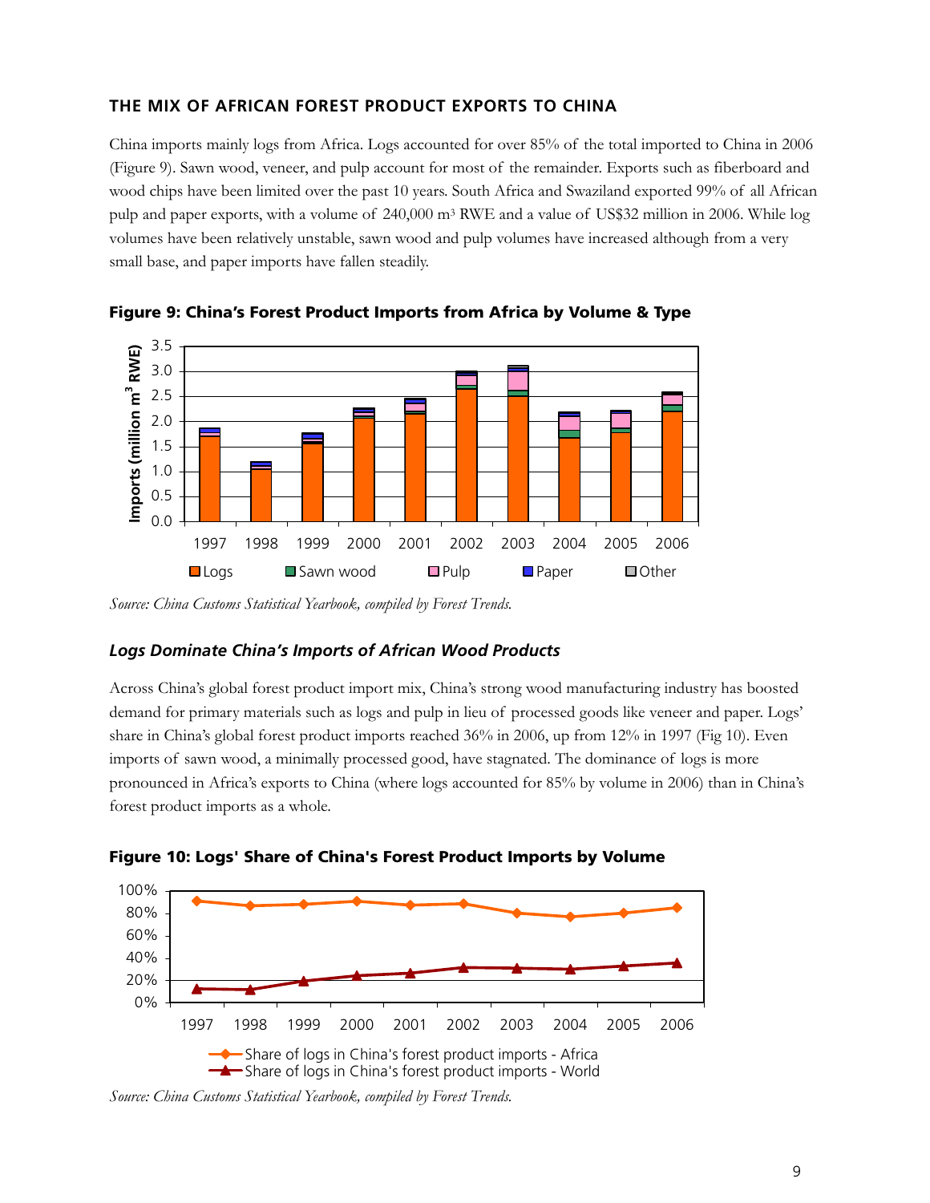## THE MIX OF AFRICAN FOREST PRODUCT EXPORTS TO CHINA

China imports mainly logs from Africa. Logs accounted for over 85% of the total imported to China in 2006 (Figure 9). Sawn wood, veneer, and pulp account for most of the remainder. Exports such as fiberboard and wood chips have been limited over the past 10 years. South Africa and Swaziland exported 99% of all African pulp and paper exports, with a volume of 240,000 m$^3$ RWE and a value of US$32 million in 2006. While log volumes have been relatively unstable, sawn wood and pulp volumes have increased although from a very small base, and paper imports have fallen steadily.

**Figure 9: China's Forest Product Imports from Africa by Volume & Type**

*Source: China Customs Statistical Yearbook, compiled by Forest Trends.*

### *Logs Dominate China's Imports of African Wood Products*

Across China's global forest product import mix, China's strong wood manufacturing industry has boosted demand for primary materials such as logs and pulp in lieu of processed goods like veneer and paper. Logs' share in China's global forest product imports reached 36% in 2006, up from 12% in 1997 (Fig 10). Even imports of sawn wood, a minimally processed good, have stagnated. The dominance of logs is more pronounced in Africa's exports to China (where logs accounted for 85% by volume in 2006) than in China's forest product imports as a whole.

**Figure 10: Logs' Share of China's Forest Product Imports by Volume**

*Source: China Customs Statistical Yearbook, compiled by Forest Trends.*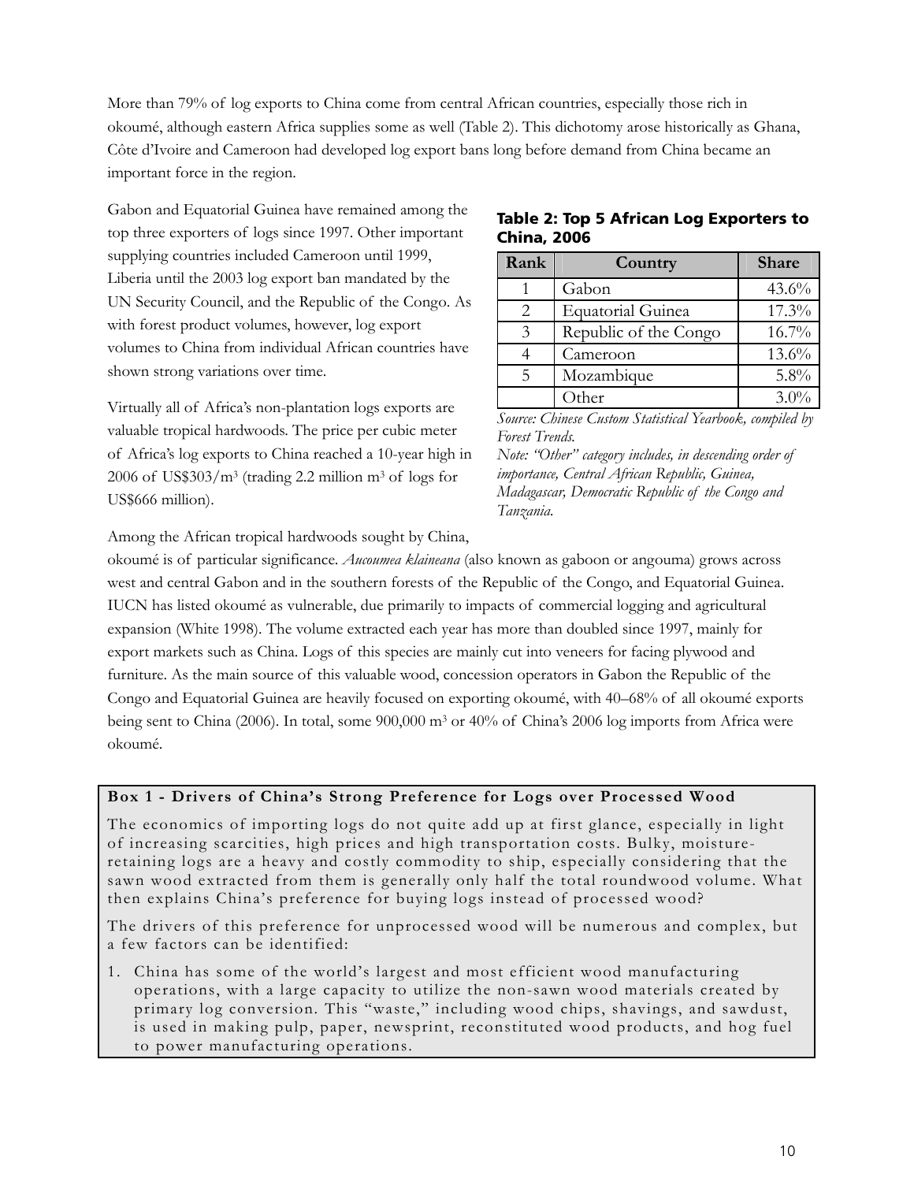More than 79% of log exports to China come from central African countries, especially those rich in okoumé, although eastern Africa supplies some as well (Table 2). This dichotomy arose historically as Ghana, Côte d'Ivoire and Cameroon had developed log export bans long before demand from China became an important force in the region.

Gabon and Equatorial Guinea have remained among the top three exporters of logs since 1997. Other important supplying countries included Cameroon until 1999, Liberia until the 2003 log export ban mandated by the UN Security Council, and the Republic of the Congo. As with forest product volumes, however, log export volumes to China from individual African countries have shown strong variations over time.

**Table 2: Top 5 African Log Exporters to China, 2006**

| Rank | Country | Share |
|---|---|---|
| 1 | Gabon | 43.6% |
| 2 | Equatorial Guinea | 17.3% |
| 3 | Republic of the Congo | 16.7% |
| 4 | Cameroon | 13.6% |
| 5 | Mozambique | 5.8% |
| | Other | 3.0% |

*Source: Chinese Custom Statistical Yearbook, compiled by Forest Trends.*
*Note: "Other" category includes, in descending order of importance, Central African Republic, Guinea, Madagascar, Democratic Republic of the Congo and Tanzania.*

Virtually all of Africa's non-plantation logs exports are valuable tropical hardwoods. The price per cubic meter of Africa's log exports to China reached a 10-year high in 2006 of US$303/m$^3$ (trading 2.2 million m$^3$ of logs for US$666 million).

Among the African tropical hardwoods sought by China, okoumé is of particular significance. *Aucoumea klaineana* (also known as gaboon or angouma) grows across west and central Gabon and in the southern forests of the Republic of the Congo, and Equatorial Guinea. IUCN has listed okoumé as vulnerable, due primarily to impacts of commercial logging and agricultural expansion (White 1998). The volume extracted each year has more than doubled since 1997, mainly for export markets such as China. Logs of this species are mainly cut into veneers for facing plywood and furniture. As the main source of this valuable wood, concession operators in Gabon the Republic of the Congo and Equatorial Guinea are heavily focused on exporting okoumé, with 40–68% of all okoumé exports being sent to China (2006). In total, some 900,000 m$^3$ or 40% of China's 2006 log imports from Africa were okoumé.

**Box 1 - Drivers of China's Strong Preference for Logs over Processed Wood**

The economics of importing logs do not quite add up at first glance, especially in light of increasing scarcities, high prices and high transportation costs. Bulky, moisture-retaining logs are a heavy and costly commodity to ship, especially considering that the sawn wood extracted from them is generally only half the total roundwood volume. What then explains China's preference for buying logs instead of processed wood?

The drivers of this preference for unprocessed wood will be numerous and complex, but a few factors can be identified:

1. China has some of the world's largest and most efficient wood manufacturing operations, with a large capacity to utilize the non-sawn wood materials created by primary log conversion. This "waste," including wood chips, shavings, and sawdust, is used in making pulp, paper, newsprint, reconstituted wood products, and hog fuel to power manufacturing operations.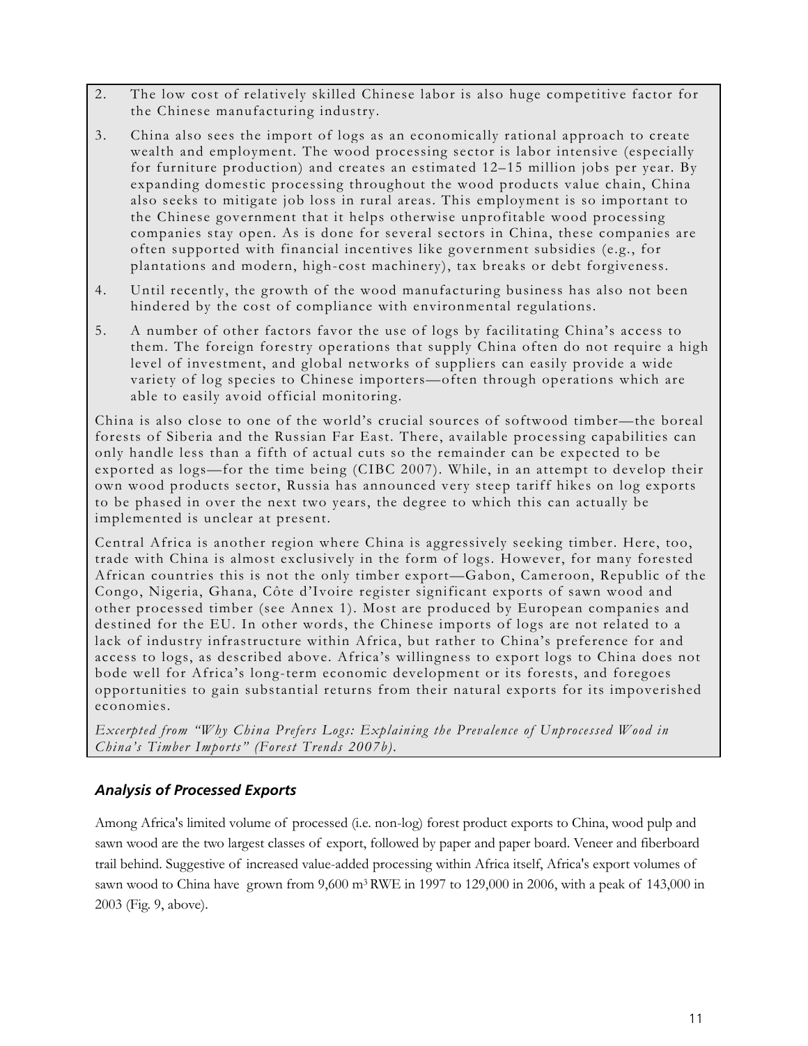2. The low cost of relatively skilled Chinese labor is also huge competitive factor for the Chinese manufacturing industry.
3. China also sees the import of logs as an economically rational approach to create wealth and employment. The wood processing sector is labor intensive (especially for furniture production) and creates an estimated 12–15 million jobs per year. By expanding domestic processing throughout the wood products value chain, China also seeks to mitigate job loss in rural areas. This employment is so important to the Chinese government that it helps otherwise unprofitable wood processing companies stay open. As is done for several sectors in China, these companies are often supported with financial incentives like government subsidies (e.g., for plantations and modern, high-cost machinery), tax breaks or debt forgiveness.
4. Until recently, the growth of the wood manufacturing business has also not been hindered by the cost of compliance with environmental regulations.
5. A number of other factors favor the use of logs by facilitating China's access to them. The foreign forestry operations that supply China often do not require a high level of investment, and global networks of suppliers can easily provide a wide variety of log species to Chinese importers—often through operations which are able to easily avoid official monitoring.

China is also close to one of the world's crucial sources of softwood timber—the boreal forests of Siberia and the Russian Far East. There, available processing capabilities can only handle less than a fifth of actual cuts so the remainder can be expected to be exported as logs—for the time being (CIBC 2007). While, in an attempt to develop their own wood products sector, Russia has announced very steep tariff hikes on log exports to be phased in over the next two years, the degree to which this can actually be implemented is unclear at present.

Central Africa is another region where China is aggressively seeking timber. Here, too, trade with China is almost exclusively in the form of logs. However, for many forested African countries this is not the only timber export—Gabon, Cameroon, Republic of the Congo, Nigeria, Ghana, Côte d'Ivoire register significant exports of sawn wood and other processed timber (see Annex 1). Most are produced by European companies and destined for the EU. In other words, the Chinese imports of logs are not related to a lack of industry infrastructure within Africa, but rather to China's preference for and access to logs, as described above. Africa's willingness to export logs to China does not bode well for Africa's long-term economic development or its forests, and foregoes opportunities to gain substantial returns from their natural exports for its impoverished economies.

*Excerpted from "Why China Prefers Logs: Explaining the Prevalence of Unprocessed Wood in China's Timber Imports" (Forest Trends 2007b).*

### *Analysis of Processed Exports*

Among Africa's limited volume of processed (i.e. non-log) forest product exports to China, wood pulp and sawn wood are the two largest classes of export, followed by paper and paper board. Veneer and fiberboard trail behind. Suggestive of increased value-added processing within Africa itself, Africa's export volumes of sawn wood to China have grown from 9,600 $m^3$ RWE in 1997 to 129,000 in 2006, with a peak of 143,000 in 2003 (Fig. 9, above).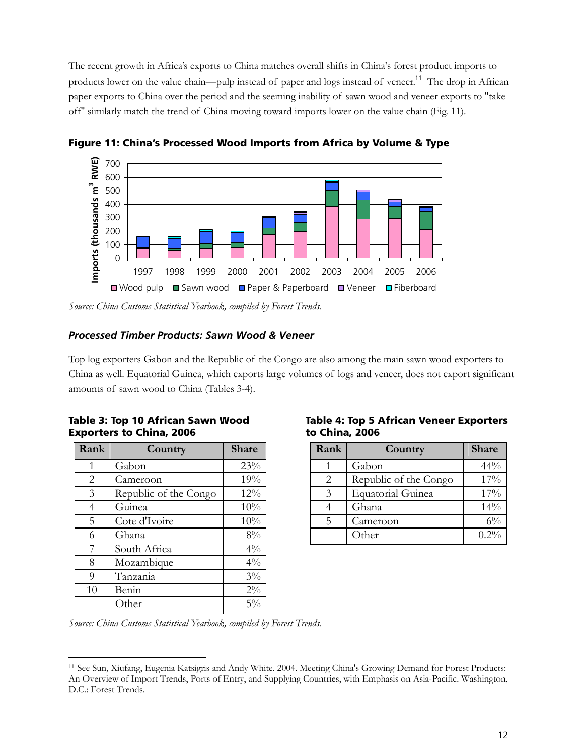The recent growth in Africa's exports to China matches overall shifts in China's forest product imports to products lower on the value chain—pulp instead of paper and logs instead of veneer.[11] The drop in African paper exports to China over the period and the seeming inability of sawn wood and veneer exports to "take off" similarly match the trend of China moving toward imports lower on the value chain (Fig. 11).

**Figure 11: China's Processed Wood Imports from Africa by Volume & Type**

*Source: China Customs Statistical Yearbook, compiled by Forest Trends.*

### *Processed Timber Products: Sawn Wood & Veneer*

Top log exporters Gabon and the Republic of the Congo are also among the main sawn wood exporters to China as well. Equatorial Guinea, which exports large volumes of logs and veneer, does not export significant amounts of sawn wood to China (Tables 3-4).

**Table 3: Top 10 African Sawn Wood Exporters to China, 2006**

| Rank | Country | Share |
|---|---|---|
| 1 | Gabon | 23% |
| 2 | Cameroon | 19% |
| 3 | Republic of the Congo | 12% |
| 4 | Guinea | 10% |
| 5 | Cote d'Ivoire | 10% |
| 6 | Ghana | 8% |
| 7 | South Africa | 4% |
| 8 | Mozambique | 4% |
| 9 | Tanzania | 3% |
| 10 | Benin | 2% |
| | Other | 5% |

**Table 4: Top 5 African Veneer Exporters to China, 2006**

| Rank | Country | Share |
|---|---|---|
| 1 | Gabon | 44% |
| 2 | Republic of the Congo | 17% |
| 3 | Equatorial Guinea | 17% |
| 4 | Ghana | 14% |
| 5 | Cameroon | 6% |
| | Other | 0.2% |

*Source: China Customs Statistical Yearbook, compiled by Forest Trends.*

[11] See Sun, Xiufang, Eugenia Katsigris and Andy White. 2004. Meeting China's Growing Demand for Forest Products: An Overview of Import Trends, Ports of Entry, and Supplying Countries, with Emphasis on Asia-Pacific. Washington, D.C.: Forest Trends.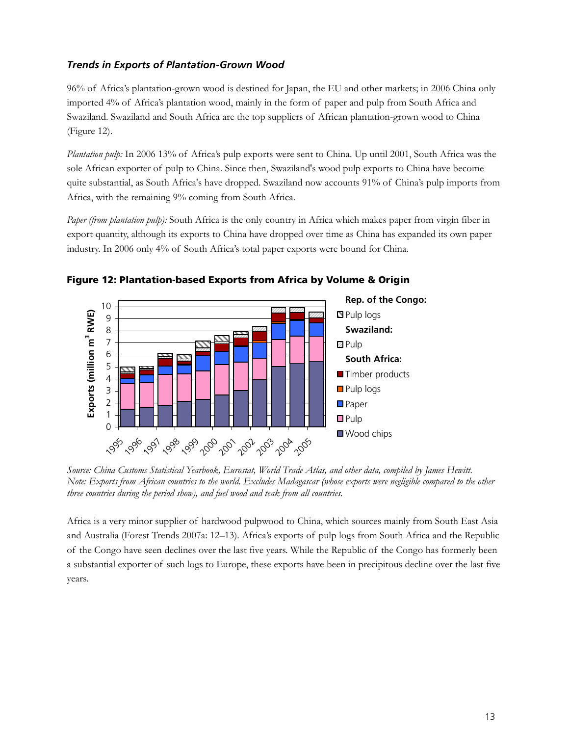### *Trends in Exports of Plantation-Grown Wood*

96% of Africa's plantation-grown wood is destined for Japan, the EU and other markets; in 2006 China only imported 4% of Africa's plantation wood, mainly in the form of paper and pulp from South Africa and Swaziland. Swaziland and South Africa are the top suppliers of African plantation-grown wood to China (Figure 12).

*Plantation pulp:* In 2006 13% of Africa's pulp exports were sent to China. Up until 2001, South Africa was the sole African exporter of pulp to China. Since then, Swaziland's wood pulp exports to China have become quite substantial, as South Africa's have dropped. Swaziland now accounts 91% of China's pulp imports from Africa, with the remaining 9% coming from South Africa.

*Paper (from plantation pulp):* South Africa is the only country in Africa which makes paper from virgin fiber in export quantity, although its exports to China have dropped over time as China has expanded its own paper industry. In 2006 only 4% of South Africa's total paper exports were bound for China.

**Figure 12: Plantation-based Exports from Africa by Volume & Origin**

*Source: China Customs Statistical Yearbook, Eurostat, World Trade Atlas, and other data, compiled by James Hewitt.*
*Note: Exports from African countries to the world. Excludes Madagascar (whose exports were negligible compared to the other three countries during the period show), and fuel wood and teak from all countries.*

Africa is a very minor supplier of hardwood pulpwood to China, which sources mainly from South East Asia and Australia (Forest Trends 2007a: 12–13). Africa's exports of pulp logs from South Africa and the Republic of the Congo have seen declines over the last five years. While the Republic of the Congo has formerly been a substantial exporter of such logs to Europe, these exports have been in precipitous decline over the last five years.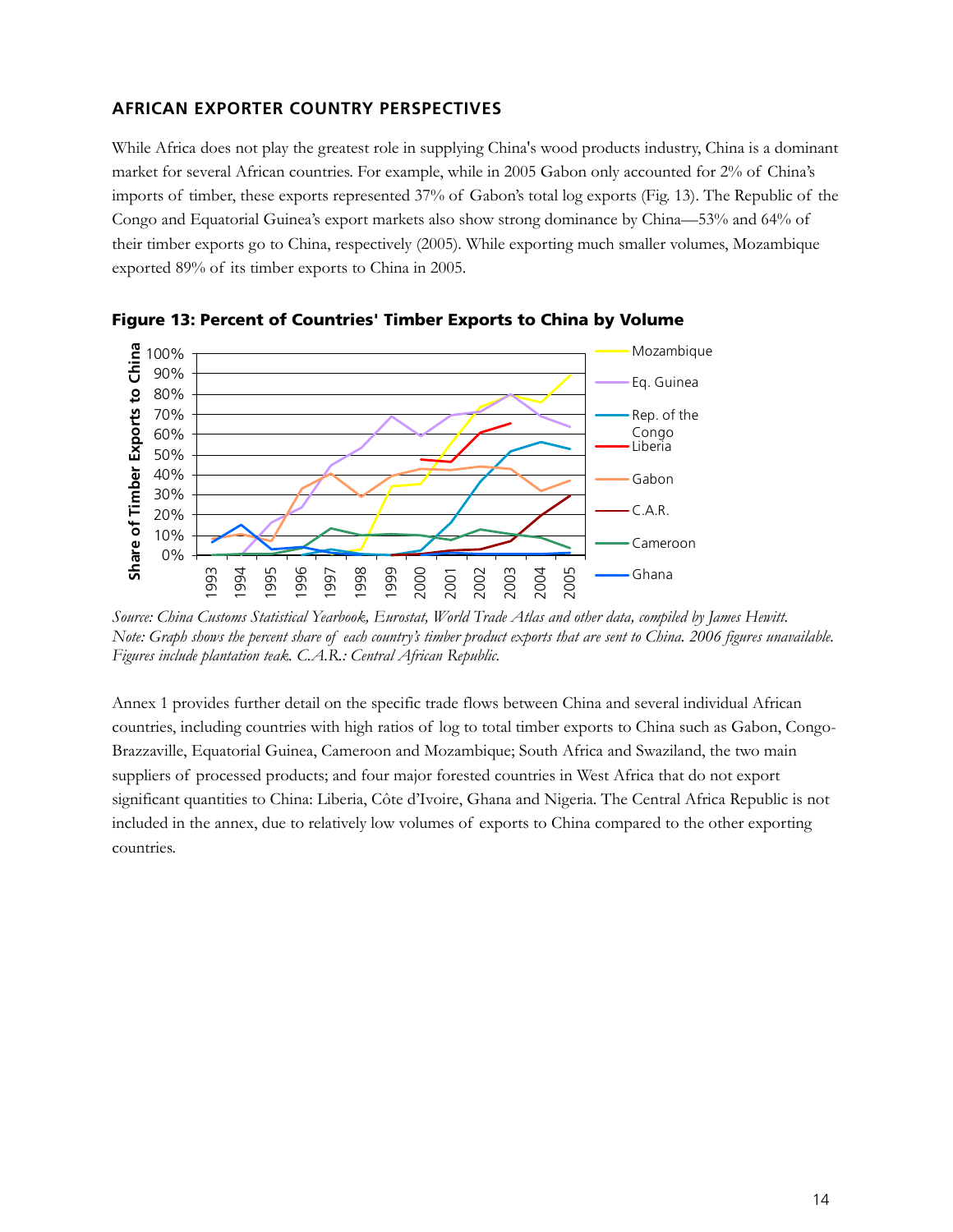### AFRICAN EXPORTER COUNTRY PERSPECTIVES

While Africa does not play the greatest role in supplying China's wood products industry, China is a dominant market for several African countries. For example, while in 2005 Gabon only accounted for 2% of China's imports of timber, these exports represented 37% of Gabon's total log exports (Fig. 13). The Republic of the Congo and Equatorial Guinea's export markets also show strong dominance by China—53% and 64% of their timber exports go to China, respectively (2005). While exporting much smaller volumes, Mozambique exported 89% of its timber exports to China in 2005.

**Figure 13: Percent of Countries' Timber Exports to China by Volume**

*Source: China Customs Statistical Yearbook, Eurostat, World Trade Atlas and other data, compiled by James Hewitt. Note: Graph shows the percent share of each country's timber product exports that are sent to China. 2006 figures unavailable. Figures include plantation teak. C.A.R.: Central African Republic.*

Annex 1 provides further detail on the specific trade flows between China and several individual African countries, including countries with high ratios of log to total timber exports to China such as Gabon, Congo-Brazzaville, Equatorial Guinea, Cameroon and Mozambique; South Africa and Swaziland, the two main suppliers of processed products; and four major forested countries in West Africa that do not export significant quantities to China: Liberia, Côte d'Ivoire, Ghana and Nigeria. The Central Africa Republic is not included in the annex, due to relatively low volumes of exports to China compared to the other exporting countries.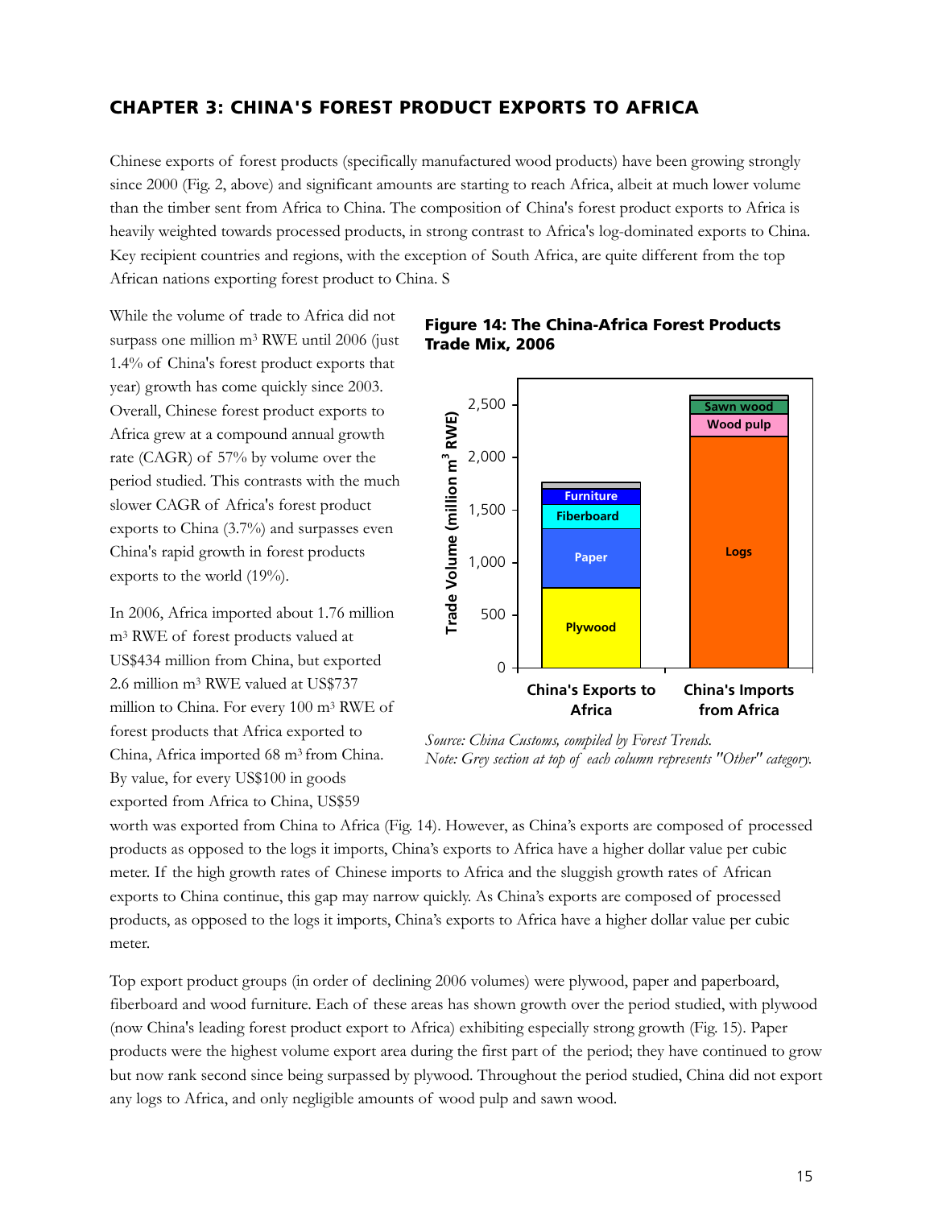## CHAPTER 3: CHINA'S FOREST PRODUCT EXPORTS TO AFRICA

Chinese exports of forest products (specifically manufactured wood products) have been growing strongly since 2000 (Fig. 2, above) and significant amounts are starting to reach Africa, albeit at much lower volume than the timber sent from Africa to China. The composition of China's forest product exports to Africa is heavily weighted towards processed products, in strong contrast to Africa's log-dominated exports to China. Key recipient countries and regions, with the exception of South Africa, are quite different from the top African nations exporting forest product to China. S

While the volume of trade to Africa did not surpass one million $m^3$ RWE until 2006 (just 1.4% of China's forest product exports that year) growth has come quickly since 2003. Overall, Chinese forest product exports to Africa grew at a compound annual growth rate (CAGR) of 57% by volume over the period studied. This contrasts with the much slower CAGR of Africa's forest product exports to China (3.7%) and surpasses even China's rapid growth in forest products exports to the world (19%).

**Figure 14: The China-Africa Forest Products Trade Mix, 2006**

*Source: China Customs, compiled by Forest Trends.*
*Note: Grey section at top of each column represents "Other" category.*

In 2006, Africa imported about 1.76 million $m^3$ RWE of forest products valued at US$434 million from China, but exported 2.6 million $m^3$ RWE valued at US$737 million to China. For every 100 $m^3$ RWE of forest products that Africa exported to China, Africa imported 68 $m^3$ from China. By value, for every US$100 in goods exported from Africa to China, US$59 worth was exported from China to Africa (Fig. 14). However, as China's exports are composed of processed products as opposed to the logs it imports, China's exports to Africa have a higher dollar value per cubic meter. If the high growth rates of Chinese imports to Africa and the sluggish growth rates of African exports to China continue, this gap may narrow quickly. As China's exports are composed of processed products, as opposed to the logs it imports, China's exports to Africa have a higher dollar value per cubic meter.

Top export product groups (in order of declining 2006 volumes) were plywood, paper and paperboard, fiberboard and wood furniture. Each of these areas has shown growth over the period studied, with plywood (now China's leading forest product export to Africa) exhibiting especially strong growth (Fig. 15). Paper products were the highest volume export area during the first part of the period; they have continued to grow but now rank second since being surpassed by plywood. Throughout the period studied, China did not export any logs to Africa, and only negligible amounts of wood pulp and sawn wood.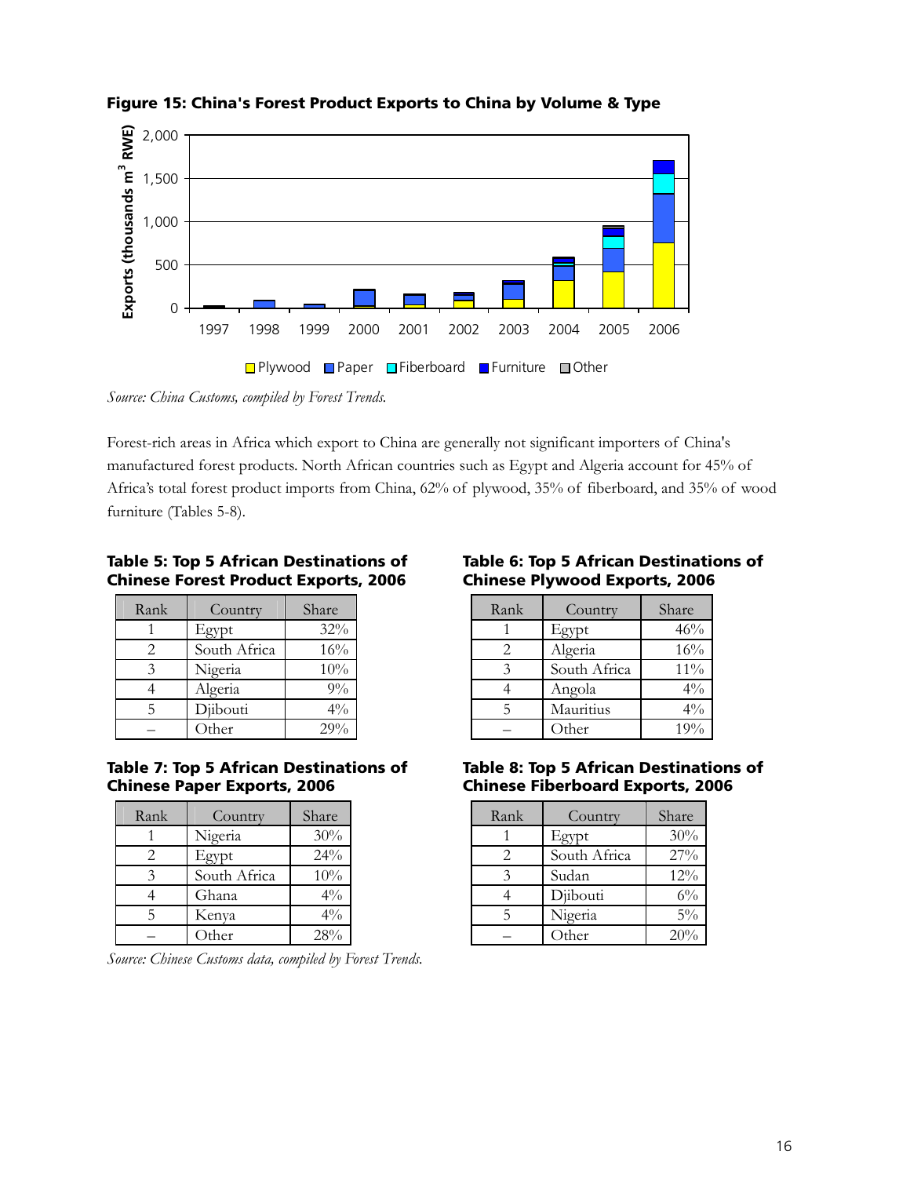**Figure 15: China's Forest Product Exports to China by Volume & Type**

*Source: China Customs, compiled by Forest Trends.*

Forest-rich areas in Africa which export to China are generally not significant importers of China's manufactured forest products. North African countries such as Egypt and Algeria account for 45% of Africa's total forest product imports from China, 62% of plywood, 35% of fiberboard, and 35% of wood furniture (Tables 5-8).

**Table 5: Top 5 African Destinations of Chinese Forest Product Exports, 2006**

| Rank | Country | Share |
|---|---|---|
| 1 | Egypt | 32% |
| 2 | South Africa | 16% |
| 3 | Nigeria | 10% |
| 4 | Algeria | 9% |
| 5 | Djibouti | 4% |
| – | Other | 29% |

**Table 6: Top 5 African Destinations of Chinese Plywood Exports, 2006**

| Rank | Country | Share |
|---|---|---|
| 1 | Egypt | 46% |
| 2 | Algeria | 16% |
| 3 | South Africa | 11% |
| 4 | Angola | 4% |
| 5 | Mauritius | 4% |
| – | Other | 19% |

**Table 7: Top 5 African Destinations of Chinese Paper Exports, 2006**

| Rank | Country | Share |
|---|---|---|
| 1 | Nigeria | 30% |
| 2 | Egypt | 24% |
| 3 | South Africa | 10% |
| 4 | Ghana | 4% |
| 5 | Kenya | 4% |
| – | Other | 28% |

**Table 8: Top 5 African Destinations of Chinese Fiberboard Exports, 2006**

| Rank | Country | Share |
|---|---|---|
| 1 | Egypt | 30% |
| 2 | South Africa | 27% |
| 3 | Sudan | 12% |
| 4 | Djibouti | 6% |
| 5 | Nigeria | 5% |
| – | Other | 20% |

*Source: Chinese Customs data, compiled by Forest Trends.*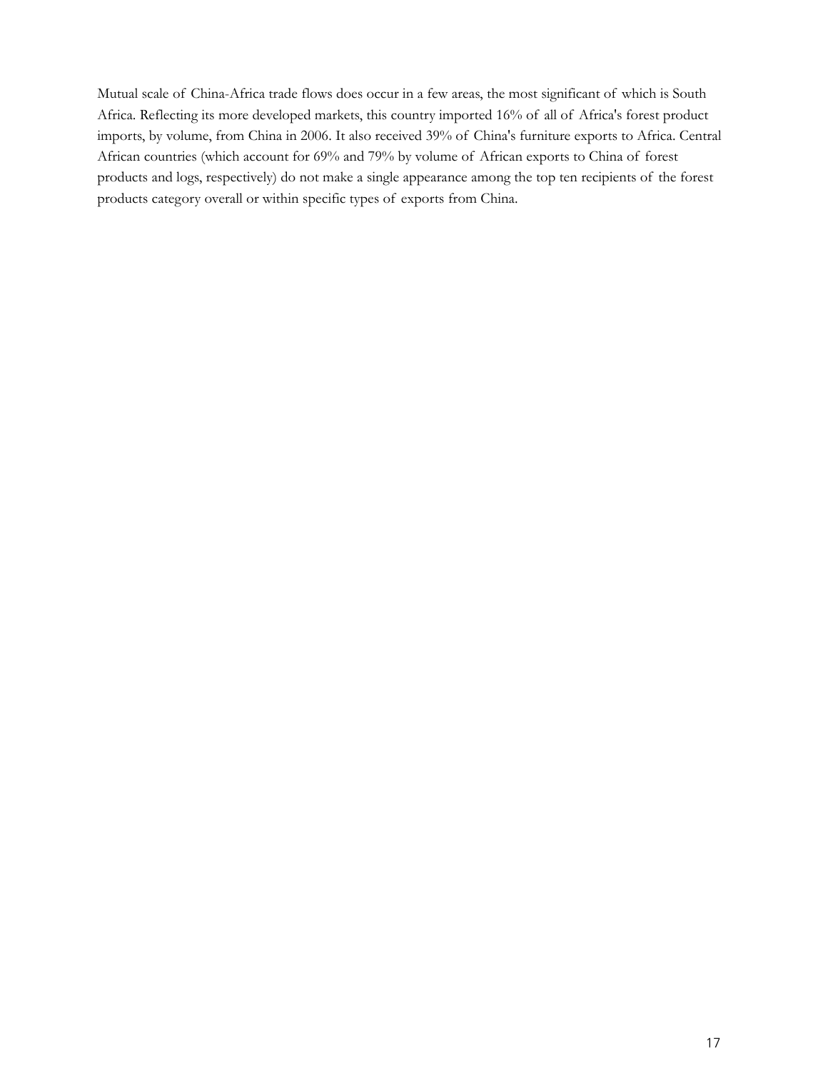Mutual scale of China-Africa trade flows does occur in a few areas, the most significant of which is South Africa. Reflecting its more developed markets, this country imported 16% of all of Africa's forest product imports, by volume, from China in 2006. It also received 39% of China's furniture exports to Africa. Central African countries (which account for 69% and 79% by volume of African exports to China of forest products and logs, respectively) do not make a single appearance among the top ten recipients of the forest products category overall or within specific types of exports from China.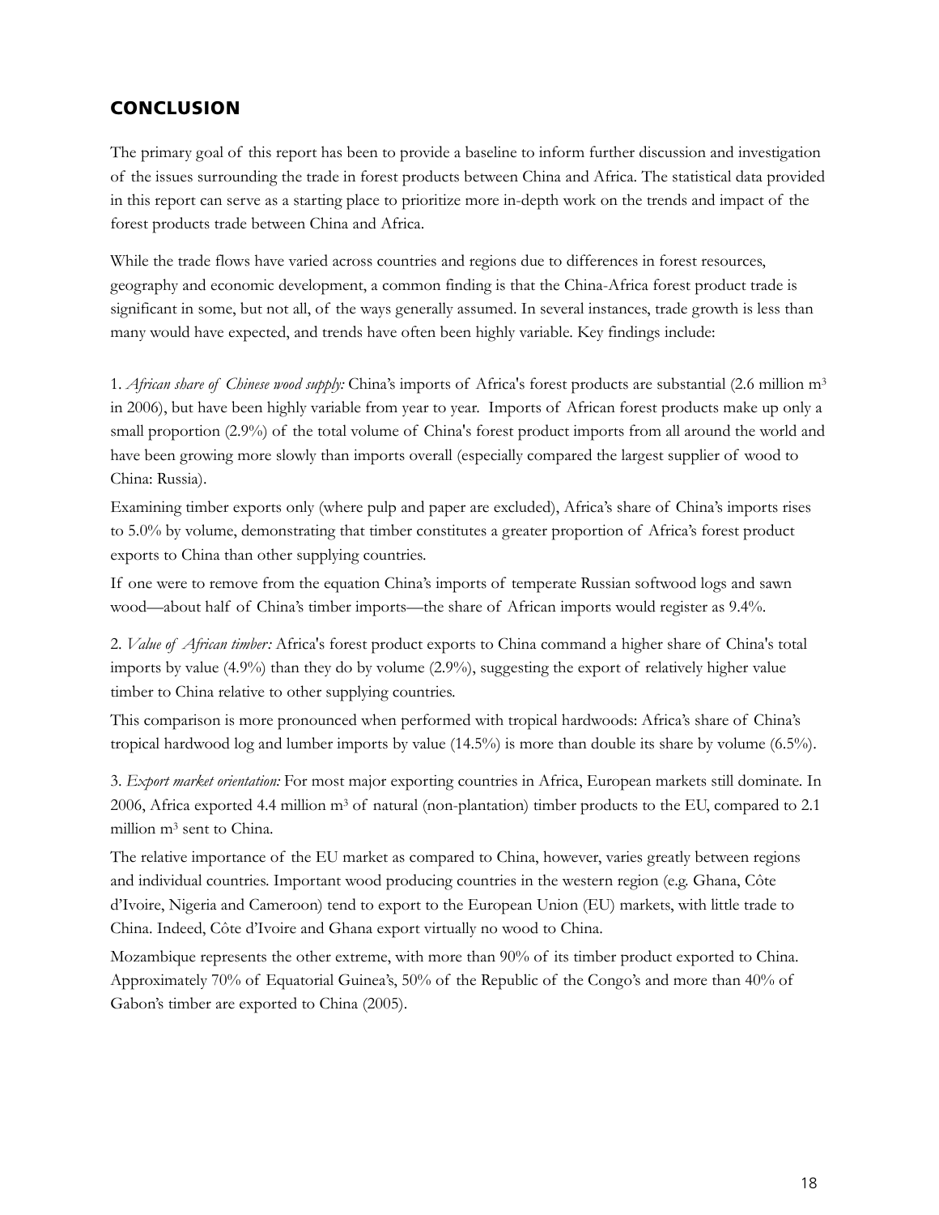## CONCLUSION

The primary goal of this report has been to provide a baseline to inform further discussion and investigation of the issues surrounding the trade in forest products between China and Africa. The statistical data provided in this report can serve as a starting place to prioritize more in-depth work on the trends and impact of the forest products trade between China and Africa.

While the trade flows have varied across countries and regions due to differences in forest resources, geography and economic development, a common finding is that the China-Africa forest product trade is significant in some, but not all, of the ways generally assumed. In several instances, trade growth is less than many would have expected, and trends have often been highly variable. Key findings include:

1. *African share of Chinese wood supply:* China's imports of Africa's forest products are substantial (2.6 million $m^3$ in 2006), but have been highly variable from year to year. Imports of African forest products make up only a small proportion (2.9%) of the total volume of China's forest product imports from all around the world and have been growing more slowly than imports overall (especially compared the largest supplier of wood to China: Russia).

Examining timber exports only (where pulp and paper are excluded), Africa's share of China's imports rises to 5.0% by volume, demonstrating that timber constitutes a greater proportion of Africa's forest product exports to China than other supplying countries.

If one were to remove from the equation China's imports of temperate Russian softwood logs and sawn wood—about half of China's timber imports—the share of African imports would register as 9.4%.

2. *Value of African timber:* Africa's forest product exports to China command a higher share of China's total imports by value (4.9%) than they do by volume (2.9%), suggesting the export of relatively higher value timber to China relative to other supplying countries.

This comparison is more pronounced when performed with tropical hardwoods: Africa's share of China's tropical hardwood log and lumber imports by value (14.5%) is more than double its share by volume (6.5%).

3. *Export market orientation:* For most major exporting countries in Africa, European markets still dominate. In 2006, Africa exported 4.4 million $m^3$ of natural (non-plantation) timber products to the EU, compared to 2.1 million $m^3$ sent to China.

The relative importance of the EU market as compared to China, however, varies greatly between regions and individual countries. Important wood producing countries in the western region (e.g. Ghana, Côte d'Ivoire, Nigeria and Cameroon) tend to export to the European Union (EU) markets, with little trade to China. Indeed, Côte d'Ivoire and Ghana export virtually no wood to China.

Mozambique represents the other extreme, with more than 90% of its timber product exported to China. Approximately 70% of Equatorial Guinea's, 50% of the Republic of the Congo's and more than 40% of Gabon's timber are exported to China (2005).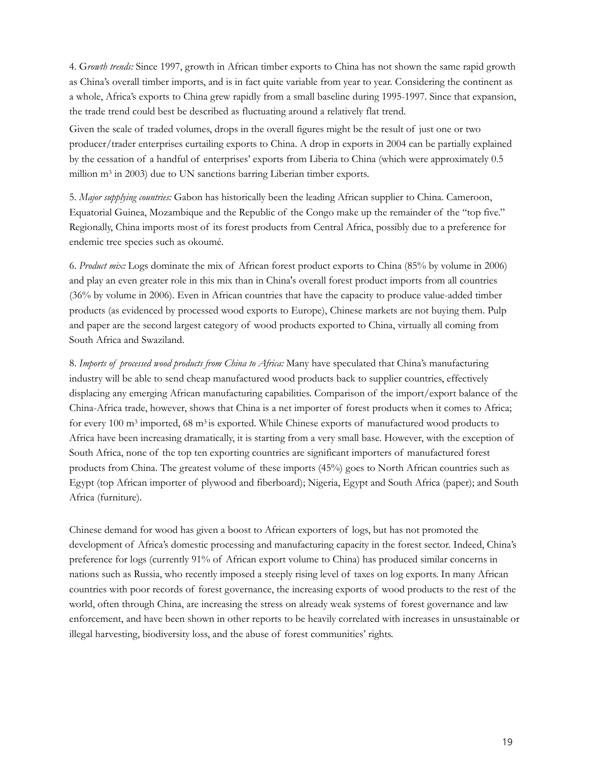4. G*rowth trends:* Since 1997, growth in African timber exports to China has not shown the same rapid growth as China's overall timber imports, and is in fact quite variable from year to year. Considering the continent as a whole, Africa's exports to China grew rapidly from a small baseline during 1995-1997. Since that expansion, the trade trend could best be described as fluctuating around a relatively flat trend.

Given the scale of traded volumes, drops in the overall figures might be the result of just one or two producer/trader enterprises curtailing exports to China. A drop in exports in 2004 can be partially explained by the cessation of a handful of enterprises' exports from Liberia to China (which were approximately 0.5 million $m^3$ in 2003) due to UN sanctions barring Liberian timber exports.

5. *Major supplying countries:* Gabon has historically been the leading African supplier to China. Cameroon, Equatorial Guinea, Mozambique and the Republic of the Congo make up the remainder of the "top five." Regionally, China imports most of its forest products from Central Africa, possibly due to a preference for endemic tree species such as okoumé.

6. *Product mix:* Logs dominate the mix of African forest product exports to China (85% by volume in 2006) and play an even greater role in this mix than in China's overall forest product imports from all countries (36% by volume in 2006). Even in African countries that have the capacity to produce value-added timber products (as evidenced by processed wood exports to Europe), Chinese markets are not buying them. Pulp and paper are the second largest category of wood products exported to China, virtually all coming from South Africa and Swaziland.

8. *Imports of processed wood products from China to Africa:* Many have speculated that China's manufacturing industry will be able to send cheap manufactured wood products back to supplier countries, effectively displacing any emerging African manufacturing capabilities. Comparison of the import/export balance of the China-Africa trade, however, shows that China is a net importer of forest products when it comes to Africa; for every 100 $m^3$ imported, 68 $m^3$ is exported. While Chinese exports of manufactured wood products to Africa have been increasing dramatically, it is starting from a very small base. However, with the exception of South Africa, none of the top ten exporting countries are significant importers of manufactured forest products from China. The greatest volume of these imports (45%) goes to North African countries such as Egypt (top African importer of plywood and fiberboard); Nigeria, Egypt and South Africa (paper); and South Africa (furniture).

Chinese demand for wood has given a boost to African exporters of logs, but has not promoted the development of Africa's domestic processing and manufacturing capacity in the forest sector. Indeed, China's preference for logs (currently 91% of African export volume to China) has produced similar concerns in nations such as Russia, who recently imposed a steeply rising level of taxes on log exports. In many African countries with poor records of forest governance, the increasing exports of wood products to the rest of the world, often through China, are increasing the stress on already weak systems of forest governance and law enforcement, and have been shown in other reports to be heavily correlated with increases in unsustainable or illegal harvesting, biodiversity loss, and the abuse of forest communities' rights.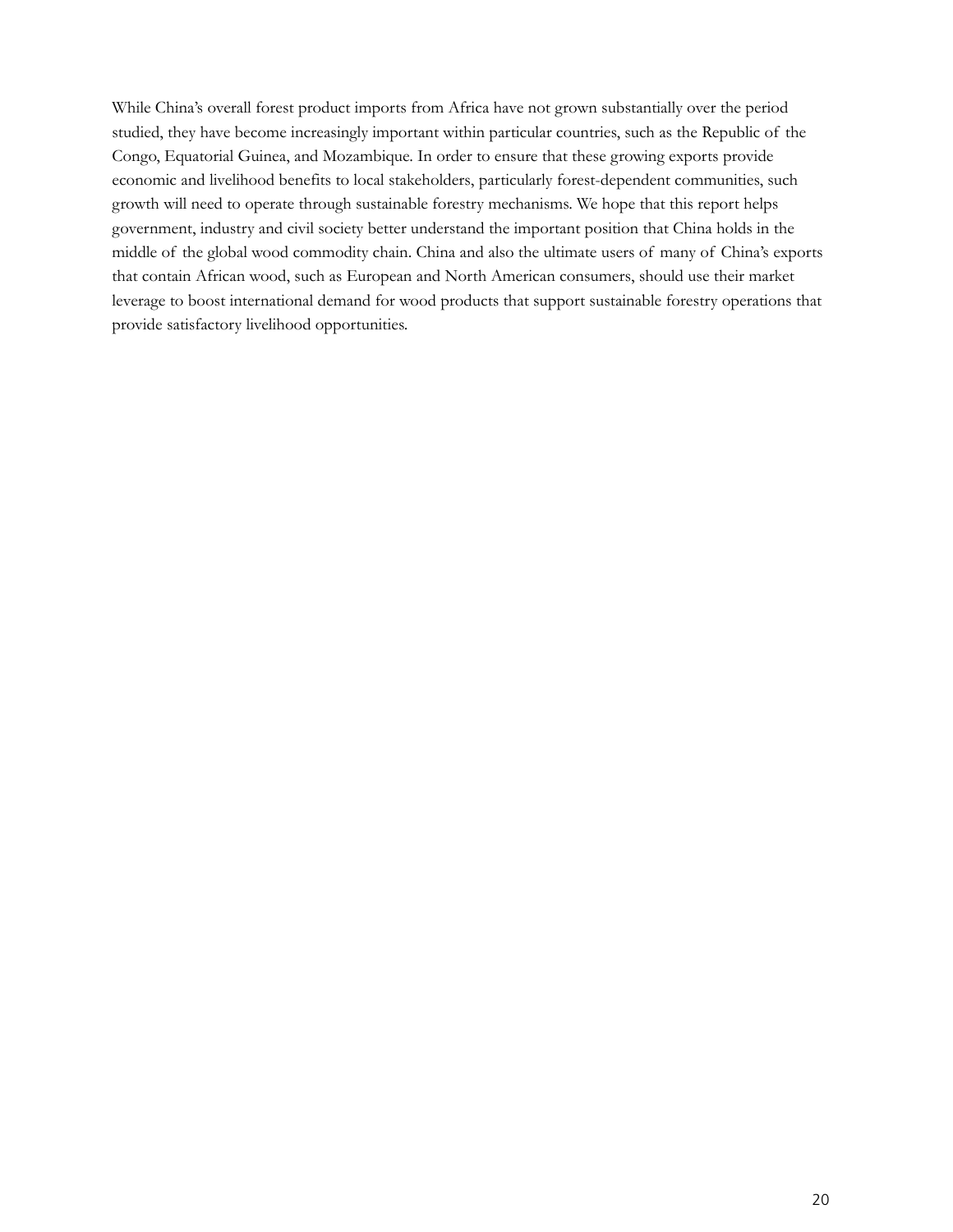While China's overall forest product imports from Africa have not grown substantially over the period studied, they have become increasingly important within particular countries, such as the Republic of the Congo, Equatorial Guinea, and Mozambique. In order to ensure that these growing exports provide economic and livelihood benefits to local stakeholders, particularly forest-dependent communities, such growth will need to operate through sustainable forestry mechanisms. We hope that this report helps government, industry and civil society better understand the important position that China holds in the middle of the global wood commodity chain. China and also the ultimate users of many of China's exports that contain African wood, such as European and North American consumers, should use their market leverage to boost international demand for wood products that support sustainable forestry operations that provide satisfactory livelihood opportunities.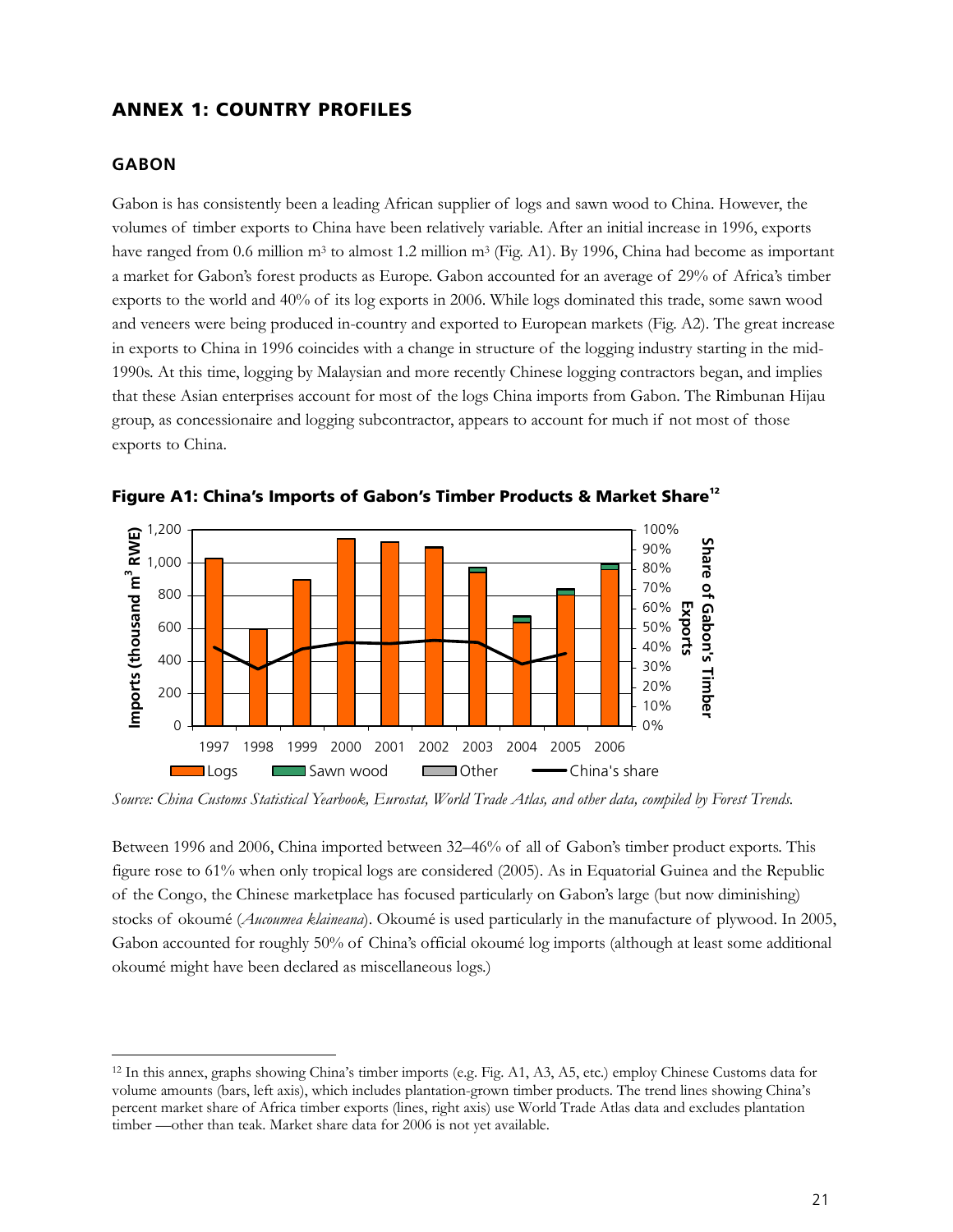## ANNEX 1: COUNTRY PROFILES

### GABON

Gabon is has consistently been a leading African supplier of logs and sawn wood to China. However, the volumes of timber exports to China have been relatively variable. After an initial increase in 1996, exports have ranged from 0.6 million m³ to almost 1.2 million m³ (Fig. A1). By 1996, China had become as important a market for Gabon's forest products as Europe. Gabon accounted for an average of 29% of Africa's timber exports to the world and 40% of its log exports in 2006. While logs dominated this trade, some sawn wood and veneers were being produced in-country and exported to European markets (Fig. A2). The great increase in exports to China in 1996 coincides with a change in structure of the logging industry starting in the mid-1990s. At this time, logging by Malaysian and more recently Chinese logging contractors began, and implies that these Asian enterprises account for most of the logs China imports from Gabon. The Rimbunan Hijau group, as concessionaire and logging subcontractor, appears to account for much if not most of those exports to China.

**Figure A1: China's Imports of Gabon's Timber Products & Market Share**[12]

*Source: China Customs Statistical Yearbook, Eurostat, World Trade Atlas, and other data, compiled by Forest Trends.*

Between 1996 and 2006, China imported between 32–46% of all of Gabon's timber product exports. This figure rose to 61% when only tropical logs are considered (2005). As in Equatorial Guinea and the Republic of the Congo, the Chinese marketplace has focused particularly on Gabon's large (but now diminishing) stocks of okoumé (*Aucoumea klaineana*). Okoumé is used particularly in the manufacture of plywood. In 2005, Gabon accounted for roughly 50% of China's official okoumé log imports (although at least some additional okoumé might have been declared as miscellaneous logs.)

---

[12] In this annex, graphs showing China's timber imports (e.g. Fig. A1, A3, A5, etc.) employ Chinese Customs data for volume amounts (bars, left axis), which includes plantation-grown timber products. The trend lines showing China's percent market share of Africa timber exports (lines, right axis) use World Trade Atlas data and excludes plantation timber —other than teak. Market share data for 2006 is not yet available.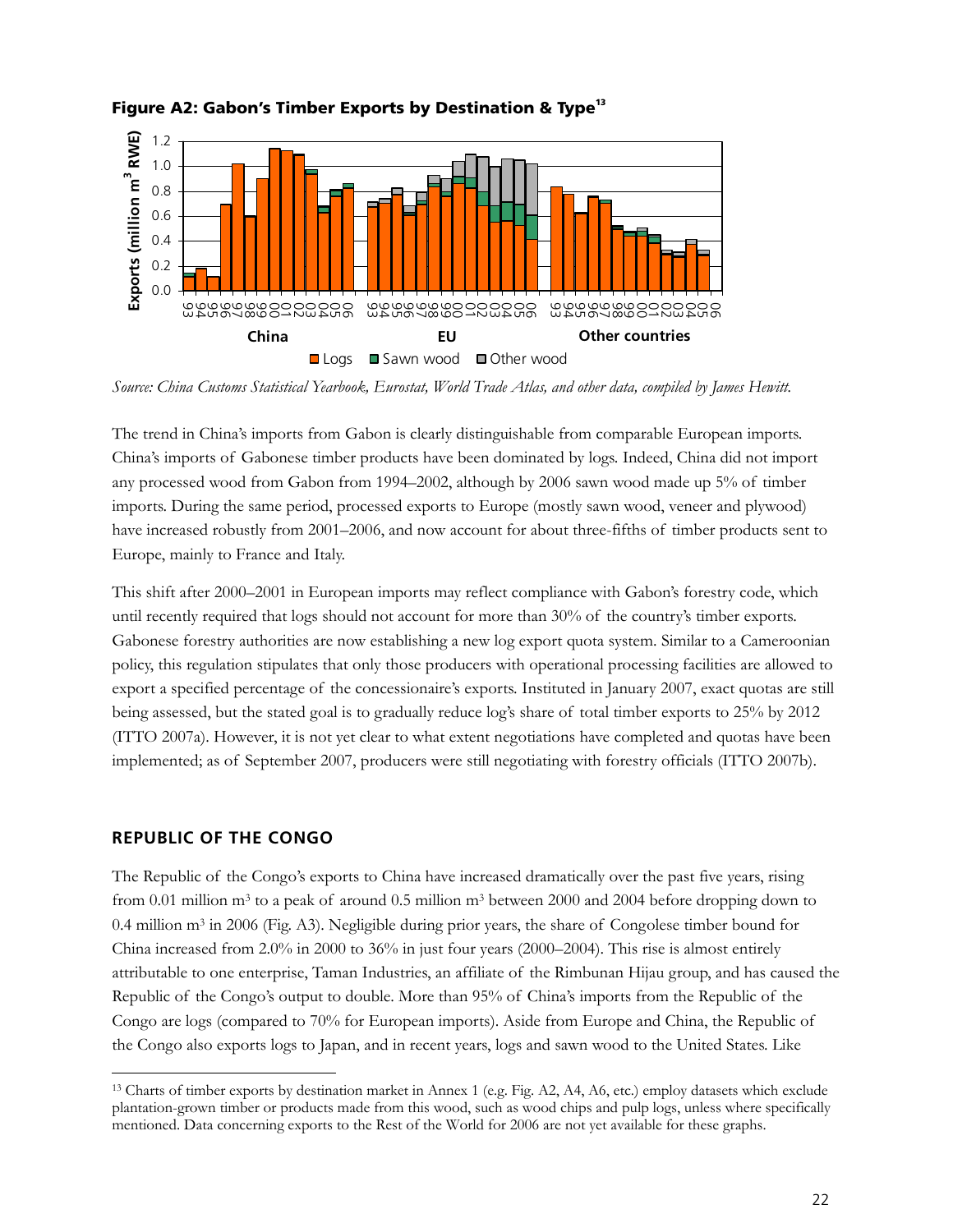**Figure A2: Gabon's Timber Exports by Destination & Type**[13]

*Source: China Customs Statistical Yearbook, Eurostat, World Trade Atlas, and other data, compiled by James Hewitt.*

The trend in China's imports from Gabon is clearly distinguishable from comparable European imports. China's imports of Gabonese timber products have been dominated by logs. Indeed, China did not import any processed wood from Gabon from 1994–2002, although by 2006 sawn wood made up 5% of timber imports. During the same period, processed exports to Europe (mostly sawn wood, veneer and plywood) have increased robustly from 2001–2006, and now account for about three-fifths of timber products sent to Europe, mainly to France and Italy.

This shift after 2000–2001 in European imports may reflect compliance with Gabon's forestry code, which until recently required that logs should not account for more than 30% of the country's timber exports. Gabonese forestry authorities are now establishing a new log export quota system. Similar to a Cameroonian policy, this regulation stipulates that only those producers with operational processing facilities are allowed to export a specified percentage of the concessionaire's exports. Instituted in January 2007, exact quotas are still being assessed, but the stated goal is to gradually reduce log's share of total timber exports to 25% by 2012 (ITTO 2007a). However, it is not yet clear to what extent negotiations have completed and quotas have been implemented; as of September 2007, producers were still negotiating with forestry officials (ITTO 2007b).

## REPUBLIC OF THE CONGO

The Republic of the Congo's exports to China have increased dramatically over the past five years, rising from 0.01 million m³ to a peak of around 0.5 million m³ between 2000 and 2004 before dropping down to 0.4 million m³ in 2006 (Fig. A3). Negligible during prior years, the share of Congolese timber bound for China increased from 2.0% in 2000 to 36% in just four years (2000–2004). This rise is almost entirely attributable to one enterprise, Taman Industries, an affiliate of the Rimbunan Hijau group, and has caused the Republic of the Congo's output to double. More than 95% of China's imports from the Republic of the Congo are logs (compared to 70% for European imports). Aside from Europe and China, the Republic of the Congo also exports logs to Japan, and in recent years, logs and sawn wood to the United States. Like

---

[13] Charts of timber exports by destination market in Annex 1 (e.g. Fig. A2, A4, A6, etc.) employ datasets which exclude plantation-grown timber or products made from this wood, such as wood chips and pulp logs, unless where specifically mentioned. Data concerning exports to the Rest of the World for 2006 are not yet available for these graphs.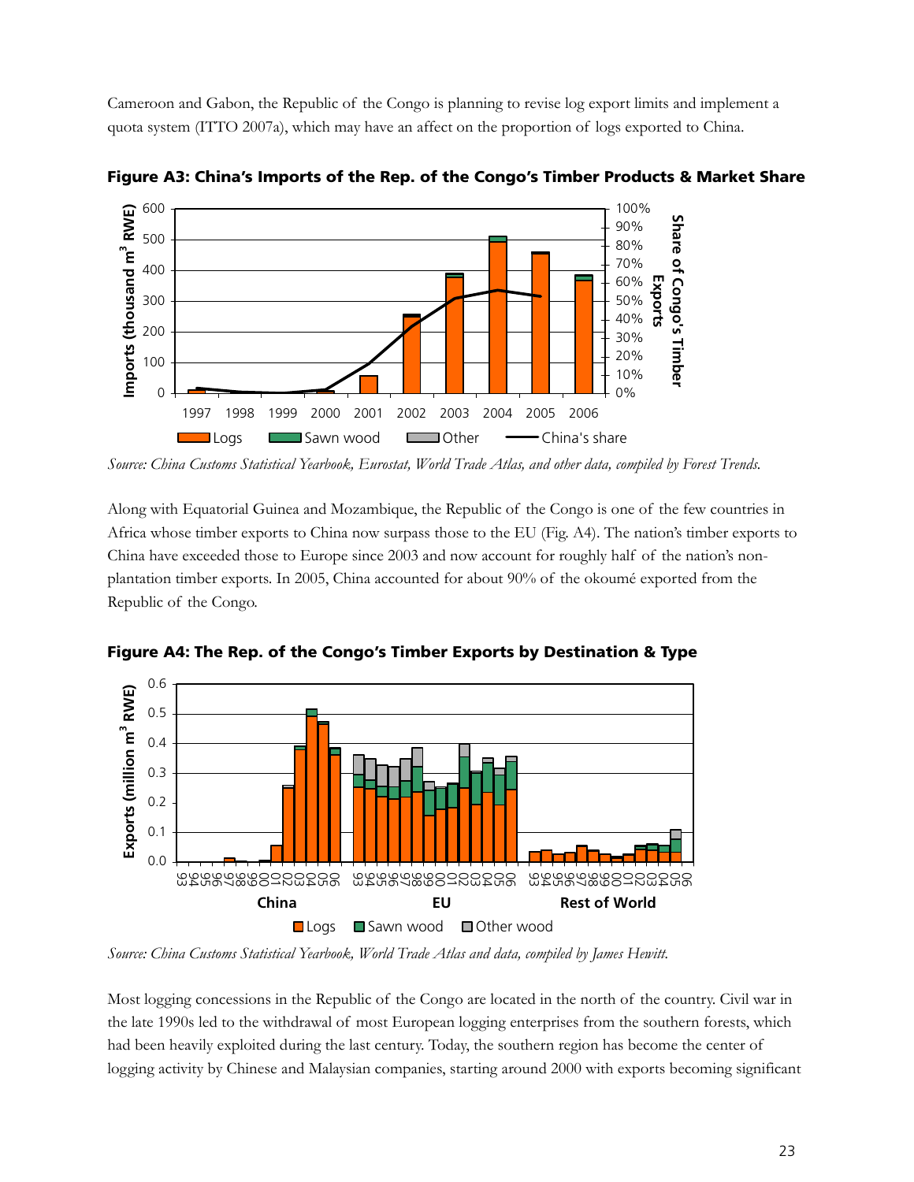Cameroon and Gabon, the Republic of the Congo is planning to revise log export limits and implement a quota system (ITTO 2007a), which may have an affect on the proportion of logs exported to China.

**Figure A3: China's Imports of the Rep. of the Congo's Timber Products & Market Share**

*Source: China Customs Statistical Yearbook, Eurostat, World Trade Atlas, and other data, compiled by Forest Trends.*

Along with Equatorial Guinea and Mozambique, the Republic of the Congo is one of the few countries in Africa whose timber exports to China now surpass those to the EU (Fig. A4). The nation's timber exports to China have exceeded those to Europe since 2003 and now account for roughly half of the nation's non-plantation timber exports. In 2005, China accounted for about 90% of the okoumé exported from the Republic of the Congo.

**Figure A4: The Rep. of the Congo's Timber Exports by Destination & Type**

*Source: China Customs Statistical Yearbook, World Trade Atlas and data, compiled by James Hewitt.*

Most logging concessions in the Republic of the Congo are located in the north of the country. Civil war in the late 1990s led to the withdrawal of most European logging enterprises from the southern forests, which had been heavily exploited during the last century. Today, the southern region has become the center of logging activity by Chinese and Malaysian companies, starting around 2000 with exports becoming significant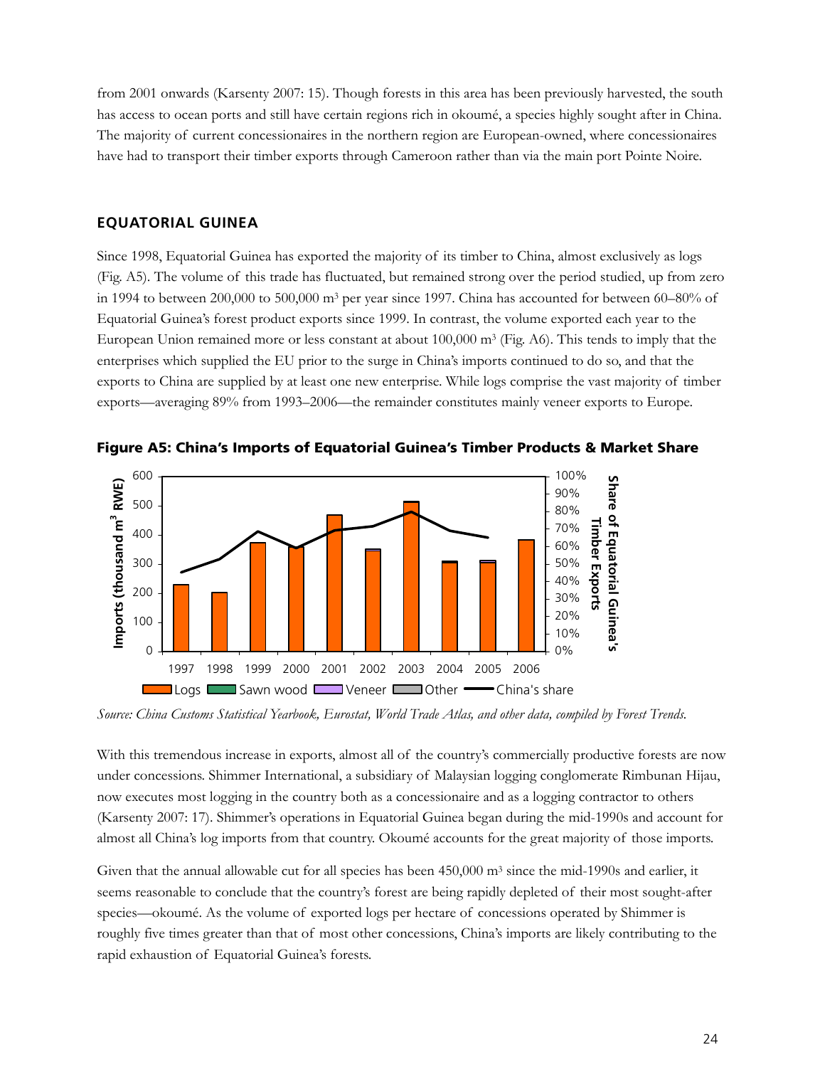from 2001 onwards (Karsenty 2007: 15). Though forests in this area has been previously harvested, the south has access to ocean ports and still have certain regions rich in okoumé, a species highly sought after in China. The majority of current concessionaires in the northern region are European-owned, where concessionaires have had to transport their timber exports through Cameroon rather than via the main port Pointe Noire.

### EQUATORIAL GUINEA

Since 1998, Equatorial Guinea has exported the majority of its timber to China, almost exclusively as logs (Fig. A5). The volume of this trade has fluctuated, but remained strong over the period studied, up from zero in 1994 to between 200,000 to 500,000 m³ per year since 1997. China has accounted for between 60–80% of Equatorial Guinea's forest product exports since 1999. In contrast, the volume exported each year to the European Union remained more or less constant at about 100,000 m³ (Fig. A6). This tends to imply that the enterprises which supplied the EU prior to the surge in China's imports continued to do so, and that the exports to China are supplied by at least one new enterprise. While logs comprise the vast majority of timber exports—averaging 89% from 1993–2006—the remainder constitutes mainly veneer exports to Europe.

**Figure A5: China's Imports of Equatorial Guinea's Timber Products & Market Share**

*Source: China Customs Statistical Yearbook, Eurostat, World Trade Atlas, and other data, compiled by Forest Trends.*

With this tremendous increase in exports, almost all of the country's commercially productive forests are now under concessions. Shimmer International, a subsidiary of Malaysian logging conglomerate Rimbunan Hijau, now executes most logging in the country both as a concessionaire and as a logging contractor to others (Karsenty 2007: 17). Shimmer's operations in Equatorial Guinea began during the mid-1990s and account for almost all China's log imports from that country. Okoumé accounts for the great majority of those imports.

Given that the annual allowable cut for all species has been 450,000 m³ since the mid-1990s and earlier, it seems reasonable to conclude that the country's forest are being rapidly depleted of their most sought-after species—okoumé. As the volume of exported logs per hectare of concessions operated by Shimmer is roughly five times greater than that of most other concessions, China's imports are likely contributing to the rapid exhaustion of Equatorial Guinea's forests.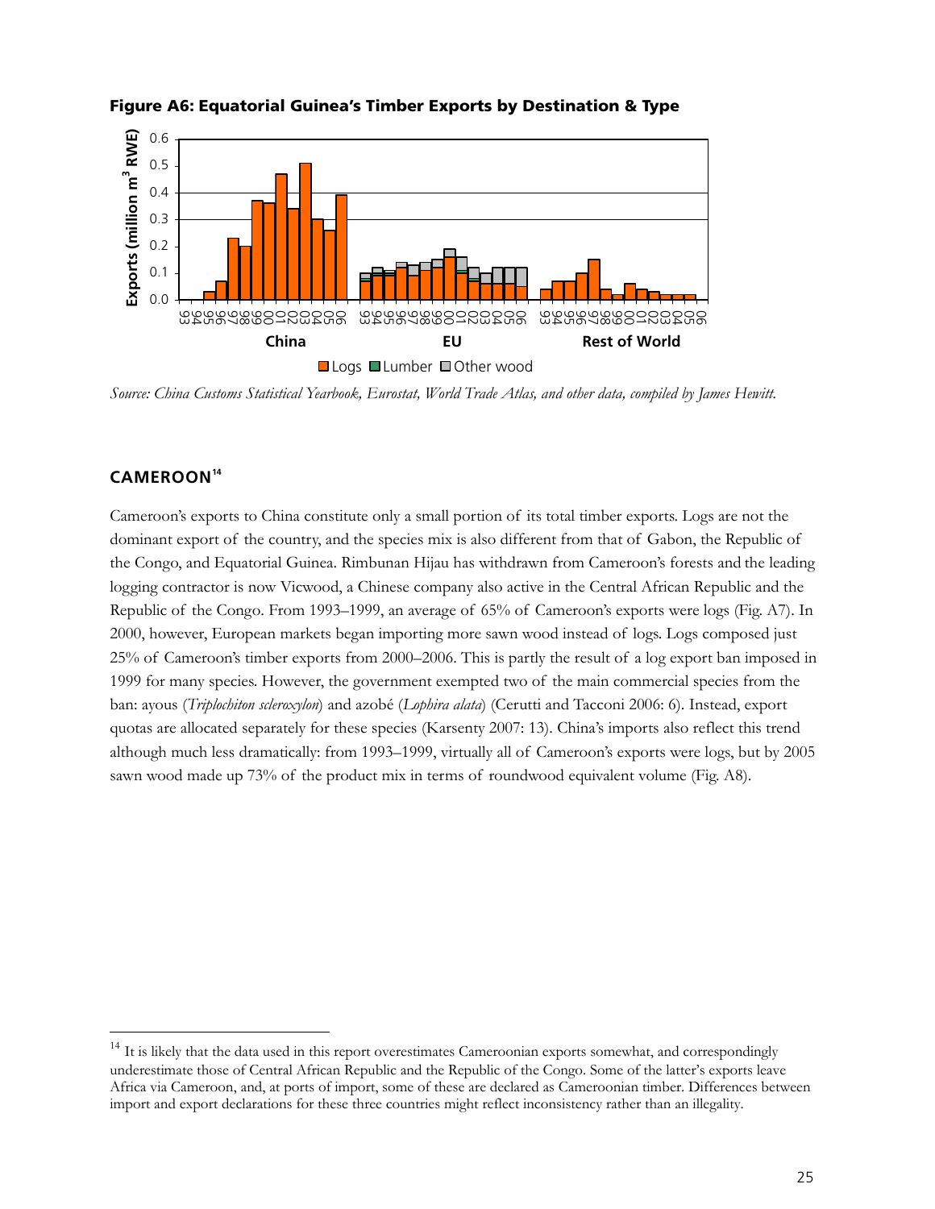**Figure A6: Equatorial Guinea's Timber Exports by Destination & Type**

*Source: China Customs Statistical Yearbook, Eurostat, World Trade Atlas, and other data, compiled by James Hewitt.*

## CAMEROON[14]

Cameroon's exports to China constitute only a small portion of its total timber exports. Logs are not the dominant export of the country, and the species mix is also different from that of Gabon, the Republic of the Congo, and Equatorial Guinea. Rimbunan Hijau has withdrawn from Cameroon's forests and the leading logging contractor is now Vicwood, a Chinese company also active in the Central African Republic and the Republic of the Congo. From 1993–1999, an average of 65% of Cameroon's exports were logs (Fig. A7). In 2000, however, European markets began importing more sawn wood instead of logs. Logs composed just 25% of Cameroon's timber exports from 2000–2006. This is partly the result of a log export ban imposed in 1999 for many species. However, the government exempted two of the main commercial species from the ban: ayous (*Triplochiton scleroxylon*) and azobé (*Lophira alata*) (Cerutti and Tacconi 2006: 6). Instead, export quotas are allocated separately for these species (Karsenty 2007: 13). China's imports also reflect this trend although much less dramatically: from 1993–1999, virtually all of Cameroon's exports were logs, but by 2005 sawn wood made up 73% of the product mix in terms of roundwood equivalent volume (Fig. A8).

[14] It is likely that the data used in this report overestimates Cameroonian exports somewhat, and correspondingly underestimate those of Central African Republic and the Republic of the Congo. Some of the latter's exports leave Africa via Cameroon, and, at ports of import, some of these are declared as Cameroonian timber. Differences between import and export declarations for these three countries might reflect inconsistency rather than an illegality.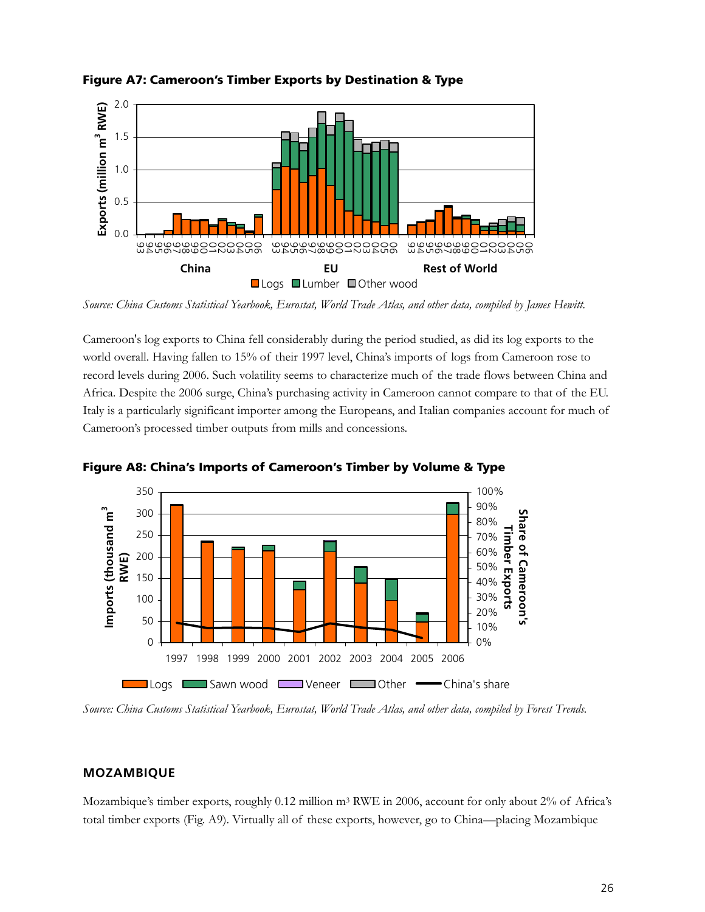**Figure A7: Cameroon's Timber Exports by Destination & Type**

*Source: China Customs Statistical Yearbook, Eurostat, World Trade Atlas, and other data, compiled by James Hewitt.*

Cameroon's log exports to China fell considerably during the period studied, as did its log exports to the world overall. Having fallen to 15% of their 1997 level, China's imports of logs from Cameroon rose to record levels during 2006. Such volatility seems to characterize much of the trade flows between China and Africa. Despite the 2006 surge, China's purchasing activity in Cameroon cannot compare to that of the EU. Italy is a particularly significant importer among the Europeans, and Italian companies account for much of Cameroon's processed timber outputs from mills and concessions.

**Figure A8: China's Imports of Cameroon's Timber by Volume & Type**

*Source: China Customs Statistical Yearbook, Eurostat, World Trade Atlas, and other data, compiled by Forest Trends.*

## MOZAMBIQUE

Mozambique's timber exports, roughly 0.12 million m³ RWE in 2006, account for only about 2% of Africa's total timber exports (Fig. A9). Virtually all of these exports, however, go to China—placing Mozambique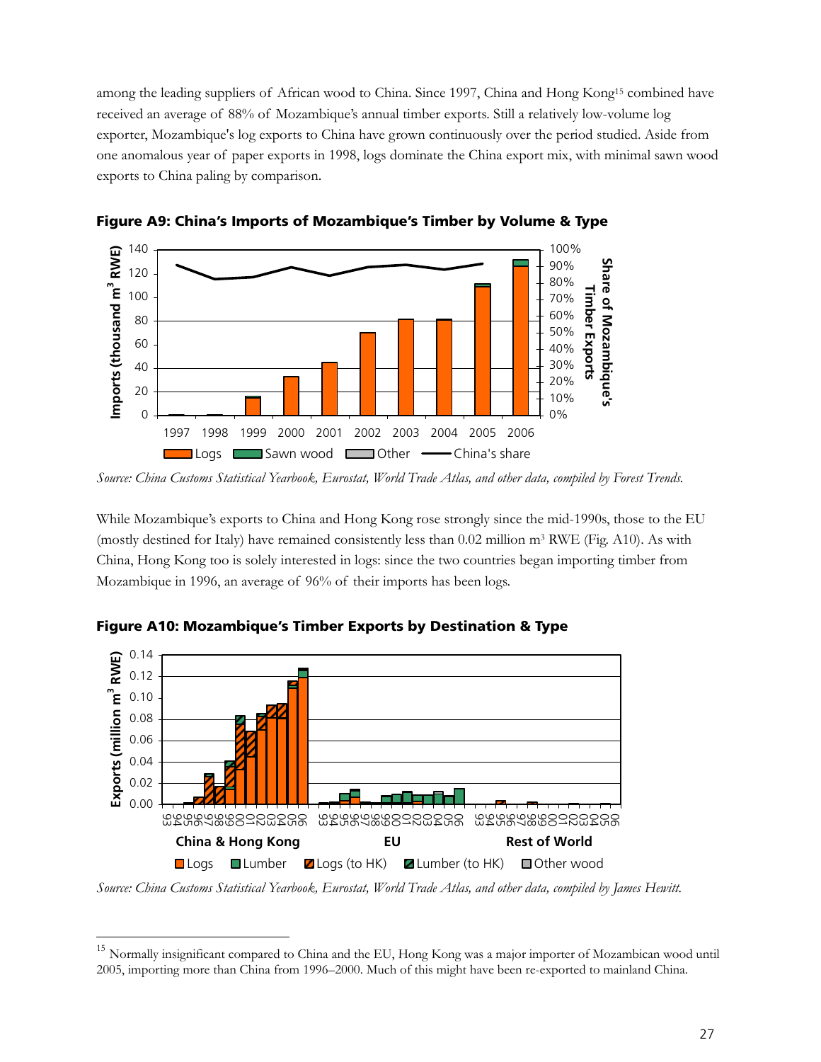among the leading suppliers of African wood to China. Since 1997, China and Hong Kong[15] combined have received an average of 88% of Mozambique's annual timber exports. Still a relatively low-volume log exporter, Mozambique's log exports to China have grown continuously over the period studied. Aside from one anomalous year of paper exports in 1998, logs dominate the China export mix, with minimal sawn wood exports to China paling by comparison.

**Figure A9: China's Imports of Mozambique's Timber by Volume & Type**

*Source: China Customs Statistical Yearbook, Eurostat, World Trade Atlas, and other data, compiled by Forest Trends.*

While Mozambique's exports to China and Hong Kong rose strongly since the mid-1990s, those to the EU (mostly destined for Italy) have remained consistently less than 0.02 million m³ RWE (Fig. A10). As with China, Hong Kong too is solely interested in logs: since the two countries began importing timber from Mozambique in 1996, an average of 96% of their imports has been logs.

**Figure A10: Mozambique's Timber Exports by Destination & Type**

*Source: China Customs Statistical Yearbook, Eurostat, World Trade Atlas, and other data, compiled by James Hewitt.*

---

[15] Normally insignificant compared to China and the EU, Hong Kong was a major importer of Mozambican wood until 2005, importing more than China from 1996–2000. Much of this might have been re-exported to mainland China.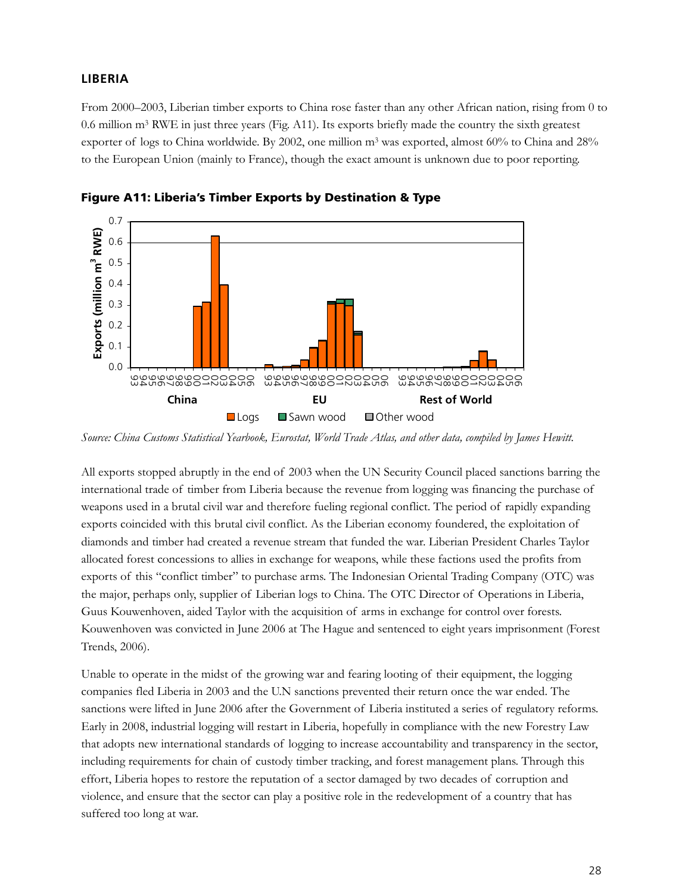### LIBERIA

From 2000–2003, Liberian timber exports to China rose faster than any other African nation, rising from 0 to 0.6 million m$^3$ RWE in just three years (Fig. A11). Its exports briefly made the country the sixth greatest exporter of logs to China worldwide. By 2002, one million m$^3$ was exported, almost 60% to China and 28% to the European Union (mainly to France), though the exact amount is unknown due to poor reporting.

**Figure A11: Liberia's Timber Exports by Destination & Type**

*Source: China Customs Statistical Yearbook, Eurostat, World Trade Atlas, and other data, compiled by James Hewitt.*

All exports stopped abruptly in the end of 2003 when the UN Security Council placed sanctions barring the international trade of timber from Liberia because the revenue from logging was financing the purchase of weapons used in a brutal civil war and therefore fueling regional conflict. The period of rapidly expanding exports coincided with this brutal civil conflict. As the Liberian economy foundered, the exploitation of diamonds and timber had created a revenue stream that funded the war. Liberian President Charles Taylor allocated forest concessions to allies in exchange for weapons, while these factions used the profits from exports of this "conflict timber" to purchase arms. The Indonesian Oriental Trading Company (OTC) was the major, perhaps only, supplier of Liberian logs to China. The OTC Director of Operations in Liberia, Guus Kouwenhoven, aided Taylor with the acquisition of arms in exchange for control over forests. Kouwenhoven was convicted in June 2006 at The Hague and sentenced to eight years imprisonment (Forest Trends, 2006).

Unable to operate in the midst of the growing war and fearing looting of their equipment, the logging companies fled Liberia in 2003 and the U.N sanctions prevented their return once the war ended. The sanctions were lifted in June 2006 after the Government of Liberia instituted a series of regulatory reforms. Early in 2008, industrial logging will restart in Liberia, hopefully in compliance with the new Forestry Law that adopts new international standards of logging to increase accountability and transparency in the sector, including requirements for chain of custody timber tracking, and forest management plans. Through this effort, Liberia hopes to restore the reputation of a sector damaged by two decades of corruption and violence, and ensure that the sector can play a positive role in the redevelopment of a country that has suffered too long at war.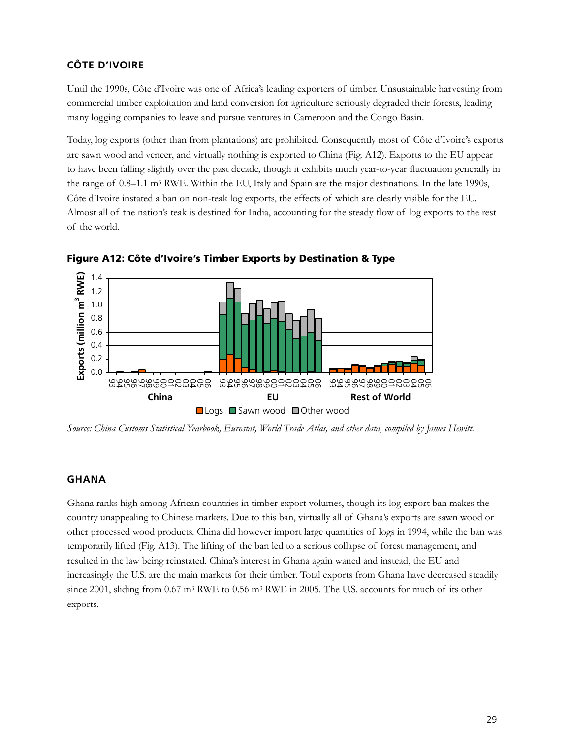## CÔTE D'IVOIRE

Until the 1990s, Côte d'Ivoire was one of Africa's leading exporters of timber. Unsustainable harvesting from commercial timber exploitation and land conversion for agriculture seriously degraded their forests, leading many logging companies to leave and pursue ventures in Cameroon and the Congo Basin.

Today, log exports (other than from plantations) are prohibited. Consequently most of Côte d'Ivoire's exports are sawn wood and veneer, and virtually nothing is exported to China (Fig. A12). Exports to the EU appear to have been falling slightly over the past decade, though it exhibits much year-to-year fluctuation generally in the range of 0.8–1.1 $m^3$ RWE. Within the EU, Italy and Spain are the major destinations. In the late 1990s, Côte d'Ivoire instated a ban on non-teak log exports, the effects of which are clearly visible for the EU. Almost all of the nation's teak is destined for India, accounting for the steady flow of log exports to the rest of the world.

**Figure A12: Côte d'Ivoire's Timber Exports by Destination & Type**

*Source: China Customs Statistical Yearbook, Eurostat, World Trade Atlas, and other data, compiled by James Hewitt.*

## GHANA

Ghana ranks high among African countries in timber export volumes, though its log export ban makes the country unappealing to Chinese markets. Due to this ban, virtually all of Ghana's exports are sawn wood or other processed wood products. China did however import large quantities of logs in 1994, while the ban was temporarily lifted (Fig. A13). The lifting of the ban led to a serious collapse of forest management, and resulted in the law being reinstated. China's interest in Ghana again waned and instead, the EU and increasingly the U.S. are the main markets for their timber. Total exports from Ghana have decreased steadily since 2001, sliding from 0.67 $m^3$ RWE to 0.56 $m^3$ RWE in 2005. The U.S. accounts for much of its other exports.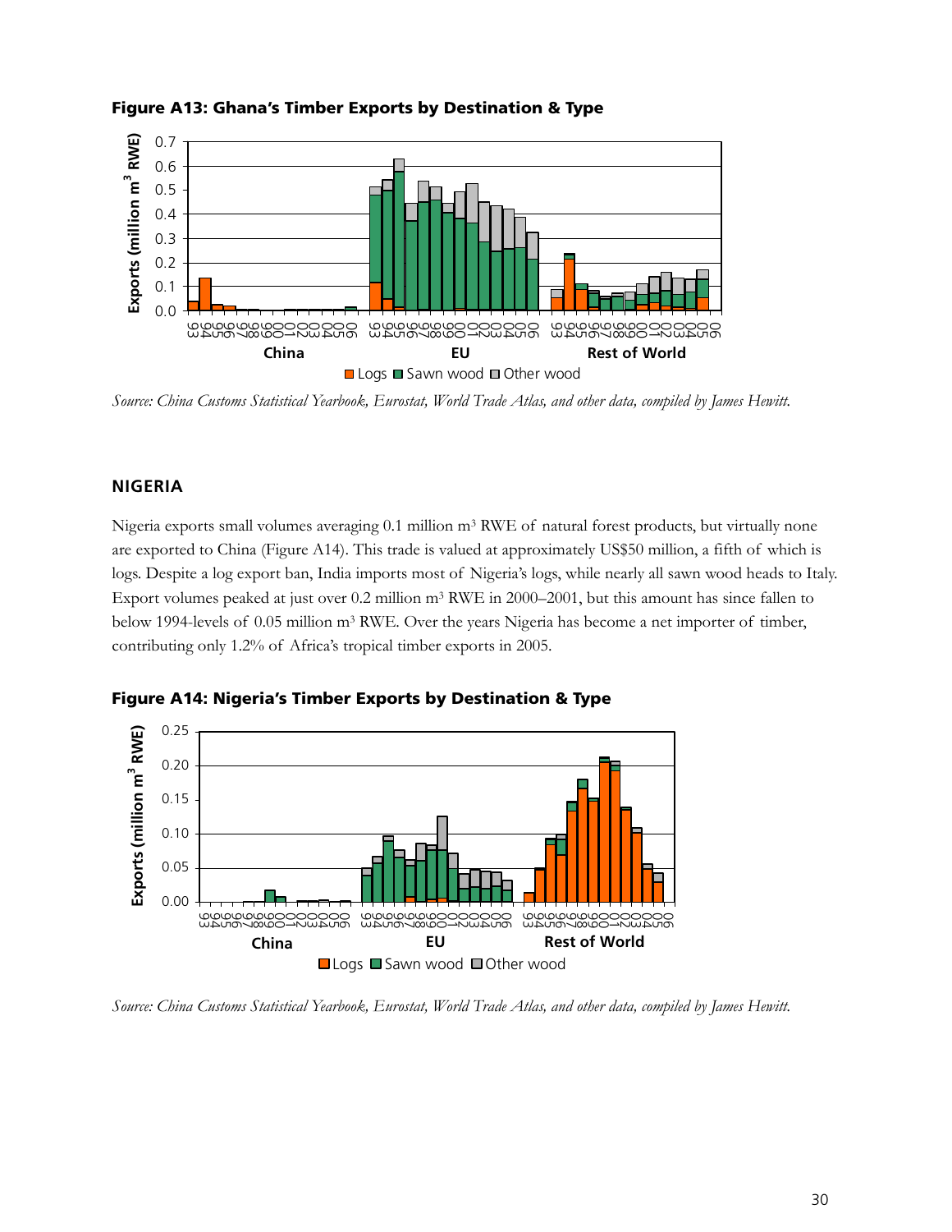**Figure A13: Ghana's Timber Exports by Destination & Type**

*Source: China Customs Statistical Yearbook, Eurostat, World Trade Atlas, and other data, compiled by James Hewitt.*

## NIGERIA

Nigeria exports small volumes averaging 0.1 million m³ RWE of natural forest products, but virtually none are exported to China (Figure A14). This trade is valued at approximately US$50 million, a fifth of which is logs. Despite a log export ban, India imports most of Nigeria's logs, while nearly all sawn wood heads to Italy. Export volumes peaked at just over 0.2 million m³ RWE in 2000–2001, but this amount has since fallen to below 1994-levels of 0.05 million m³ RWE. Over the years Nigeria has become a net importer of timber, contributing only 1.2% of Africa's tropical timber exports in 2005.

**Figure A14: Nigeria's Timber Exports by Destination & Type**

*Source: China Customs Statistical Yearbook, Eurostat, World Trade Atlas, and other data, compiled by James Hewitt.*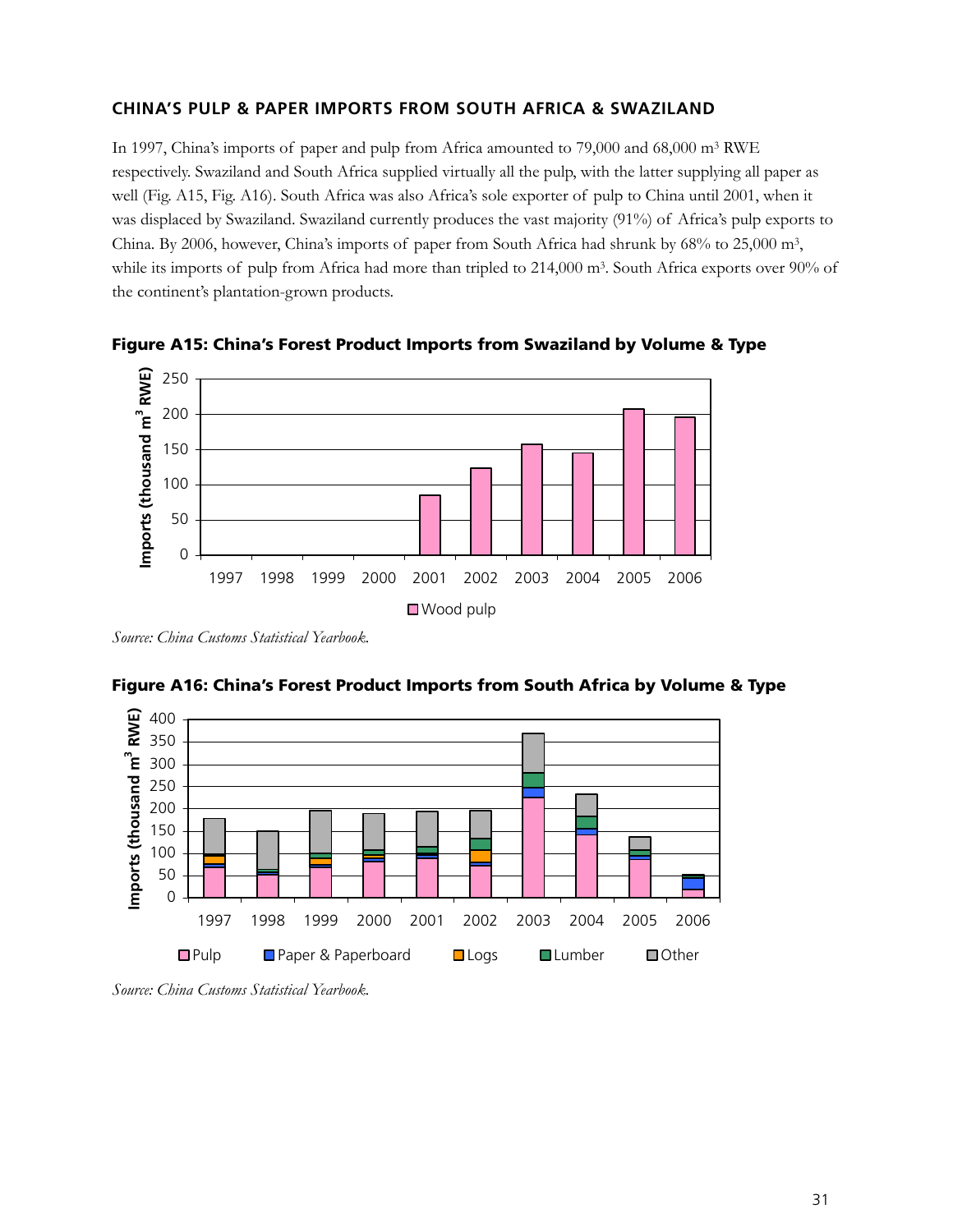### CHINA'S PULP & PAPER IMPORTS FROM SOUTH AFRICA & SWAZILAND

In 1997, China's imports of paper and pulp from Africa amounted to 79,000 and 68,000 $m^3$ RWE respectively. Swaziland and South Africa supplied virtually all the pulp, with the latter supplying all paper as well (Fig. A15, Fig. A16). South Africa was also Africa's sole exporter of pulp to China until 2001, when it was displaced by Swaziland. Swaziland currently produces the vast majority (91%) of Africa's pulp exports to China. By 2006, however, China's imports of paper from South Africa had shrunk by 68% to 25,000 $m^3$, while its imports of pulp from Africa had more than tripled to 214,000 $m^3$. South Africa exports over 90% of the continent's plantation-grown products.

**Figure A15: China's Forest Product Imports from Swaziland by Volume & Type**

*Source: China Customs Statistical Yearbook.*

**Figure A16: China's Forest Product Imports from South Africa by Volume & Type**

*Source: China Customs Statistical Yearbook.*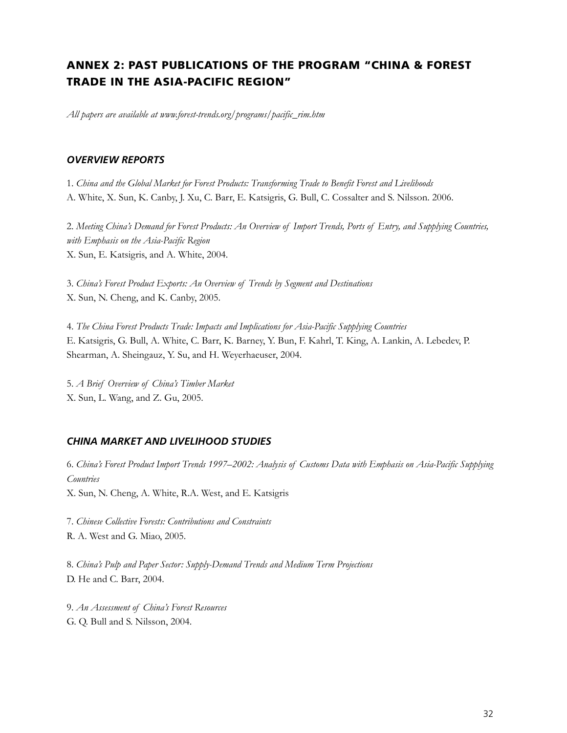## ANNEX 2: PAST PUBLICATIONS OF THE PROGRAM "CHINA & FOREST TRADE IN THE ASIA-PACIFIC REGION"

*All papers are available at www.forest-trends.org/programs/pacific_rim.htm*

### *OVERVIEW REPORTS*

1. *China and the Global Market for Forest Products: Transforming Trade to Benefit Forest and Livelihoods*
A. White, X. Sun, K. Canby, J. Xu, C. Barr, E. Katsigris, G. Bull, C. Cossalter and S. Nilsson. 2006.

2. *Meeting China's Demand for Forest Products: An Overview of Import Trends, Ports of Entry, and Supplying Countries, with Emphasis on the Asia-Pacific Region*
X. Sun, E. Katsigris, and A. White, 2004.

3. *China's Forest Product Exports: An Overview of Trends by Segment and Destinations*
X. Sun, N. Cheng, and K. Canby, 2005.

4. *The China Forest Products Trade: Impacts and Implications for Asia-Pacific Supplying Countries*
E. Katsigris, G. Bull, A. White, C. Barr, K. Barney, Y. Bun, F. Kahrl, T. King, A. Lankin, A. Lebedev, P. Shearman, A. Sheingauz, Y. Su, and H. Weyerhaeuser, 2004.

5. *A Brief Overview of China's Timber Market*
X. Sun, L. Wang, and Z. Gu, 2005.

### *CHINA MARKET AND LIVELIHOOD STUDIES*

6. *China's Forest Product Import Trends 1997–2002: Analysis of Customs Data with Emphasis on Asia-Pacific Supplying Countries*
X. Sun, N. Cheng, A. White, R.A. West, and E. Katsigris

7. *Chinese Collective Forests: Contributions and Constraints*
R. A. West and G. Miao, 2005.

8. *China's Pulp and Paper Sector: Supply-Demand Trends and Medium Term Projections*
D. He and C. Barr, 2004.

9. *An Assessment of China's Forest Resources*
G. Q. Bull and S. Nilsson, 2004.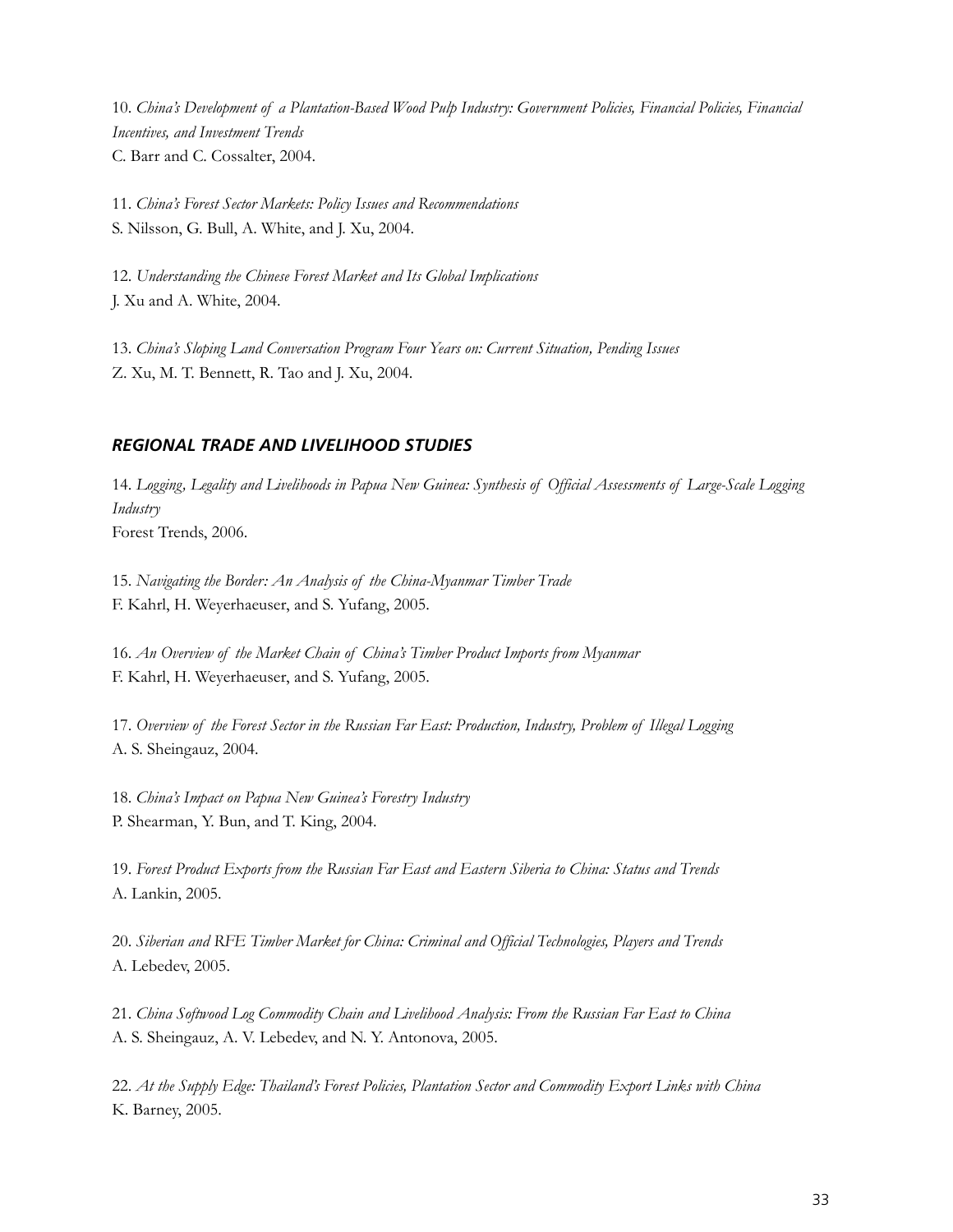10. *China's Development of a Plantation-Based Wood Pulp Industry: Government Policies, Financial Policies, Financial Incentives, and Investment Trends*
C. Barr and C. Cossalter, 2004.

11. *China's Forest Sector Markets: Policy Issues and Recommendations*
S. Nilsson, G. Bull, A. White, and J. Xu, 2004.

12. *Understanding the Chinese Forest Market and Its Global Implications*
J. Xu and A. White, 2004.

13. *China's Sloping Land Conversation Program Four Years on: Current Situation, Pending Issues*
Z. Xu, M. T. Bennett, R. Tao and J. Xu, 2004.

## *REGIONAL TRADE AND LIVELIHOOD STUDIES*

14. *Logging, Legality and Livelihoods in Papua New Guinea: Synthesis of Official Assessments of Large-Scale Logging Industry*
Forest Trends, 2006.

15. *Navigating the Border: An Analysis of the China-Myanmar Timber Trade*
F. Kahrl, H. Weyerhaeuser, and S. Yufang, 2005.

16. *An Overview of the Market Chain of China's Timber Product Imports from Myanmar*
F. Kahrl, H. Weyerhaeuser, and S. Yufang, 2005.

17. *Overview of the Forest Sector in the Russian Far East: Production, Industry, Problem of Illegal Logging*
A. S. Sheingauz, 2004.

18. *China's Impact on Papua New Guinea's Forestry Industry*
P. Shearman, Y. Bun, and T. King, 2004.

19. *Forest Product Exports from the Russian Far East and Eastern Siberia to China: Status and Trends*
A. Lankin, 2005.

20. *Siberian and RFE Timber Market for China: Criminal and Official Technologies, Players and Trends*
A. Lebedev, 2005.

21. *China Softwood Log Commodity Chain and Livelihood Analysis: From the Russian Far East to China*
A. S. Sheingauz, A. V. Lebedev, and N. Y. Antonova, 2005.

22. *At the Supply Edge: Thailand's Forest Policies, Plantation Sector and Commodity Export Links with China*
K. Barney, 2005.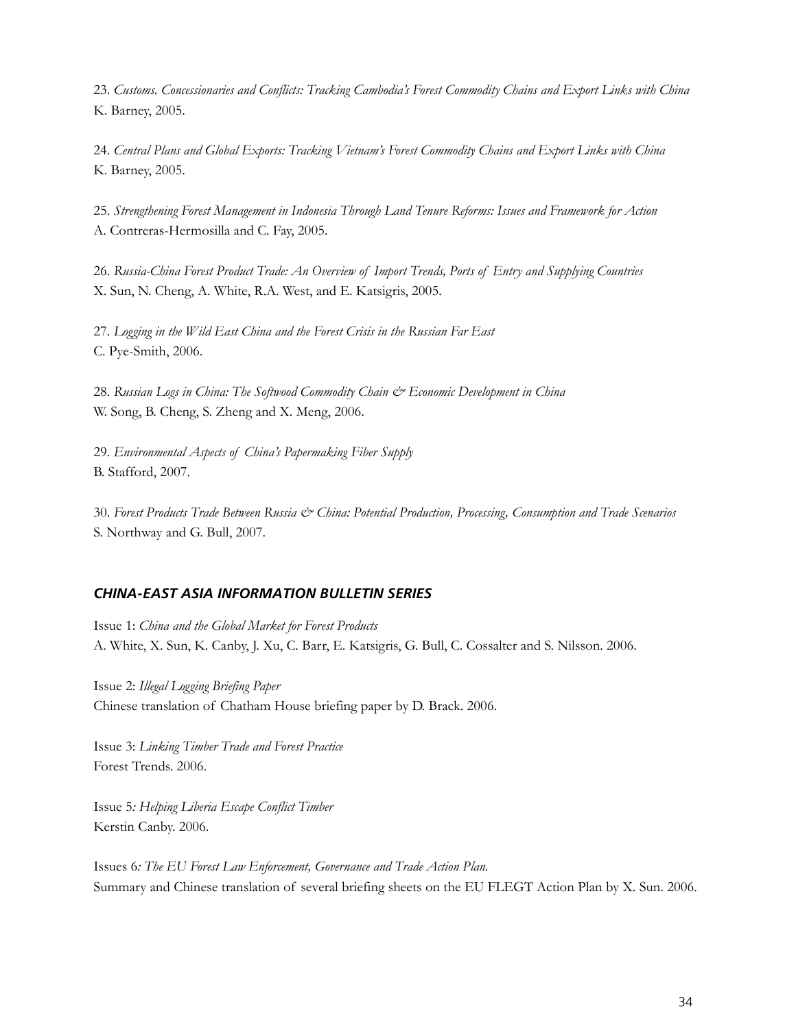23. *Customs. Concessionaries and Conflicts: Tracking Cambodia's Forest Commodity Chains and Export Links with China*
K. Barney, 2005.

24. *Central Plans and Global Exports: Tracking Vietnam's Forest Commodity Chains and Export Links with China*
K. Barney, 2005.

25. *Strengthening Forest Management in Indonesia Through Land Tenure Reforms: Issues and Framework for Action*
A. Contreras-Hermosilla and C. Fay, 2005.

26. *Russia-China Forest Product Trade: An Overview of Import Trends, Ports of Entry and Supplying Countries*
X. Sun, N. Cheng, A. White, R.A. West, and E. Katsigris, 2005.

27. *Logging in the Wild East China and the Forest Crisis in the Russian Far East*
C. Pye-Smith, 2006.

28. *Russian Logs in China: The Softwood Commodity Chain & Economic Development in China*
W. Song, B. Cheng, S. Zheng and X. Meng, 2006.

29. *Environmental Aspects of China's Papermaking Fiber Supply*
B. Stafford, 2007.

30. *Forest Products Trade Between Russia & China: Potential Production, Processing, Consumption and Trade Scenarios*
S. Northway and G. Bull, 2007.

### *CHINA-EAST ASIA INFORMATION BULLETIN SERIES*

Issue 1: *China and the Global Market for Forest Products*
A. White, X. Sun, K. Canby, J. Xu, C. Barr, E. Katsigris, G. Bull, C. Cossalter and S. Nilsson. 2006.

Issue 2: *Illegal Logging Briefing Paper*
Chinese translation of Chatham House briefing paper by D. Brack. 2006.

Issue 3: *Linking Timber Trade and Forest Practice*
Forest Trends. 2006.

Issue 5*: Helping Liberia Escape Conflict Timber*
Kerstin Canby. 2006.

Issues 6*: The EU Forest Law Enforcement, Governance and Trade Action Plan.*
Summary and Chinese translation of several briefing sheets on the EU FLEGT Action Plan by X. Sun. 2006.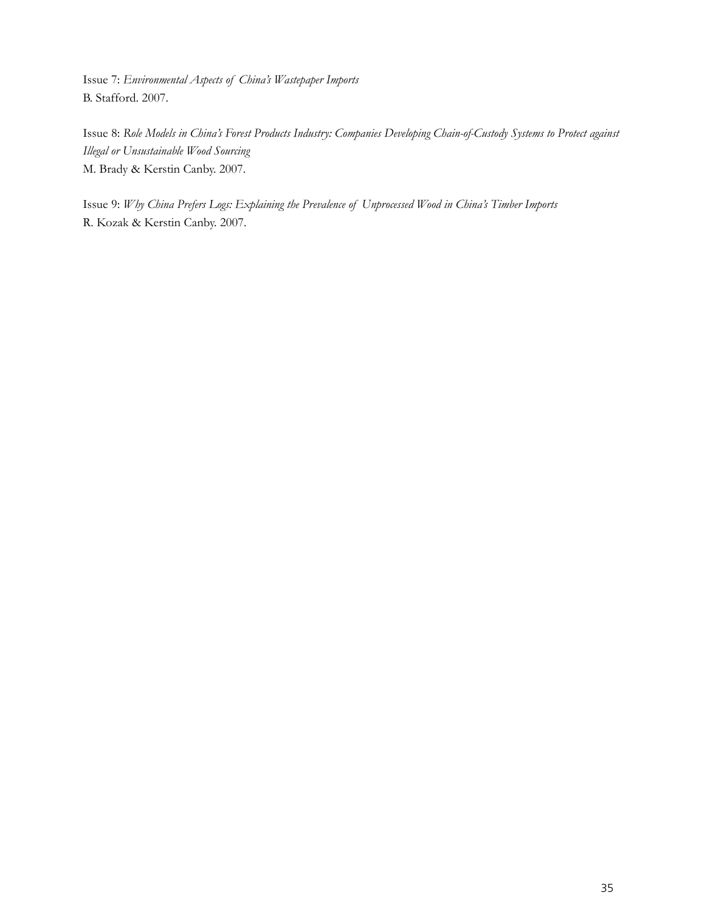Issue 7: *Environmental Aspects of China's Wastepaper Imports*
B. Stafford. 2007.

Issue 8: *Role Models in China's Forest Products Industry: Companies Developing Chain-of-Custody Systems to Protect against Illegal or Unsustainable Wood Sourcing*
M. Brady & Kerstin Canby. 2007.

Issue 9: *Why China Prefers Logs: Explaining the Prevalence of Unprocessed Wood in China's Timber Imports*
R. Kozak & Kerstin Canby. 2007.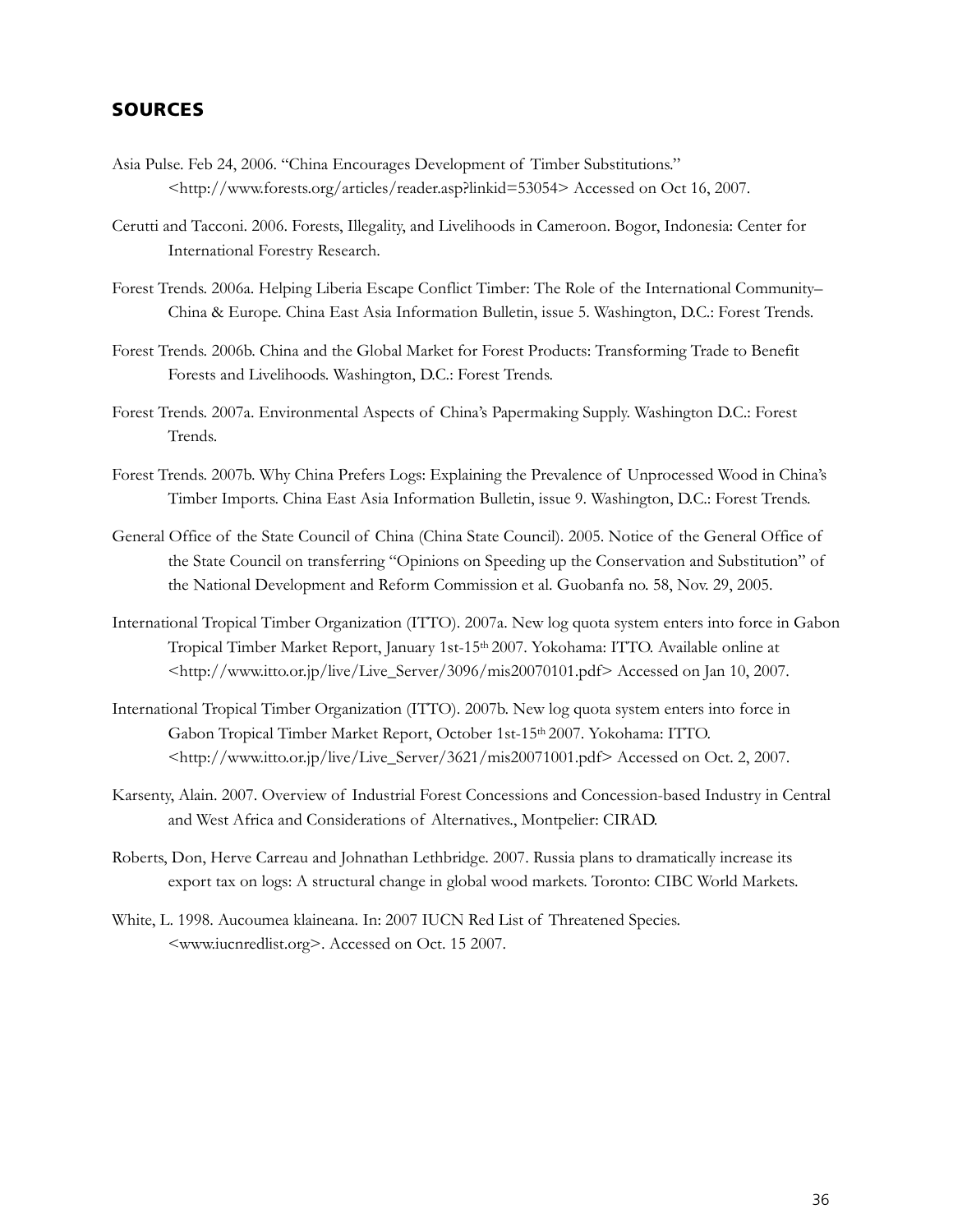## SOURCES

Asia Pulse. Feb 24, 2006. "China Encourages Development of Timber Substitutions." <http://www.forests.org/articles/reader.asp?linkid=53054> Accessed on Oct 16, 2007.

Cerutti and Tacconi. 2006. Forests, Illegality, and Livelihoods in Cameroon. Bogor, Indonesia: Center for International Forestry Research.

Forest Trends. 2006a. Helping Liberia Escape Conflict Timber: The Role of the International Community– China & Europe. China East Asia Information Bulletin, issue 5. Washington, D.C.: Forest Trends.

Forest Trends. 2006b. China and the Global Market for Forest Products: Transforming Trade to Benefit Forests and Livelihoods. Washington, D.C.: Forest Trends.

Forest Trends. 2007a. Environmental Aspects of China's Papermaking Supply. Washington D.C.: Forest Trends.

Forest Trends. 2007b. Why China Prefers Logs: Explaining the Prevalence of Unprocessed Wood in China's Timber Imports. China East Asia Information Bulletin, issue 9. Washington, D.C.: Forest Trends.

General Office of the State Council of China (China State Council). 2005. Notice of the General Office of the State Council on transferring "Opinions on Speeding up the Conservation and Substitution" of the National Development and Reform Commission et al. Guobanfa no. 58, Nov. 29, 2005.

International Tropical Timber Organization (ITTO). 2007a. New log quota system enters into force in Gabon Tropical Timber Market Report, January 1st-15th 2007. Yokohama: ITTO. Available online at <http://www.itto.or.jp/live/Live_Server/3096/mis20070101.pdf> Accessed on Jan 10, 2007.

International Tropical Timber Organization (ITTO). 2007b. New log quota system enters into force in Gabon Tropical Timber Market Report, October 1st-15th 2007. Yokohama: ITTO. <http://www.itto.or.jp/live/Live_Server/3621/mis20071001.pdf> Accessed on Oct. 2, 2007.

Karsenty, Alain. 2007. Overview of Industrial Forest Concessions and Concession-based Industry in Central and West Africa and Considerations of Alternatives., Montpelier: CIRAD.

Roberts, Don, Herve Carreau and Johnathan Lethbridge. 2007. Russia plans to dramatically increase its export tax on logs: A structural change in global wood markets. Toronto: CIBC World Markets.

White, L. 1998. Aucoumea klaineana. In: 2007 IUCN Red List of Threatened Species. <www.iucnredlist.org>. Accessed on Oct. 15 2007.